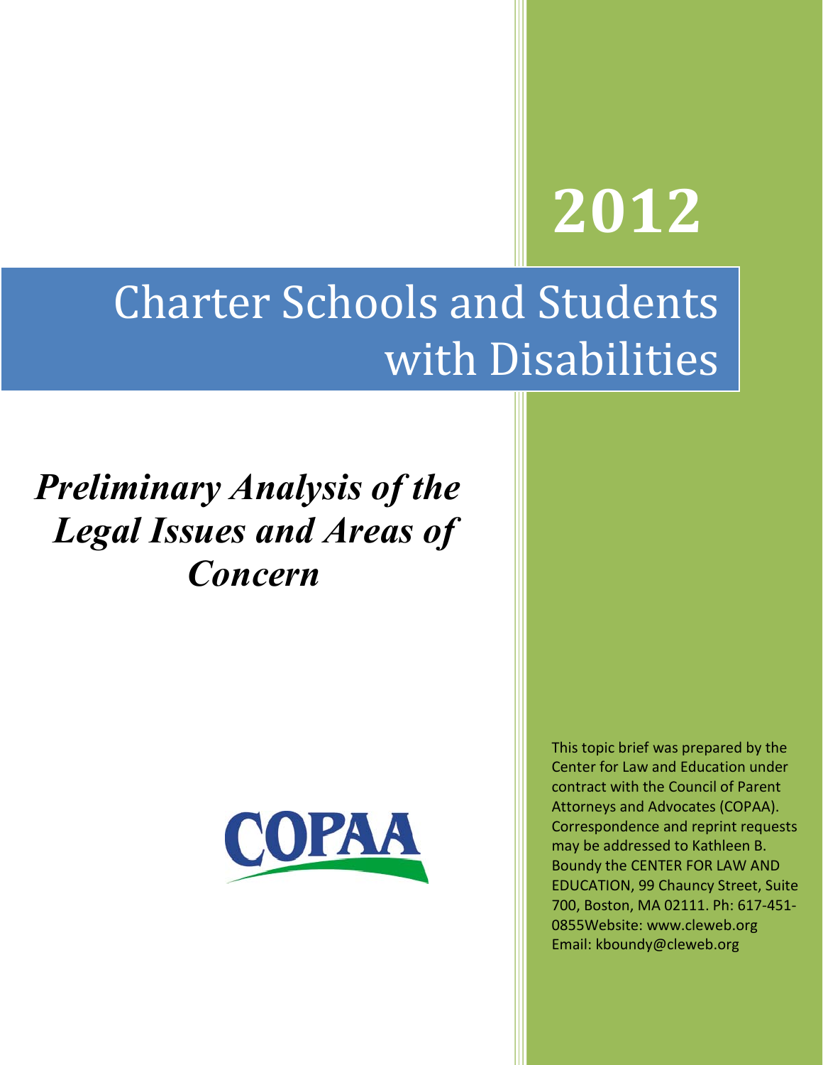# 2012

# Charter Schools and Students with Disabilities

## *Preliminary Analysis of the Legal Issues and Areas of Concern*

COPAA

This topic brief was prepared by the Center for Law and Education under contract with the Council of Parent Attorneys and Advocates (COPAA). Correspondence and reprint requests may be addressed to Kathleen B. Boundy the CENTER FOR LAW AND EDUCATION, 99 Chauncy Street, Suite 700, Boston, MA 02111. Ph: 617-451-0855Website: www.cleweb.org Email: kboundy@cleweb.org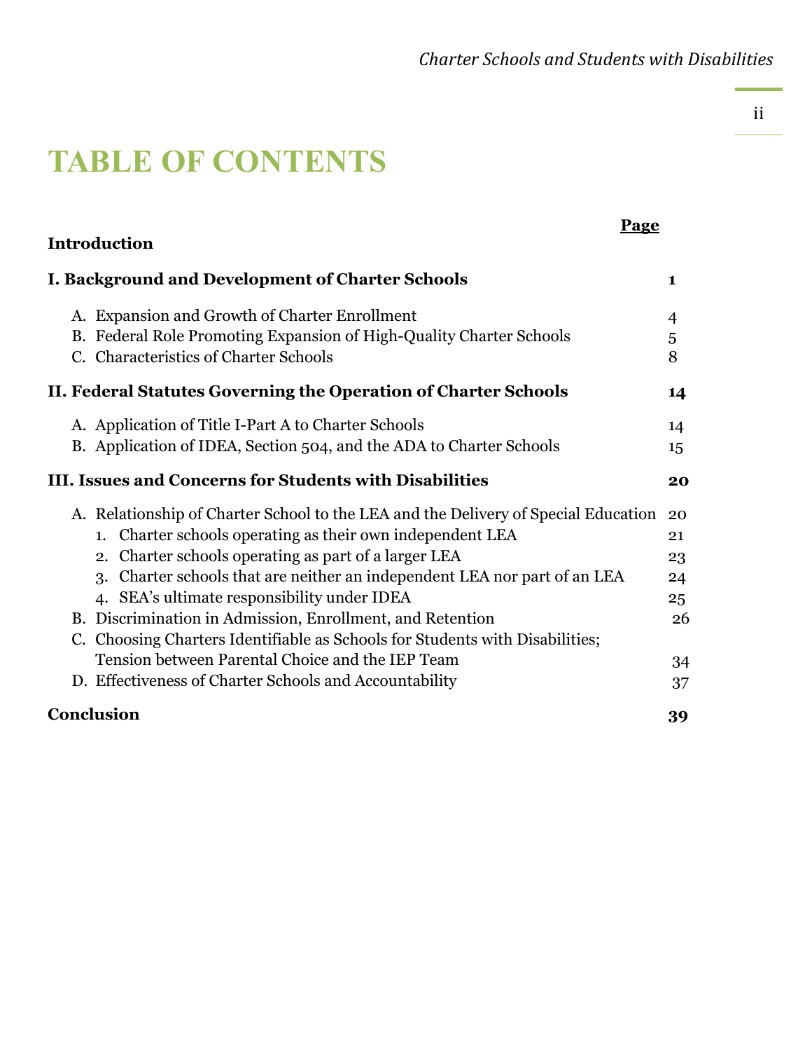# TABLE OF CONTENTS

| | Page |
|---|---|
| **Introduction** | |
| **I. Background and Development of Charter Schools** | **1** |
| A. Expansion and Growth of Charter Enrollment | 4 |
| B. Federal Role Promoting Expansion of High-Quality Charter Schools | 5 |
| C. Characteristics of Charter Schools | 8 |
| **II. Federal Statutes Governing the Operation of Charter Schools** | **14** |
| A. Application of Title I-Part A to Charter Schools | 14 |
| B. Application of IDEA, Section 504, and the ADA to Charter Schools | 15 |
| **III. Issues and Concerns for Students with Disabilities** | **20** |
| A. Relationship of Charter School to the LEA and the Delivery of Special Education | 20 |
| 1. Charter schools operating as their own independent LEA | 21 |
| 2. Charter schools operating as part of a larger LEA | 23 |
| 3. Charter schools that are neither an independent LEA nor part of an LEA | 24 |
| 4. SEA's ultimate responsibility under IDEA | 25 |
| B. Discrimination in Admission, Enrollment, and Retention | 26 |
| C. Choosing Charters Identifiable as Schools for Students with Disabilities; Tension between Parental Choice and the IEP Team | 34 |
| D. Effectiveness of Charter Schools and Accountability | 37 |
| **Conclusion** | **39** |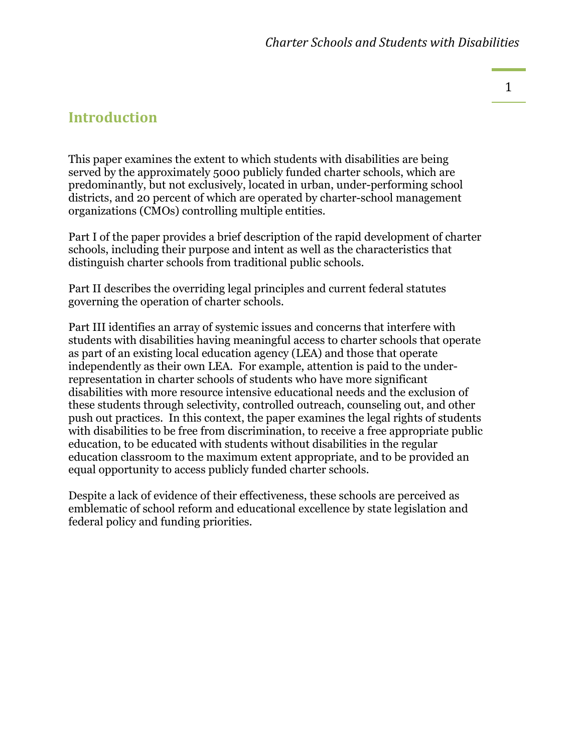## Introduction

This paper examines the extent to which students with disabilities are being served by the approximately 5000 publicly funded charter schools, which are predominantly, but not exclusively, located in urban, under-performing school districts, and 20 percent of which are operated by charter-school management organizations (CMOs) controlling multiple entities.

Part I of the paper provides a brief description of the rapid development of charter schools, including their purpose and intent as well as the characteristics that distinguish charter schools from traditional public schools.

Part II describes the overriding legal principles and current federal statutes governing the operation of charter schools.

Part III identifies an array of systemic issues and concerns that interfere with students with disabilities having meaningful access to charter schools that operate as part of an existing local education agency (LEA) and those that operate independently as their own LEA. For example, attention is paid to the under-representation in charter schools of students who have more significant disabilities with more resource intensive educational needs and the exclusion of these students through selectivity, controlled outreach, counseling out, and other push out practices. In this context, the paper examines the legal rights of students with disabilities to be free from discrimination, to receive a free appropriate public education, to be educated with students without disabilities in the regular education classroom to the maximum extent appropriate, and to be provided an equal opportunity to access publicly funded charter schools.

Despite a lack of evidence of their effectiveness, these schools are perceived as emblematic of school reform and educational excellence by state legislation and federal policy and funding priorities.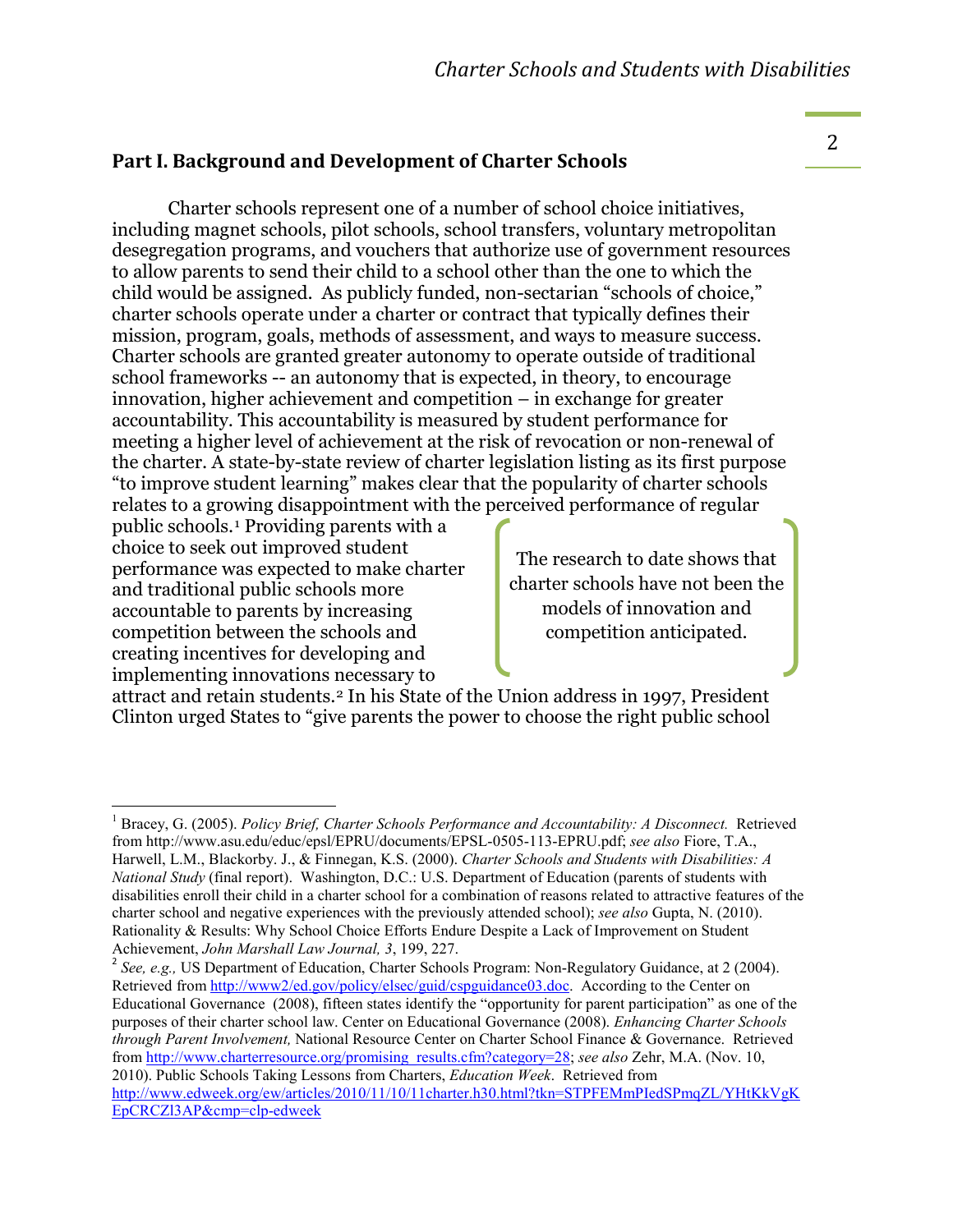## Part I. Background and Development of Charter Schools

Charter schools represent one of a number of school choice initiatives, including magnet schools, pilot schools, school transfers, voluntary metropolitan desegregation programs, and vouchers that authorize use of government resources to allow parents to send their child to a school other than the one to which the child would be assigned. As publicly funded, non-sectarian "schools of choice," charter schools operate under a charter or contract that typically defines their mission, program, goals, methods of assessment, and ways to measure success. Charter schools are granted greater autonomy to operate outside of traditional school frameworks -- an autonomy that is expected, in theory, to encourage innovation, higher achievement and competition – in exchange for greater accountability. This accountability is measured by student performance for meeting a higher level of achievement at the risk of revocation or non-renewal of the charter. A state-by-state review of charter legislation listing as its first purpose "to improve student learning" makes clear that the popularity of charter schools relates to a growing disappointment with the perceived performance of regular public schools.[1] Providing parents with a choice to seek out improved student performance was expected to make charter and traditional public schools more accountable to parents by increasing competition between the schools and creating incentives for developing and implementing innovations necessary to attract and retain students.[2] In his State of the Union address in 1997, President Clinton urged States to "give parents the power to choose the right public school

> The research to date shows that charter schools have not been the models of innovation and competition anticipated.

---

[1] Bracey, G. (2005). *Policy Brief, Charter Schools Performance and Accountability: A Disconnect.* Retrieved from http://www.asu.edu/educ/epsl/EPRU/documents/EPSL-0505-113-EPRU.pdf; *see also* Fiore, T.A., Harwell, L.M., Blackorby. J., & Finnegan, K.S. (2000). *Charter Schools and Students with Disabilities: A National Study* (final report). Washington, D.C.: U.S. Department of Education (parents of students with disabilities enroll their child in a charter school for a combination of reasons related to attractive features of the charter school and negative experiences with the previously attended school); *see also* Gupta, N. (2010). Rationality & Results: Why School Choice Efforts Endure Despite a Lack of Improvement on Student Achievement, *John Marshall Law Journal, 3*, 199, 227.

[2] *See, e.g.,* US Department of Education, Charter Schools Program: Non-Regulatory Guidance, at 2 (2004). Retrieved from http://www2/ed.gov/policy/elsec/guid/cspguidance03.doc. According to the Center on Educational Governance (2008), fifteen states identify the "opportunity for parent participation" as one of the purposes of their charter school law. Center on Educational Governance (2008). *Enhancing Charter Schools through Parent Involvement,* National Resource Center on Charter School Finance & Governance. Retrieved from http://www.charterresource.org/promising_results.cfm?category=28; *see also* Zehr, M.A. (Nov. 10, 2010). Public Schools Taking Lessons from Charters, *Education Week*. Retrieved from http://www.edweek.org/ew/articles/2010/11/10/11charter.h30.html?tkn=STPFEMmPIedSPmqZL/YHtKkVgKEpCRCZl3AP&cmp=clp-edweek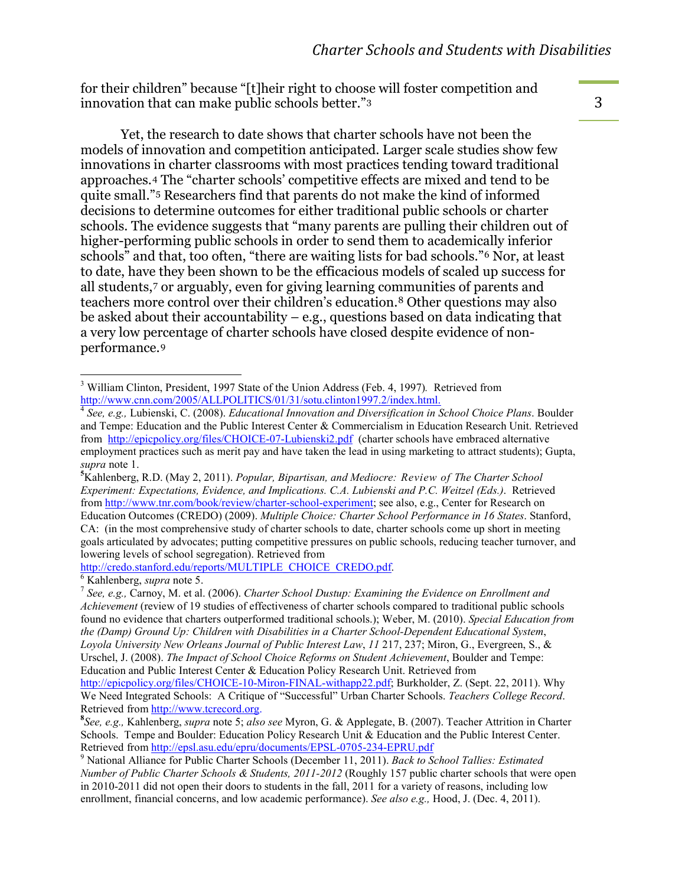for their children" because "[t]heir right to choose will foster competition and innovation that can make public schools better."[3]

Yet, the research to date shows that charter schools have not been the models of innovation and competition anticipated. Larger scale studies show few innovations in charter classrooms with most practices tending toward traditional approaches.[4] The "charter schools' competitive effects are mixed and tend to be quite small."[5] Researchers find that parents do not make the kind of informed decisions to determine outcomes for either traditional public schools or charter schools. The evidence suggests that "many parents are pulling their children out of higher-performing public schools in order to send them to academically inferior schools" and that, too often, "there are waiting lists for bad schools."[6] Nor, at least to date, have they been shown to be the efficacious models of scaled up success for all students,[7] or arguably, even for giving learning communities of parents and teachers more control over their children's education.[8] Other questions may also be asked about their accountability – e.g., questions based on data indicating that a very low percentage of charter schools have closed despite evidence of non-performance.[9]

---

[3] William Clinton, President, 1997 State of the Union Address (Feb. 4, 1997). Retrieved from http://www.cnn.com/2005/ALLPOLITICS/01/31/sotu.clinton1997.2/index.html.

[4] *See, e.g.,* Lubienski, C. (2008). *Educational Innovation and Diversification in School Choice Plans*. Boulder and Tempe: Education and the Public Interest Center & Commercialism in Education Research Unit. Retrieved from http://epicpolicy.org/files/CHOICE-07-Lubienski2.pdf (charter schools have embraced alternative employment practices such as merit pay and have taken the lead in using marketing to attract students); Gupta, *supra* note 1.

[5] Kahlenberg, R.D. (May 2, 2011). *Popular, Bipartisan, and Mediocre: Review of The Charter School Experiment: Expectations, Evidence, and Implications. C.A. Lubienski and P.C. Weitzel (Eds.)*. Retrieved from http://www.tnr.com/book/review/charter-school-experiment; see also, e.g., Center for Research on Education Outcomes (CREDO) (2009). *Multiple Choice: Charter School Performance in 16 States*. Stanford, CA: (in the most comprehensive study of charter schools to date, charter schools come up short in meeting goals articulated by advocates; putting competitive pressures on public schools, reducing teacher turnover, and lowering levels of school segregation). Retrieved from http://credo.stanford.edu/reports/MULTIPLE_CHOICE_CREDO.pdf.

[6] Kahlenberg, *supra* note 5.

[7] *See, e.g.,* Carnoy, M. et al. (2006). *Charter School Dustup: Examining the Evidence on Enrollment and Achievement* (review of 19 studies of effectiveness of charter schools compared to traditional public schools found no evidence that charters outperformed traditional schools.); Weber, M. (2010). *Special Education from the (Damp) Ground Up: Children with Disabilities in a Charter School-Dependent Educational System*, *Loyola University New Orleans Journal of Public Interest Law*, *11* 217, 237; Miron, G., Evergreen, S., & Urschel, J. (2008). *The Impact of School Choice Reforms on Student Achievement*, Boulder and Tempe: Education and Public Interest Center & Education Policy Research Unit. Retrieved from http://epicpolicy.org/files/CHOICE-10-Miron-FINAL-withapp22.pdf; Burkholder, Z. (Sept. 22, 2011). Why We Need Integrated Schools: A Critique of "Successful" Urban Charter Schools. *Teachers College Record*. Retrieved from http://www.tcrecord.org.

[8] *See, e.g.,* Kahlenberg, *supra* note 5; *also see* Myron, G. & Applegate, B. (2007). Teacher Attrition in Charter Schools. Tempe and Boulder: Education Policy Research Unit & Education and the Public Interest Center. Retrieved from http://epsl.asu.edu/epru/documents/EPSL-0705-234-EPRU.pdf

[9] National Alliance for Public Charter Schools (December 11, 2011). *Back to School Tallies: Estimated Number of Public Charter Schools & Students, 2011-2012* (Roughly 157 public charter schools that were open in 2010-2011 did not open their doors to students in the fall, 2011 for a variety of reasons, including low enrollment, financial concerns, and low academic performance). *See also e.g.,* Hood, J. (Dec. 4, 2011).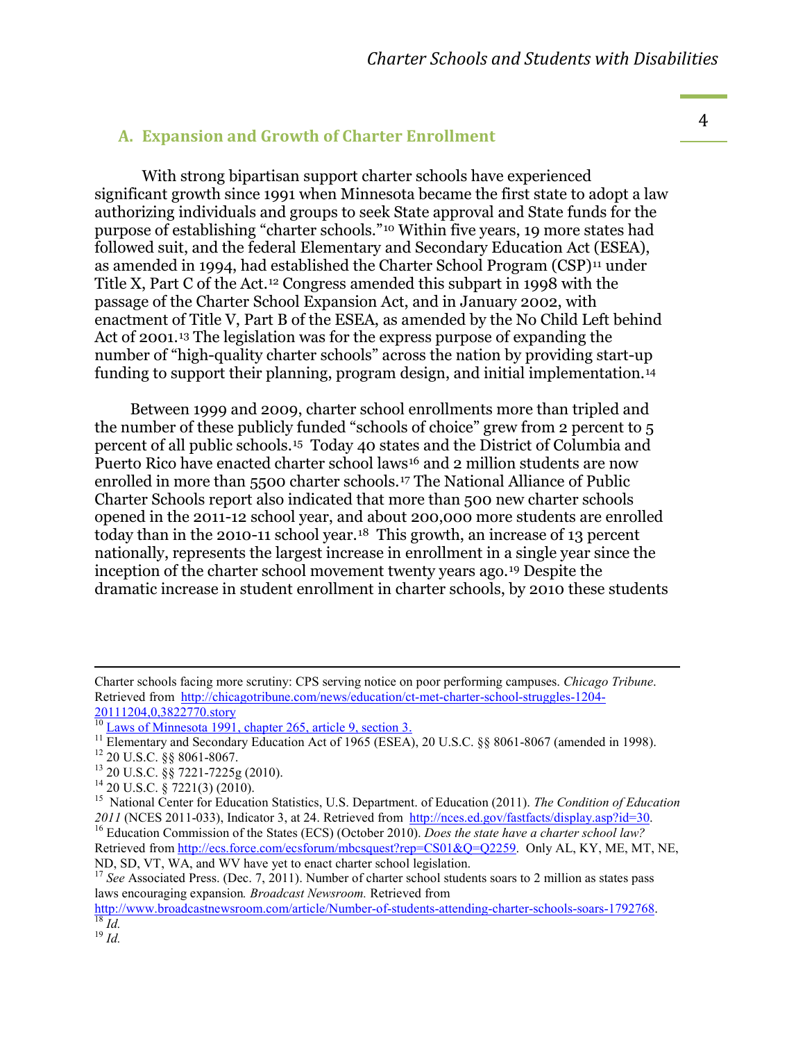## A. Expansion and Growth of Charter Enrollment

With strong bipartisan support charter schools have experienced significant growth since 1991 when Minnesota became the first state to adopt a law authorizing individuals and groups to seek State approval and State funds for the purpose of establishing "charter schools."[10] Within five years, 19 more states had followed suit, and the federal Elementary and Secondary Education Act (ESEA), as amended in 1994, had established the Charter School Program (CSP)[11] under Title X, Part C of the Act.[12] Congress amended this subpart in 1998 with the passage of the Charter School Expansion Act, and in January 2002, with enactment of Title V, Part B of the ESEA, as amended by the No Child Left behind Act of 2001.[13] The legislation was for the express purpose of expanding the number of "high-quality charter schools" across the nation by providing start-up funding to support their planning, program design, and initial implementation.[14]

Between 1999 and 2009, charter school enrollments more than tripled and the number of these publicly funded "schools of choice" grew from 2 percent to 5 percent of all public schools.[15] Today 40 states and the District of Columbia and Puerto Rico have enacted charter school laws[16] and 2 million students are now enrolled in more than 5500 charter schools.[17] The National Alliance of Public Charter Schools report also indicated that more than 500 new charter schools opened in the 2011-12 school year, and about 200,000 more students are enrolled today than in the 2010-11 school year.[18] This growth, an increase of 13 percent nationally, represents the largest increase in enrollment in a single year since the inception of the charter school movement twenty years ago.[19] Despite the dramatic increase in student enrollment in charter schools, by 2010 these students

---

Charter schools facing more scrutiny: CPS serving notice on poor performing campuses. *Chicago Tribune*. Retrieved from http://chicagotribune.com/news/education/ct-met-charter-school-struggles-1204-20111204,0,3822770.story

[10] Laws of Minnesota 1991, chapter 265, article 9, section 3.

[11] Elementary and Secondary Education Act of 1965 (ESEA), 20 U.S.C. §§ 8061-8067 (amended in 1998).

[12] 20 U.S.C. §§ 8061-8067.

[13] 20 U.S.C. §§ 7221-7225g (2010).

[14] 20 U.S.C. § 7221(3) (2010).

[15] National Center for Education Statistics, U.S. Department. of Education (2011). *The Condition of Education 2011* (NCES 2011-033), Indicator 3, at 24. Retrieved from http://nces.ed.gov/fastfacts/display.asp?id=30.

[16] Education Commission of the States (ECS) (October 2010). *Does the state have a charter school law?* Retrieved from http://ecs.force.com/ecsforum/mbcsquest?rep=CS01&Q=Q2259. Only AL, KY, ME, MT, NE, ND, SD, VT, WA, and WV have yet to enact charter school legislation.

[17] *See* Associated Press. (Dec. 7, 2011). Number of charter school students soars to 2 million as states pass laws encouraging expansion. *Broadcast Newsroom.* Retrieved from http://www.broadcastnewsroom.com/article/Number-of-students-attending-charter-schools-soars-1792768.

[18] *Id.*

[19] *Id.*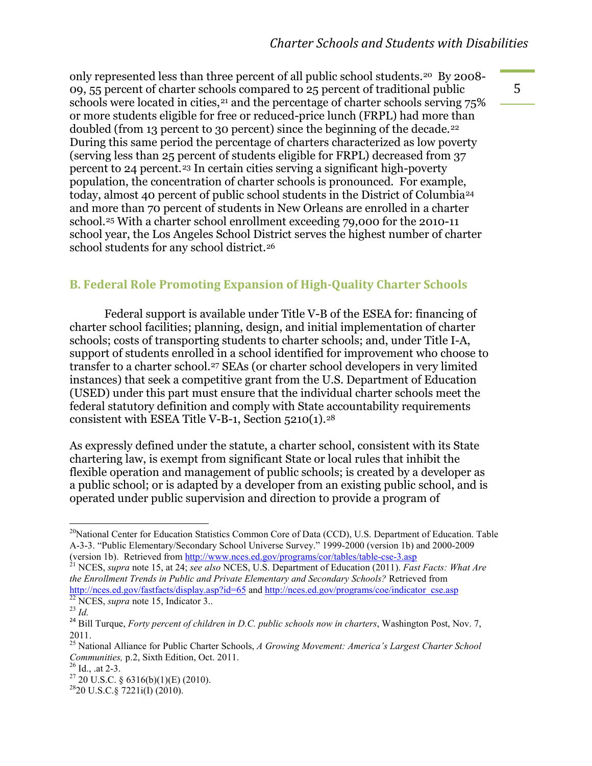only represented less than three percent of all public school students.[20] By 2008-09, 55 percent of charter schools compared to 25 percent of traditional public schools were located in cities,[21] and the percentage of charter schools serving 75% or more students eligible for free or reduced-price lunch (FRPL) had more than doubled (from 13 percent to 30 percent) since the beginning of the decade.[22] During this same period the percentage of charters characterized as low poverty (serving less than 25 percent of students eligible for FRPL) decreased from 37 percent to 24 percent.[23] In certain cities serving a significant high-poverty population, the concentration of charter schools is pronounced. For example, today, almost 40 percent of public school students in the District of Columbia[24] and more than 70 percent of students in New Orleans are enrolled in a charter school.[25] With a charter school enrollment exceeding 79,000 for the 2010-11 school year, the Los Angeles School District serves the highest number of charter school students for any school district.[26]

## B. Federal Role Promoting Expansion of High-Quality Charter Schools

Federal support is available under Title V-B of the ESEA for: financing of charter school facilities; planning, design, and initial implementation of charter schools; costs of transporting students to charter schools; and, under Title I-A, support of students enrolled in a school identified for improvement who choose to transfer to a charter school.[27] SEAs (or charter school developers in very limited instances) that seek a competitive grant from the U.S. Department of Education (USED) under this part must ensure that the individual charter schools meet the federal statutory definition and comply with State accountability requirements consistent with ESEA Title V-B-1, Section 5210(1).[28]

As expressly defined under the statute, a charter school, consistent with its State chartering law, is exempt from significant State or local rules that inhibit the flexible operation and management of public schools; is created by a developer as a public school; or is adapted by a developer from an existing public school, and is operated under public supervision and direction to provide a program of

---

[20] National Center for Education Statistics Common Core of Data (CCD), U.S. Department of Education. Table A-3-3. "Public Elementary/Secondary School Universe Survey." 1999-2000 (version 1b) and 2000-2009 (version 1b). Retrieved from http://www.nces.ed.gov/programs/cor/tables/table-cse-3.asp

[21] NCES, *supra* note 15, at 24; *see also* NCES, U.S. Department of Education (2011). *Fast Facts: What Are the Enrollment Trends in Public and Private Elementary and Secondary Schools?* Retrieved from http://nces.ed.gov/fastfacts/display.asp?id=65 and http://nces.ed.gov/programs/coe/indicator_cse.asp

[22] NCES, *supra* note 15, Indicator 3..

[23] *Id.*

[24] Bill Turque, *Forty percent of children in D.C. public schools now in charters*, Washington Post, Nov. 7, 2011.

[25] National Alliance for Public Charter Schools, *A Growing Movement: America's Largest Charter School Communities,* p.2, Sixth Edition, Oct. 2011.

[26] Id., .at 2-3.

[27] 20 U.S.C. § 6316(b)(1)(E) (2010).

[28] 20 U.S.C.§ 7221i(I) (2010).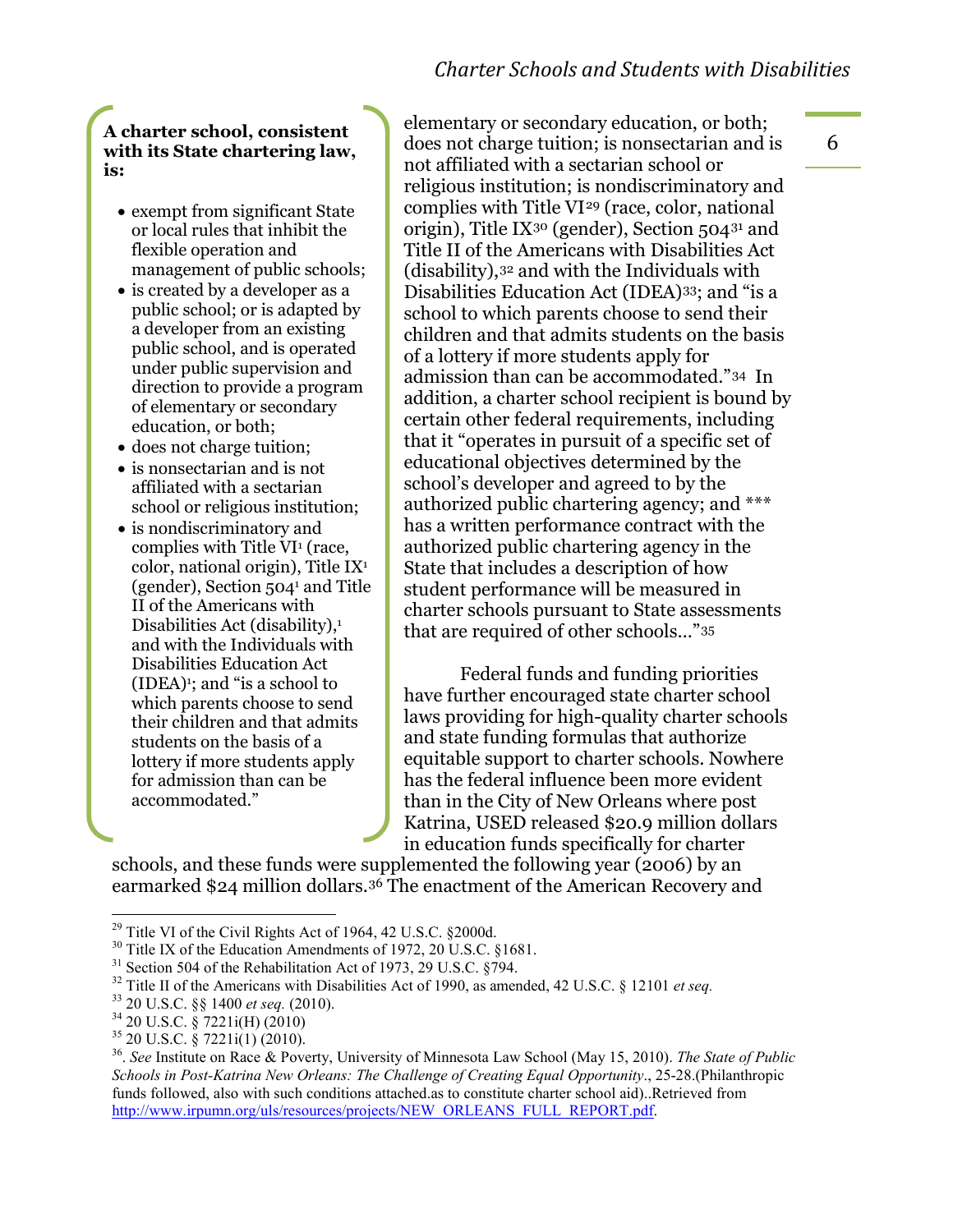**A charter school, consistent with its State chartering law, is:**

- exempt from significant State or local rules that inhibit the flexible operation and management of public schools;
- is created by a developer as a public school; or is adapted by a developer from an existing public school, and is operated under public supervision and direction to provide a program of elementary or secondary education, or both;
- does not charge tuition;
- is nonsectarian and is not affiliated with a sectarian school or religious institution;
- is nondiscriminatory and complies with Title VI[1] (race, color, national origin), Title IX[1] (gender), Section 504[1] and Title II of the Americans with Disabilities Act (disability),[1] and with the Individuals with Disabilities Education Act (IDEA)[1]; and "is a school to which parents choose to send their children and that admits students on the basis of a lottery if more students apply for admission than can be accommodated."

elementary or secondary education, or both; does not charge tuition; is nonsectarian and is not affiliated with a sectarian school or religious institution; is nondiscriminatory and complies with Title VI[29] (race, color, national origin), Title IX[30] (gender), Section 504[31] and Title II of the Americans with Disabilities Act (disability),[32] and with the Individuals with Disabilities Education Act (IDEA)[33]; and "is a school to which parents choose to send their children and that admits students on the basis of a lottery if more students apply for admission than can be accommodated."[34] In addition, a charter school recipient is bound by certain other federal requirements, including that it "operates in pursuit of a specific set of educational objectives determined by the school's developer and agreed to by the authorized public chartering agency; and *** has a written performance contract with the authorized public chartering agency in the State that includes a description of how student performance will be measured in charter schools pursuant to State assessments that are required of other schools..."[35]

Federal funds and funding priorities have further encouraged state charter school laws providing for high-quality charter schools and state funding formulas that authorize equitable support to charter schools. Nowhere has the federal influence been more evident than in the City of New Orleans where post Katrina, USED released $20.9 million dollars in education funds specifically for charter schools, and these funds were supplemented the following year (2006) by an earmarked $24 million dollars.[36] The enactment of the American Recovery and

---

[29] Title VI of the Civil Rights Act of 1964, 42 U.S.C. §2000d.

[30] Title IX of the Education Amendments of 1972, 20 U.S.C. §1681.

[31] Section 504 of the Rehabilitation Act of 1973, 29 U.S.C. §794.

[32] Title II of the Americans with Disabilities Act of 1990, as amended, 42 U.S.C. § 12101 *et seq.*

[33] 20 U.S.C. §§ 1400 *et seq.* (2010).

[34] 20 U.S.C. § 7221i(H) (2010)

[35] 20 U.S.C. § 7221i(1) (2010).

[36]. *See* Institute on Race & Poverty, University of Minnesota Law School (May 15, 2010). *The State of Public Schools in Post-Katrina New Orleans: The Challenge of Creating Equal Opportunity*., 25-28.(Philanthropic funds followed, also with such conditions attached.as to constitute charter school aid)..Retrieved from http://www.irpumn.org/uls/resources/projects/NEW_ORLEANS_FULL_REPORT.pdf.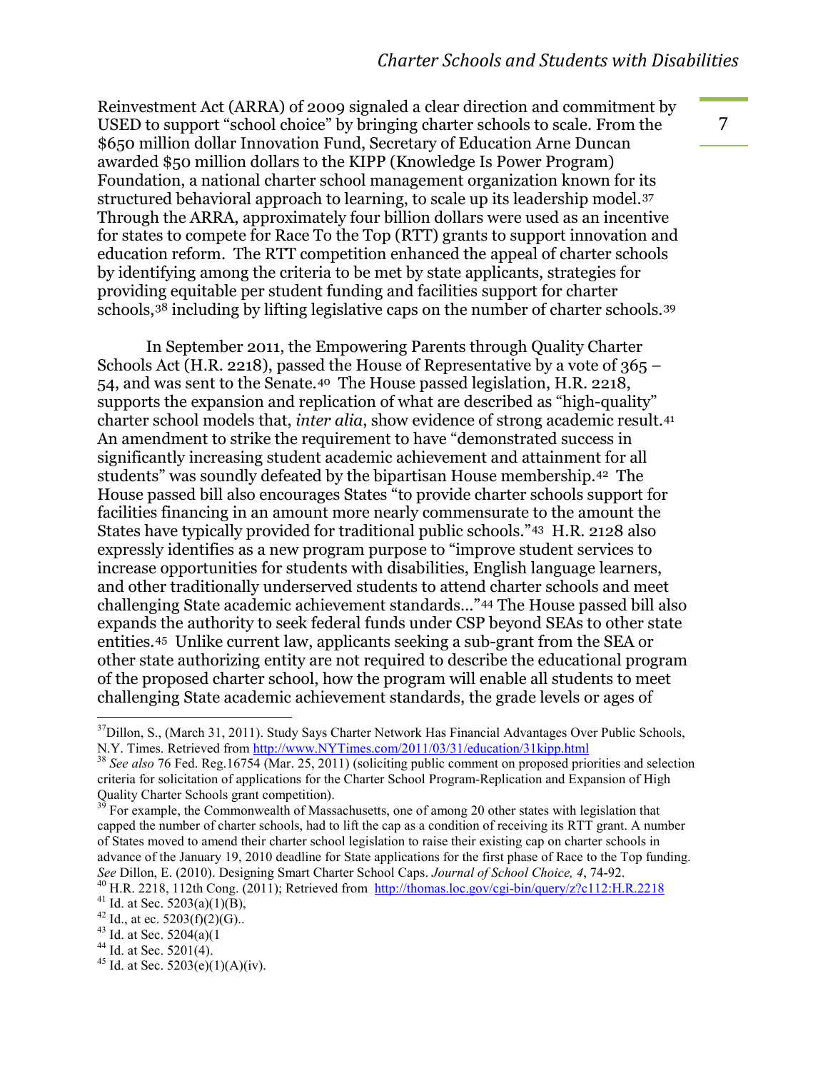Reinvestment Act (ARRA) of 2009 signaled a clear direction and commitment by USED to support "school choice" by bringing charter schools to scale. From the $650 million dollar Innovation Fund, Secretary of Education Arne Duncan awarded $50 million dollars to the KIPP (Knowledge Is Power Program) Foundation, a national charter school management organization known for its structured behavioral approach to learning, to scale up its leadership model.[37] Through the ARRA, approximately four billion dollars were used as an incentive for states to compete for Race To the Top (RTT) grants to support innovation and education reform. The RTT competition enhanced the appeal of charter schools by identifying among the criteria to be met by state applicants, strategies for providing equitable per student funding and facilities support for charter schools,[38] including by lifting legislative caps on the number of charter schools.[39]

In September 2011, the Empowering Parents through Quality Charter Schools Act (H.R. 2218), passed the House of Representative by a vote of 365 – 54, and was sent to the Senate.[40] The House passed legislation, H.R. 2218, supports the expansion and replication of what are described as "high-quality" charter school models that, *inter alia*, show evidence of strong academic result.[41] An amendment to strike the requirement to have "demonstrated success in significantly increasing student academic achievement and attainment for all students" was soundly defeated by the bipartisan House membership.[42] The House passed bill also encourages States "to provide charter schools support for facilities financing in an amount more nearly commensurate to the amount the States have typically provided for traditional public schools."[43] H.R. 2128 also expressly identifies as a new program purpose to "improve student services to increase opportunities for students with disabilities, English language learners, and other traditionally underserved students to attend charter schools and meet challenging State academic achievement standards…"[44] The House passed bill also expands the authority to seek federal funds under CSP beyond SEAs to other state entities.[45] Unlike current law, applicants seeking a sub-grant from the SEA or other state authorizing entity are not required to describe the educational program of the proposed charter school, how the program will enable all students to meet challenging State academic achievement standards, the grade levels or ages of

---

[37] Dillon, S., (March 31, 2011). Study Says Charter Network Has Financial Advantages Over Public Schools, N.Y. Times. Retrieved from http://www.NYTimes.com/2011/03/31/education/31kipp.html

[38] *See also* 76 Fed. Reg.16754 (Mar. 25, 2011) (soliciting public comment on proposed priorities and selection criteria for solicitation of applications for the Charter School Program-Replication and Expansion of High Quality Charter Schools grant competition).

[39] For example, the Commonwealth of Massachusetts, one of among 20 other states with legislation that capped the number of charter schools, had to lift the cap as a condition of receiving its RTT grant. A number of States moved to amend their charter school legislation to raise their existing cap on charter schools in advance of the January 19, 2010 deadline for State applications for the first phase of Race to the Top funding. *See* Dillon, E. (2010). Designing Smart Charter School Caps. *Journal of School Choice, 4*, 74-92.

[40] H.R. 2218, 112th Cong. (2011); Retrieved from http://thomas.loc.gov/cgi-bin/query/z?c112:H.R.2218

[41] Id. at Sec. 5203(a)(1)(B),

[42] Id., at ec. 5203(f)(2)(G)..

[43] Id. at Sec. 5204(a)(1

[44] Id. at Sec. 5201(4).

[45] Id. at Sec. 5203(e)(1)(A)(iv).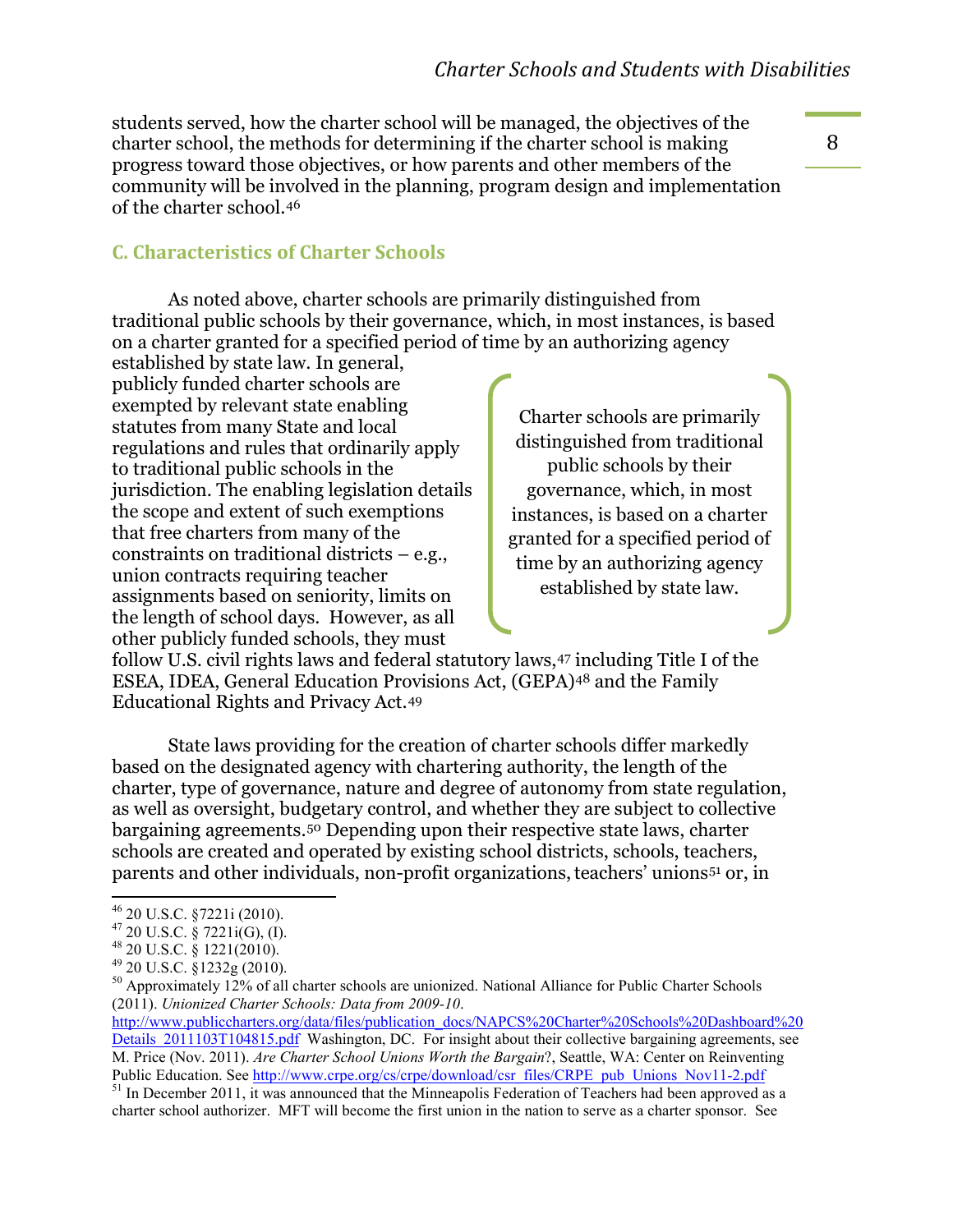students served, how the charter school will be managed, the objectives of the charter school, the methods for determining if the charter school is making progress toward those objectives, or how parents and other members of the community will be involved in the planning, program design and implementation of the charter school.[46]

## C. Characteristics of Charter Schools

As noted above, charter schools are primarily distinguished from traditional public schools by their governance, which, in most instances, is based on a charter granted for a specified period of time by an authorizing agency established by state law. In general, publicly funded charter schools are exempted by relevant state enabling statutes from many State and local regulations and rules that ordinarily apply to traditional public schools in the jurisdiction. The enabling legislation details the scope and extent of such exemptions that free charters from many of the constraints on traditional districts – e.g., union contracts requiring teacher assignments based on seniority, limits on the length of school days. However, as all other publicly funded schools, they must follow U.S. civil rights laws and federal statutory laws,[47] including Title I of the ESEA, IDEA, General Education Provisions Act, (GEPA)[48] and the Family Educational Rights and Privacy Act.[49]

> Charter schools are primarily distinguished from traditional public schools by their governance, which, in most instances, is based on a charter granted for a specified period of time by an authorizing agency established by state law.

State laws providing for the creation of charter schools differ markedly based on the designated agency with chartering authority, the length of the charter, type of governance, nature and degree of autonomy from state regulation, as well as oversight, budgetary control, and whether they are subject to collective bargaining agreements.[50] Depending upon their respective state laws, charter schools are created and operated by existing school districts, schools, teachers, parents and other individuals, non-profit organizations, teachers' unions[51] or, in

---

[46] 20 U.S.C. §7221i (2010).

[47] 20 U.S.C. § 7221i(G), (I).

[48] 20 U.S.C. § 1221(2010).

[49] 20 U.S.C. §1232g (2010).

[50] Approximately 12% of all charter schools are unionized. National Alliance for Public Charter Schools (2011). *Unionized Charter Schools: Data from 2009-10*. http://www.publiccharters.org/data/files/publication_docs/NAPCS%20Charter%20Schools%20Dashboard%20Details_2011103T104815.pdf Washington, DC. For insight about their collective bargaining agreements, see M. Price (Nov. 2011). *Are Charter School Unions Worth the Bargain*?, Seattle, WA: Center on Reinventing Public Education. See http://www.crpe.org/cs/crpe/download/csr_files/CRPE_pub_Unions_Nov11-2.pdf

[51] In December 2011, it was announced that the Minneapolis Federation of Teachers had been approved as a charter school authorizer. MFT will become the first union in the nation to serve as a charter sponsor. See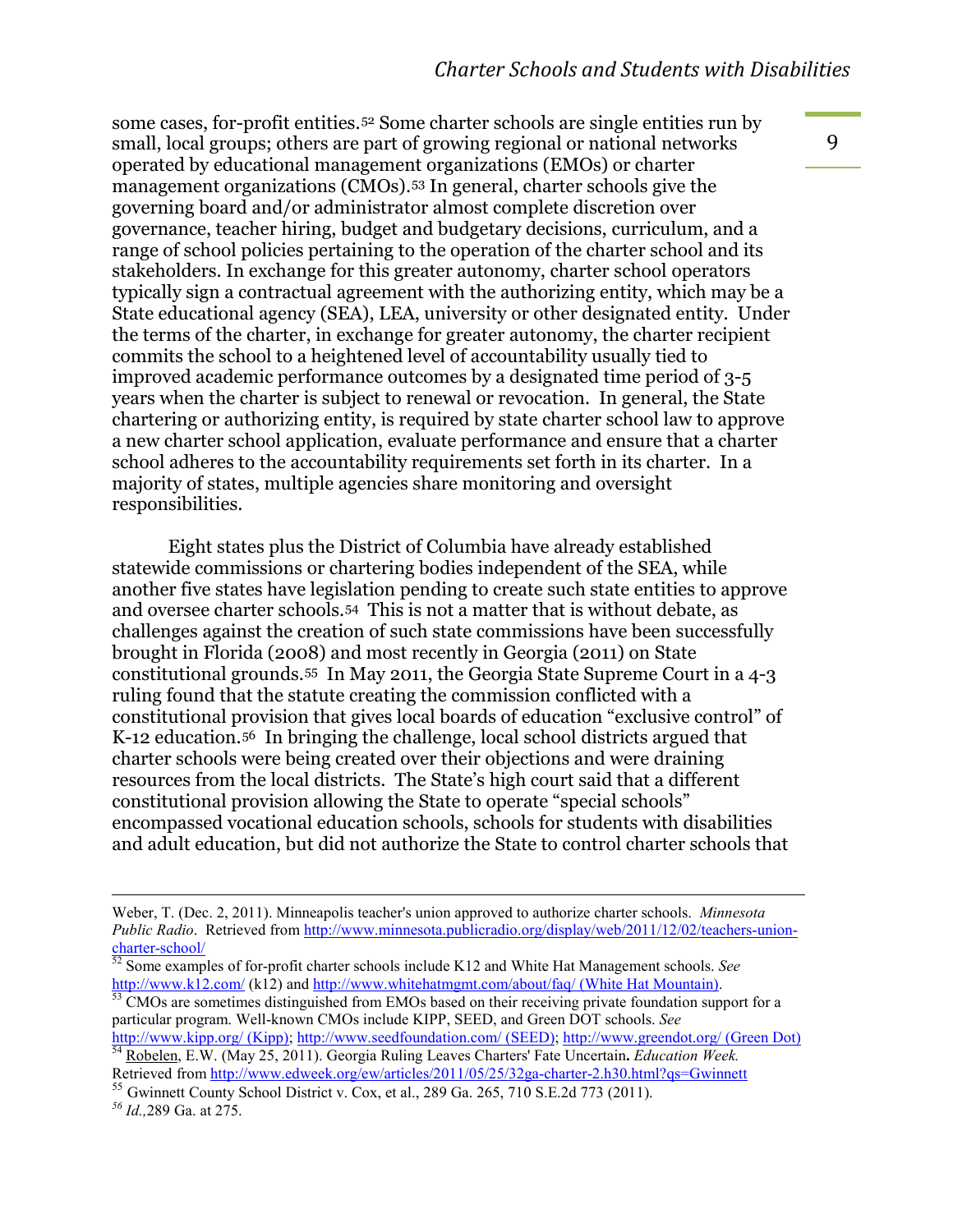some cases, for-profit entities.[52] Some charter schools are single entities run by small, local groups; others are part of growing regional or national networks operated by educational management organizations (EMOs) or charter management organizations (CMOs).[53] In general, charter schools give the governing board and/or administrator almost complete discretion over governance, teacher hiring, budget and budgetary decisions, curriculum, and a range of school policies pertaining to the operation of the charter school and its stakeholders. In exchange for this greater autonomy, charter school operators typically sign a contractual agreement with the authorizing entity, which may be a State educational agency (SEA), LEA, university or other designated entity. Under the terms of the charter, in exchange for greater autonomy, the charter recipient commits the school to a heightened level of accountability usually tied to improved academic performance outcomes by a designated time period of 3-5 years when the charter is subject to renewal or revocation. In general, the State chartering or authorizing entity, is required by state charter school law to approve a new charter school application, evaluate performance and ensure that a charter school adheres to the accountability requirements set forth in its charter. In a majority of states, multiple agencies share monitoring and oversight responsibilities.

Eight states plus the District of Columbia have already established statewide commissions or chartering bodies independent of the SEA, while another five states have legislation pending to create such state entities to approve and oversee charter schools.[54] This is not a matter that is without debate, as challenges against the creation of such state commissions have been successfully brought in Florida (2008) and most recently in Georgia (2011) on State constitutional grounds.[55] In May 2011, the Georgia State Supreme Court in a 4-3 ruling found that the statute creating the commission conflicted with a constitutional provision that gives local boards of education "exclusive control" of K-12 education.[56] In bringing the challenge, local school districts argued that charter schools were being created over their objections and were draining resources from the local districts. The State's high court said that a different constitutional provision allowing the State to operate "special schools" encompassed vocational education schools, schools for students with disabilities and adult education, but did not authorize the State to control charter schools that

---

Weber, T. (Dec. 2, 2011). Minneapolis teacher's union approved to authorize charter schools. *Minnesota Public Radio*. Retrieved from http://www.minnesota.publicradio.org/display/web/2011/12/02/teachers-union-charter-school/

[52] Some examples of for-profit charter schools include K12 and White Hat Management schools. *See* http://www.k12.com/ (k12) and http://www.whitehatmgmt.com/about/faq/ (White Hat Mountain).

[53] CMOs are sometimes distinguished from EMOs based on their receiving private foundation support for a particular program. Well-known CMOs include KIPP, SEED, and Green DOT schools. *See* http://www.kipp.org/ (Kipp); http://www.seedfoundation.com/ (SEED); http://www.greendot.org/ (Green Dot)

[54] Robelen, E.W. (May 25, 2011). Georgia Ruling Leaves Charters' Fate Uncertain**.** *Education Week.* Retrieved from http://www.edweek.org/ew/articles/2011/05/25/32ga-charter-2.h30.html?qs=Gwinnett

[55] Gwinnett County School District v. Cox, et al., 289 Ga. 265, 710 S.E.2d 773 (2011).

[56] *Id.,*289 Ga. at 275.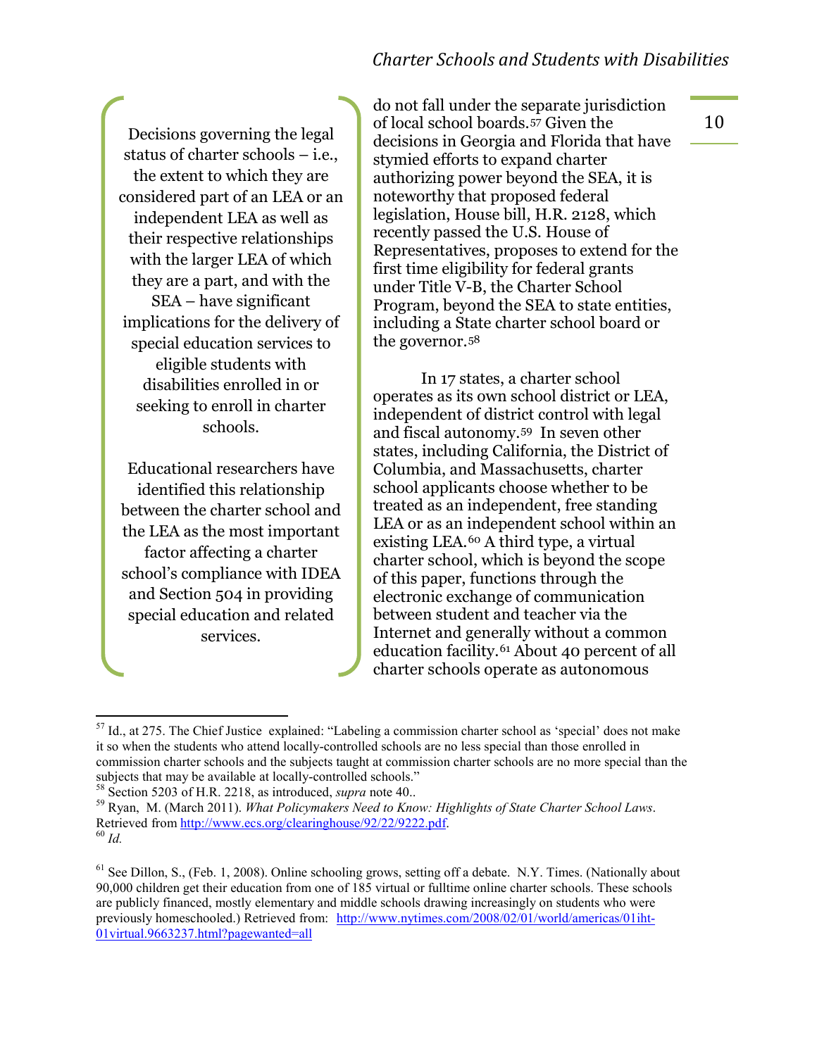> Decisions governing the legal status of charter schools – i.e., the extent to which they are considered part of an LEA or an independent LEA as well as their respective relationships with the larger LEA of which they are a part, and with the SEA – have significant implications for the delivery of special education services to eligible students with disabilities enrolled in or seeking to enroll in charter schools.
>
> Educational researchers have identified this relationship between the charter school and the LEA as the most important factor affecting a charter school's compliance with IDEA and Section 504 in providing special education and related services.

do not fall under the separate jurisdiction of local school boards.[57] Given the decisions in Georgia and Florida that have stymied efforts to expand charter authorizing power beyond the SEA, it is noteworthy that proposed federal legislation, House bill, H.R. 2128, which recently passed the U.S. House of Representatives, proposes to extend for the first time eligibility for federal grants under Title V-B, the Charter School Program, beyond the SEA to state entities, including a State charter school board or the governor.[58]

In 17 states, a charter school operates as its own school district or LEA, independent of district control with legal and fiscal autonomy.[59] In seven other states, including California, the District of Columbia, and Massachusetts, charter school applicants choose whether to be treated as an independent, free standing LEA or as an independent school within an existing LEA.[60] A third type, a virtual charter school, which is beyond the scope of this paper, functions through the electronic exchange of communication between student and teacher via the Internet and generally without a common education facility.[61] About 40 percent of all charter schools operate as autonomous

---

[57] Id., at 275. The Chief Justice explained: "Labeling a commission charter school as 'special' does not make it so when the students who attend locally-controlled schools are no less special than those enrolled in commission charter schools and the subjects taught at commission charter schools are no more special than the subjects that may be available at locally-controlled schools."

[58] Section 5203 of H.R. 2218, as introduced, *supra* note 40..

[59] Ryan, M. (March 2011). *What Policymakers Need to Know: Highlights of State Charter School Laws*. Retrieved from http://www.ecs.org/clearinghouse/92/22/9222.pdf.

[60] *Id.*

[61] See Dillon, S., (Feb. 1, 2008). Online schooling grows, setting off a debate. N.Y. Times. (Nationally about 90,000 children get their education from one of 185 virtual or fulltime online charter schools. These schools are publicly financed, mostly elementary and middle schools drawing increasingly on students who were previously homeschooled.) Retrieved from: http://www.nytimes.com/2008/02/01/world/americas/01iht-01virtual.9663237.html?pagewanted=all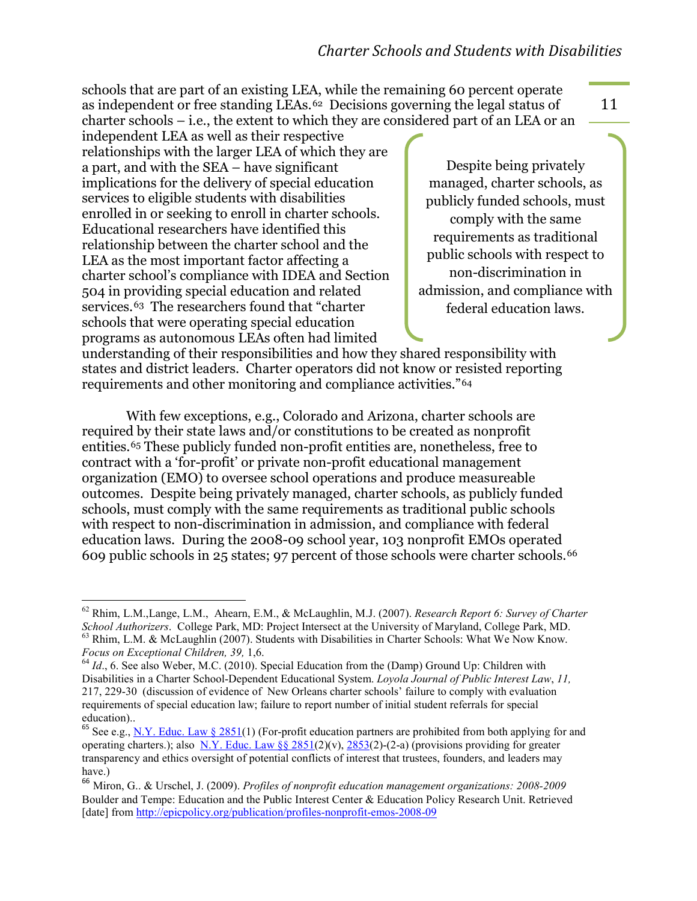schools that are part of an existing LEA, while the remaining 60 percent operate as independent or free standing LEAs.[62] Decisions governing the legal status of charter schools – i.e., the extent to which they are considered part of an LEA or an independent LEA as well as their respective relationships with the larger LEA of which they are a part, and with the SEA – have significant implications for the delivery of special education services to eligible students with disabilities enrolled in or seeking to enroll in charter schools. Educational researchers have identified this relationship between the charter school and the LEA as the most important factor affecting a charter school's compliance with IDEA and Section 504 in providing special education and related services.[63] The researchers found that "charter schools that were operating special education programs as autonomous LEAs often had limited understanding of their responsibilities and how they shared responsibility with states and district leaders. Charter operators did not know or resisted reporting requirements and other monitoring and compliance activities."[64]

> Despite being privately managed, charter schools, as publicly funded schools, must comply with the same requirements as traditional public schools with respect to non-discrimination in admission, and compliance with federal education laws.

With few exceptions, e.g., Colorado and Arizona, charter schools are required by their state laws and/or constitutions to be created as nonprofit entities.[65] These publicly funded non-profit entities are, nonetheless, free to contract with a 'for-profit' or private non-profit educational management organization (EMO) to oversee school operations and produce measureable outcomes. Despite being privately managed, charter schools, as publicly funded schools, must comply with the same requirements as traditional public schools with respect to non-discrimination in admission, and compliance with federal education laws. During the 2008-09 school year, 103 nonprofit EMOs operated 609 public schools in 25 states; 97 percent of those schools were charter schools.[66]

---

[62] Rhim, L.M.,Lange, L.M., Ahearn, E.M., & McLaughlin, M.J. (2007). *Research Report 6: Survey of Charter School Authorizers*. College Park, MD: Project Intersect at the University of Maryland, College Park, MD.

[63] Rhim, L.M. & McLaughlin (2007). Students with Disabilities in Charter Schools: What We Now Know. *Focus on Exceptional Children, 39,* 1,6.

[64] *Id*., 6. See also Weber, M.C. (2010). Special Education from the (Damp) Ground Up: Children with Disabilities in a Charter School-Dependent Educational System. *Loyola Journal of Public Interest Law*, *11,* 217, 229-30 (discussion of evidence of New Orleans charter schools' failure to comply with evaluation requirements of special education law; failure to report number of initial student referrals for special education)..

[65] See e.g., N.Y. Educ. Law § 2851(1) (For-profit education partners are prohibited from both applying for and operating charters.); also N.Y. Educ. Law §§ 2851(2)(v), 2853(2)-(2-a) (provisions providing for greater transparency and ethics oversight of potential conflicts of interest that trustees, founders, and leaders may have.)

[66] Miron, G.. & Urschel, J. (2009). *Profiles of nonprofit education management organizations: 2008-2009* Boulder and Tempe: Education and the Public Interest Center & Education Policy Research Unit. Retrieved [date] from http://epicpolicy.org/publication/profiles-nonprofit-emos-2008-09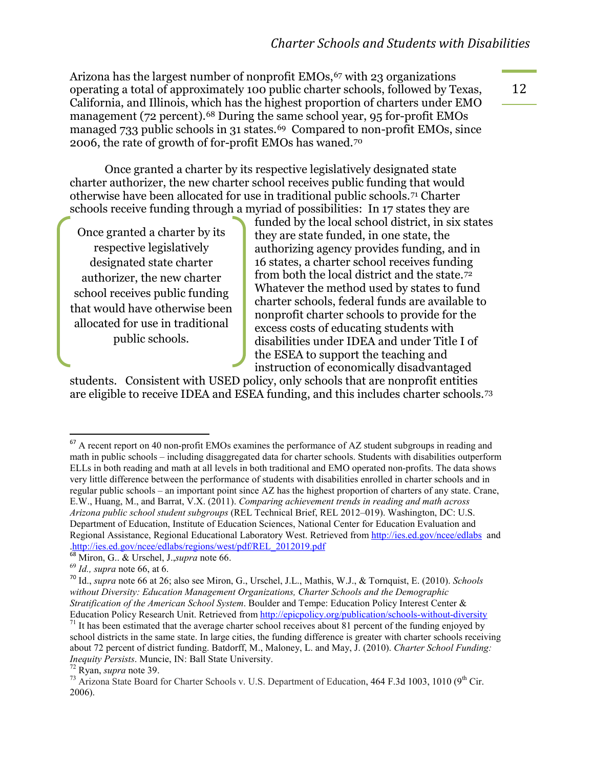Arizona has the largest number of nonprofit EMOs,[67] with 23 organizations operating a total of approximately 100 public charter schools, followed by Texas, California, and Illinois, which has the highest proportion of charters under EMO management (72 percent).[68] During the same school year, 95 for-profit EMOs managed 733 public schools in 31 states.[69] Compared to non-profit EMOs, since 2006, the rate of growth of for-profit EMOs has waned.[70]

Once granted a charter by its respective legislatively designated state charter authorizer, the new charter school receives public funding that would otherwise have been allocated for use in traditional public schools.[71] Charter schools receive funding through a myriad of possibilities: In 17 states they are funded by the local school district, in six states they are state funded, in one state, the authorizing agency provides funding, and in 16 states, a charter school receives funding from both the local district and the state.[72] Whatever the method used by states to fund charter schools, federal funds are available to nonprofit charter schools to provide for the excess costs of educating students with disabilities under IDEA and under Title I of the ESEA to support the teaching and instruction of economically disadvantaged students. Consistent with USED policy, only schools that are nonprofit entities are eligible to receive IDEA and ESEA funding, and this includes charter schools.[73]

> Once granted a charter by its respective legislatively designated state charter authorizer, the new charter school receives public funding that would have otherwise been allocated for use in traditional public schools.

---

[67] A recent report on 40 non-profit EMOs examines the performance of AZ student subgroups in reading and math in public schools – including disaggregated data for charter schools. Students with disabilities outperform ELLs in both reading and math at all levels in both traditional and EMO operated non-profits. The data shows very little difference between the performance of students with disabilities enrolled in charter schools and in regular public schools – an important point since AZ has the highest proportion of charters of any state. Crane, E.W., Huang, M., and Barrat, V.X. (2011). *Comparing achievement trends in reading and math across Arizona public school student subgroups* (REL Technical Brief, REL 2012–019). Washington, DC: U.S. Department of Education, Institute of Education Sciences, National Center for Education Evaluation and Regional Assistance, Regional Educational Laboratory West. Retrieved from http://ies.ed.gov/ncee/edlabs and .http://ies.ed.gov/ncee/edlabs/regions/west/pdf/REL_2012019.pdf

[68] Miron, G.. & Urschel, J.,*supra* note 66.

[69] *Id., supra* note 66, at 6.

[70] Id., *supra* note 66 at 26; also see Miron, G., Urschel, J.L., Mathis, W.J., & Tornquist, E. (2010). *Schools without Diversity: Education Management Organizations, Charter Schools and the Demographic Stratification of the American School System*. Boulder and Tempe: Education Policy Interest Center & Education Policy Research Unit. Retrieved from http://epicpolicy.org/publication/schools-without-diversity

[71] It has been estimated that the average charter school receives about 81 percent of the funding enjoyed by school districts in the same state. In large cities, the funding difference is greater with charter schools receiving about 72 percent of district funding. Batdorff, M., Maloney, L. and May, J. (2010). *Charter School Funding: Inequity Persists*. Muncie, IN: Ball State University.

[72] Ryan, *supra* note 39.

[73] Arizona State Board for Charter Schools v. U.S. Department of Education, 464 F.3d 1003, 1010 (9th Cir. 2006).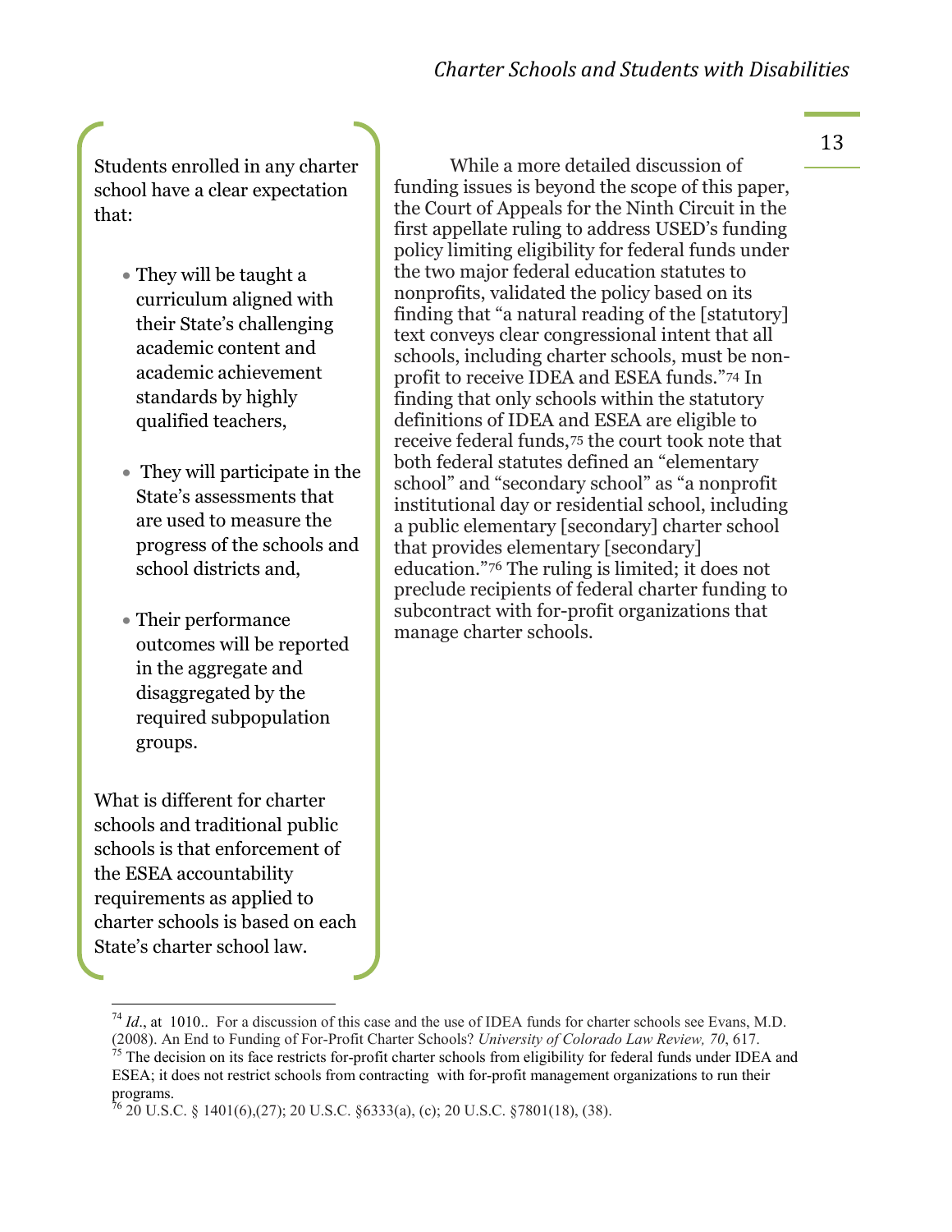Students enrolled in any charter school have a clear expectation that:

- They will be taught a curriculum aligned with their State's challenging academic content and academic achievement standards by highly qualified teachers,
- They will participate in the State's assessments that are used to measure the progress of the schools and school districts and,
- Their performance outcomes will be reported in the aggregate and disaggregated by the required subpopulation groups.

What is different for charter schools and traditional public schools is that enforcement of the ESEA accountability requirements as applied to charter schools is based on each State's charter school law.

While a more detailed discussion of funding issues is beyond the scope of this paper, the Court of Appeals for the Ninth Circuit in the first appellate ruling to address USED's funding policy limiting eligibility for federal funds under the two major federal education statutes to nonprofits, validated the policy based on its finding that "a natural reading of the [statutory] text conveys clear congressional intent that all schools, including charter schools, must be non-profit to receive IDEA and ESEA funds."[74] In finding that only schools within the statutory definitions of IDEA and ESEA are eligible to receive federal funds,[75] the court took note that both federal statutes defined an "elementary school" and "secondary school" as "a nonprofit institutional day or residential school, including a public elementary [secondary] charter school that provides elementary [secondary] education."[76] The ruling is limited; it does not preclude recipients of federal charter funding to subcontract with for-profit organizations that manage charter schools.

---

[74] *Id*., at 1010.. For a discussion of this case and the use of IDEA funds for charter schools see Evans, M.D. (2008). An End to Funding of For-Profit Charter Schools? *University of Colorado Law Review, 70*, 617.

[75] The decision on its face restricts for-profit charter schools from eligibility for federal funds under IDEA and ESEA; it does not restrict schools from contracting with for-profit management organizations to run their programs.

[76] 20 U.S.C. § 1401(6),(27); 20 U.S.C. §6333(a), (c); 20 U.S.C. §7801(18), (38).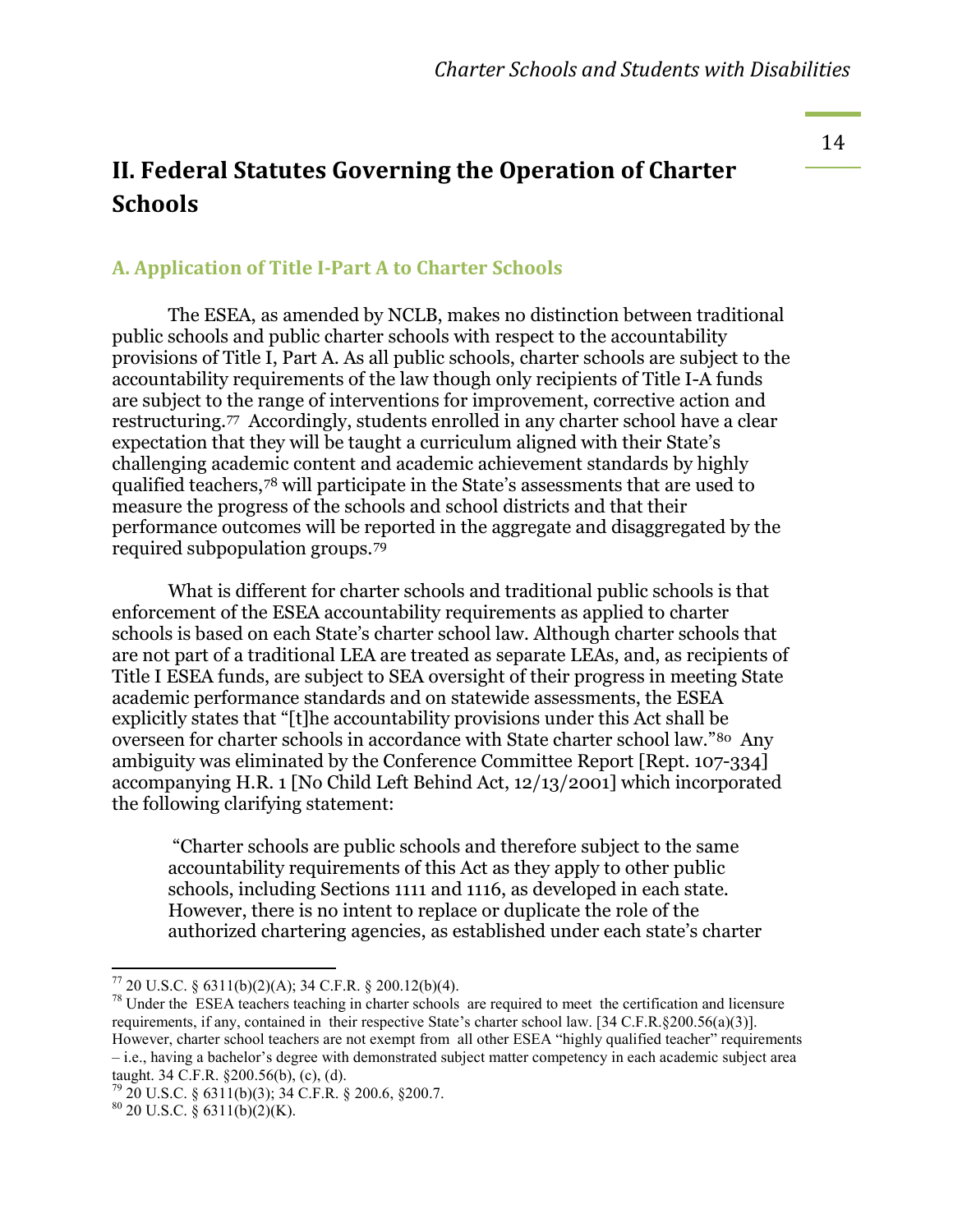# II. Federal Statutes Governing the Operation of Charter Schools

## A. Application of Title I-Part A to Charter Schools

The ESEA, as amended by NCLB, makes no distinction between traditional public schools and public charter schools with respect to the accountability provisions of Title I, Part A. As all public schools, charter schools are subject to the accountability requirements of the law though only recipients of Title I-A funds are subject to the range of interventions for improvement, corrective action and restructuring.[77] Accordingly, students enrolled in any charter school have a clear expectation that they will be taught a curriculum aligned with their State's challenging academic content and academic achievement standards by highly qualified teachers,[78] will participate in the State's assessments that are used to measure the progress of the schools and school districts and that their performance outcomes will be reported in the aggregate and disaggregated by the required subpopulation groups.[79]

What is different for charter schools and traditional public schools is that enforcement of the ESEA accountability requirements as applied to charter schools is based on each State's charter school law. Although charter schools that are not part of a traditional LEA are treated as separate LEAs, and, as recipients of Title I ESEA funds, are subject to SEA oversight of their progress in meeting State academic performance standards and on statewide assessments, the ESEA explicitly states that "[t]he accountability provisions under this Act shall be overseen for charter schools in accordance with State charter school law."[80] Any ambiguity was eliminated by the Conference Committee Report [Rept. 107-334] accompanying H.R. 1 [No Child Left Behind Act, 12/13/2001] which incorporated the following clarifying statement:

> "Charter schools are public schools and therefore subject to the same accountability requirements of this Act as they apply to other public schools, including Sections 1111 and 1116, as developed in each state. However, there is no intent to replace or duplicate the role of the authorized chartering agencies, as established under each state's charter

---

[77] 20 U.S.C. § 6311(b)(2)(A); 34 C.F.R. § 200.12(b)(4).

[78] Under the ESEA teachers teaching in charter schools are required to meet the certification and licensure requirements, if any, contained in their respective State's charter school law. [34 C.F.R.§200.56(a)(3)]. However, charter school teachers are not exempt from all other ESEA "highly qualified teacher" requirements – i.e., having a bachelor's degree with demonstrated subject matter competency in each academic subject area taught. 34 C.F.R. §200.56(b), (c), (d).

[79] 20 U.S.C. § 6311(b)(3); 34 C.F.R. § 200.6, §200.7.

[80] 20 U.S.C. § 6311(b)(2)(K).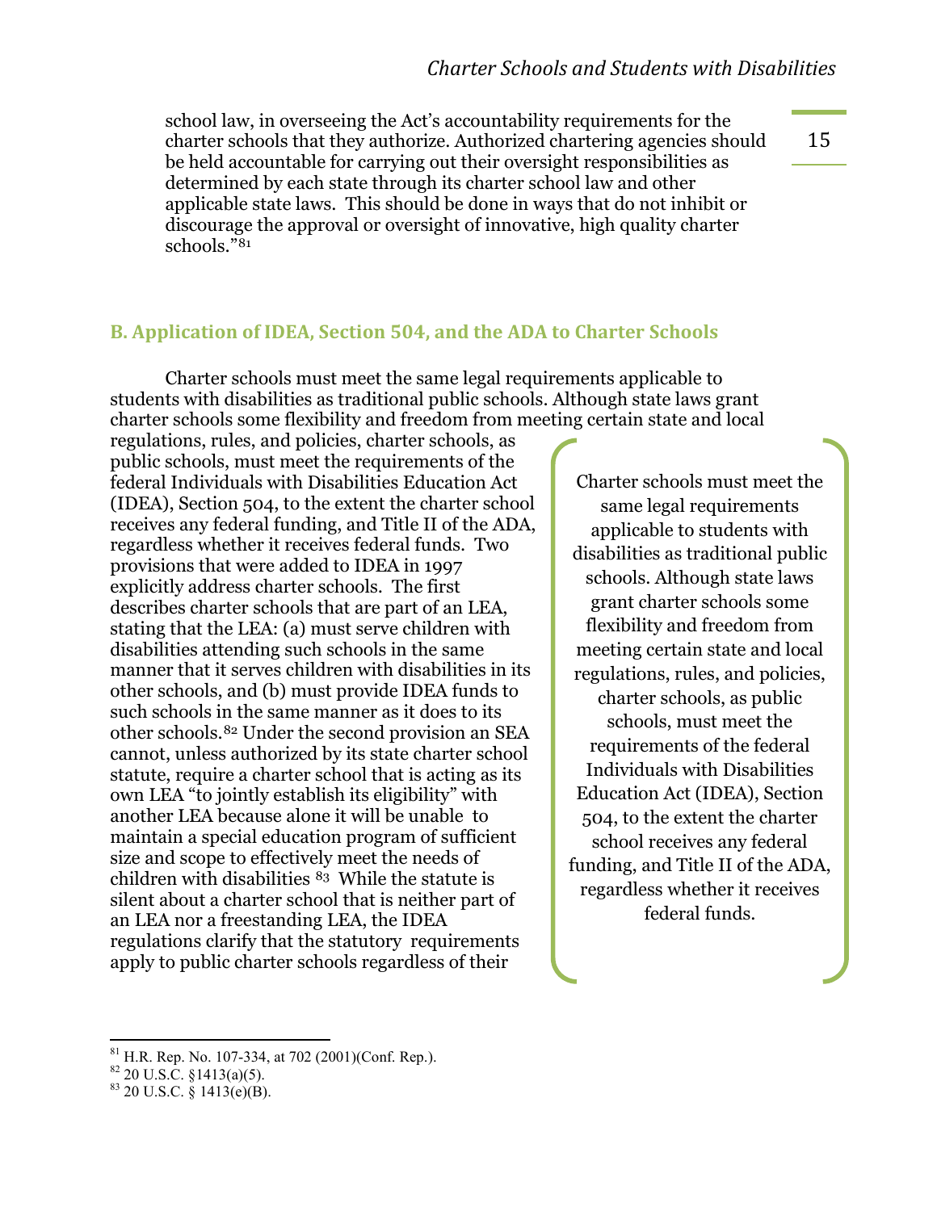school law, in overseeing the Act's accountability requirements for the charter schools that they authorize. Authorized chartering agencies should be held accountable for carrying out their oversight responsibilities as determined by each state through its charter school law and other applicable state laws. This should be done in ways that do not inhibit or discourage the approval or oversight of innovative, high quality charter schools."[81]

## B. Application of IDEA, Section 504, and the ADA to Charter Schools

Charter schools must meet the same legal requirements applicable to students with disabilities as traditional public schools. Although state laws grant charter schools some flexibility and freedom from meeting certain state and local regulations, rules, and policies, charter schools, as public schools, must meet the requirements of the federal Individuals with Disabilities Education Act (IDEA), Section 504, to the extent the charter school receives any federal funding, and Title II of the ADA, regardless whether it receives federal funds. Two provisions that were added to IDEA in 1997 explicitly address charter schools. The first describes charter schools that are part of an LEA, stating that the LEA: (a) must serve children with disabilities attending such schools in the same manner that it serves children with disabilities in its other schools, and (b) must provide IDEA funds to such schools in the same manner as it does to its other schools.[82] Under the second provision an SEA cannot, unless authorized by its state charter school statute, require a charter school that is acting as its own LEA "to jointly establish its eligibility" with another LEA because alone it will be unable to maintain a special education program of sufficient size and scope to effectively meet the needs of children with disabilities [83] While the statute is silent about a charter school that is neither part of an LEA nor a freestanding LEA, the IDEA regulations clarify that the statutory requirements apply to public charter schools regardless of their

> Charter schools must meet the same legal requirements applicable to students with disabilities as traditional public schools. Although state laws grant charter schools some flexibility and freedom from meeting certain state and local regulations, rules, and policies, charter schools, as public schools, must meet the requirements of the federal Individuals with Disabilities Education Act (IDEA), Section 504, to the extent the charter school receives any federal funding, and Title II of the ADA, regardless whether it receives federal funds.

---

[81] H.R. Rep. No. 107-334, at 702 (2001)(Conf. Rep.).

[82] 20 U.S.C. §1413(a)(5).

[83] 20 U.S.C. § 1413(e)(B).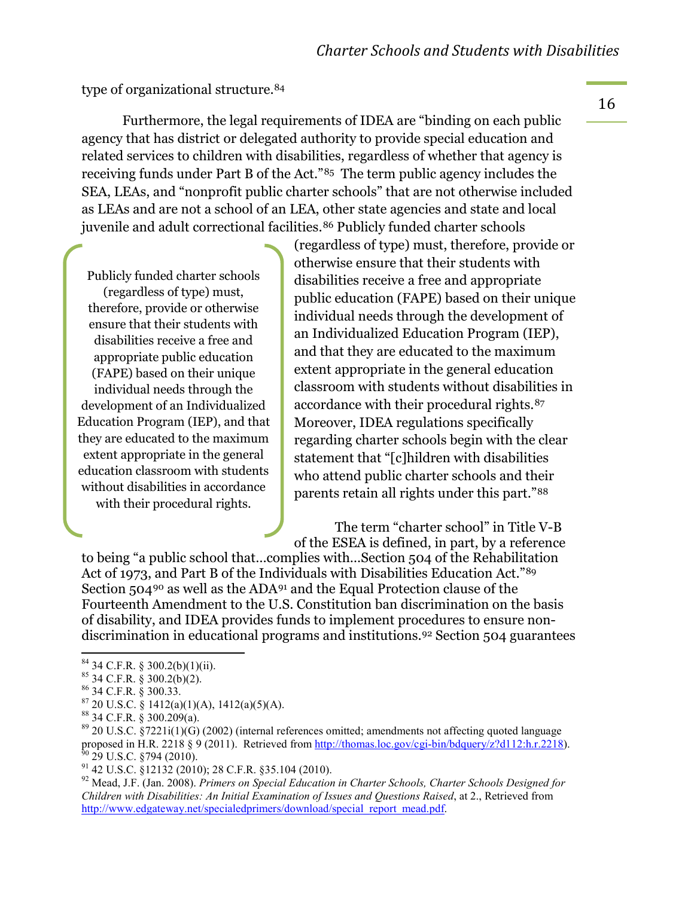type of organizational structure.[84]

Furthermore, the legal requirements of IDEA are "binding on each public agency that has district or delegated authority to provide special education and related services to children with disabilities, regardless of whether that agency is receiving funds under Part B of the Act."[85] The term public agency includes the SEA, LEAs, and "nonprofit public charter schools" that are not otherwise included as LEAs and are not a school of an LEA, other state agencies and state and local juvenile and adult correctional facilities.[86] Publicly funded charter schools (regardless of type) must, therefore, provide or otherwise ensure that their students with disabilities receive a free and appropriate public education (FAPE) based on their unique individual needs through the development of an Individualized Education Program (IEP), and that they are educated to the maximum extent appropriate in the general education classroom with students without disabilities in accordance with their procedural rights.[87] Moreover, IDEA regulations specifically regarding charter schools begin with the clear statement that "[c]hildren with disabilities who attend public charter schools and their parents retain all rights under this part."[88]

> Publicly funded charter schools (regardless of type) must, therefore, provide or otherwise ensure that their students with disabilities receive a free and appropriate public education (FAPE) based on their unique individual needs through the development of an Individualized Education Program (IEP), and that they are educated to the maximum extent appropriate in the general education classroom with students without disabilities in accordance with their procedural rights.

The term "charter school" in Title V-B of the ESEA is defined, in part, by a reference to being "a public school that…complies with…Section 504 of the Rehabilitation Act of 1973, and Part B of the Individuals with Disabilities Education Act."[89] Section 504[90] as well as the ADA[91] and the Equal Protection clause of the Fourteenth Amendment to the U.S. Constitution ban discrimination on the basis of disability, and IDEA provides funds to implement procedures to ensure non-discrimination in educational programs and institutions.[92] Section 504 guarantees

---

[84] 34 C.F.R. § 300.2(b)(1)(ii).

[85] 34 C.F.R. § 300.2(b)(2).

[86] 34 C.F.R. § 300.33.

[87] 20 U.S.C. § 1412(a)(1)(A), 1412(a)(5)(A).

[88] 34 C.F.R. § 300.209(a).

[89] 20 U.S.C. §7221i(1)(G) (2002) (internal references omitted; amendments not affecting quoted language proposed in H.R. 2218 § 9 (2011). Retrieved from http://thomas.loc.gov/cgi-bin/bdquery/z?d112:h.r.2218).

[90] 29 U.S.C. §794 (2010).

[91] 42 U.S.C. §12132 (2010); 28 C.F.R. §35.104 (2010).

[92] Mead, J.F. (Jan. 2008). *Primers on Special Education in Charter Schools, Charter Schools Designed for Children with Disabilities: An Initial Examination of Issues and Questions Raised*, at 2., Retrieved from http://www.edgateway.net/specialedprimers/download/special_report_mead.pdf.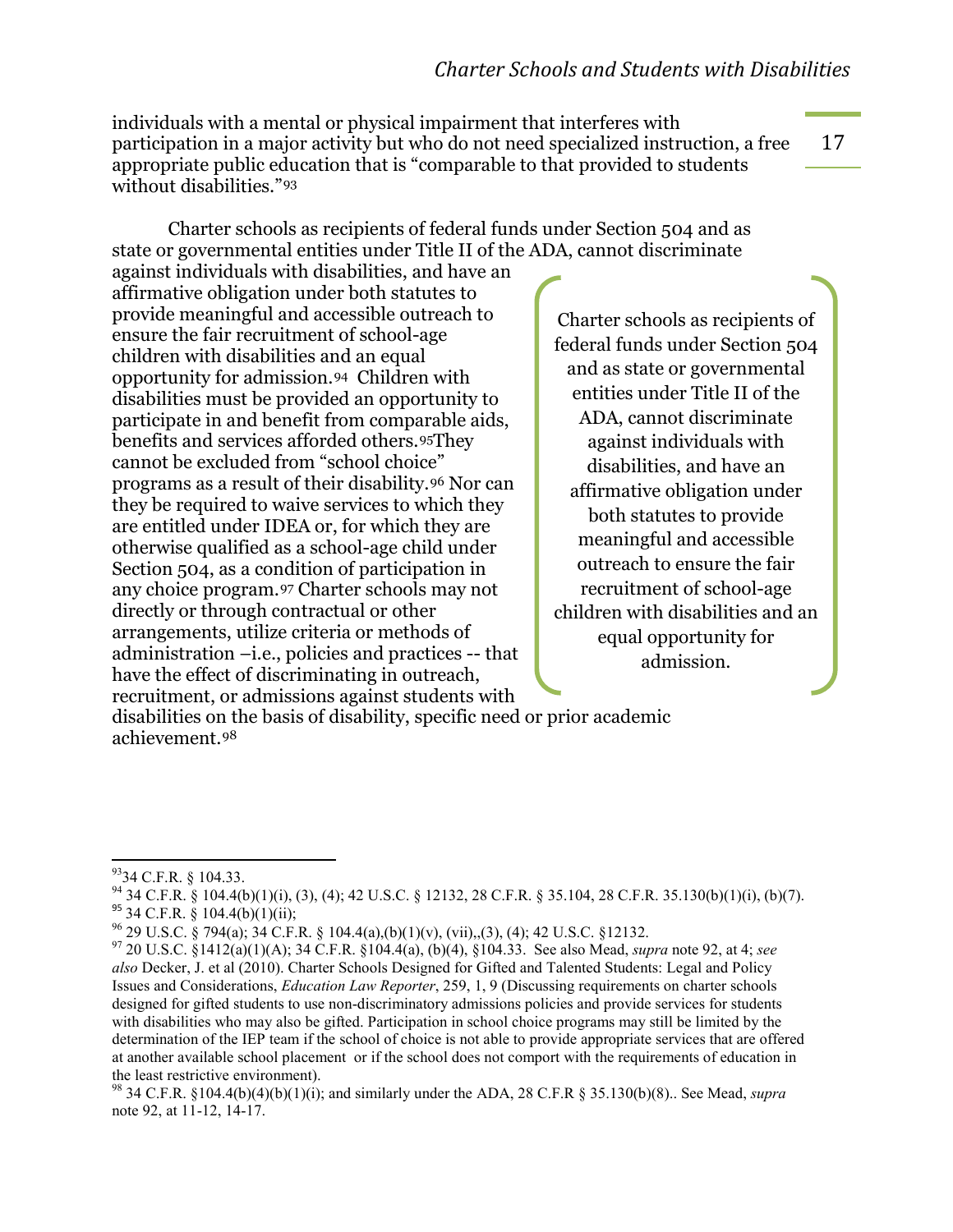individuals with a mental or physical impairment that interferes with participation in a major activity but who do not need specialized instruction, a free appropriate public education that is "comparable to that provided to students without disabilities."[93]

Charter schools as recipients of federal funds under Section 504 and as state or governmental entities under Title II of the ADA, cannot discriminate against individuals with disabilities, and have an affirmative obligation under both statutes to provide meaningful and accessible outreach to ensure the fair recruitment of school-age children with disabilities and an equal opportunity for admission.[94] Children with disabilities must be provided an opportunity to participate in and benefit from comparable aids, benefits and services afforded others.[95]They cannot be excluded from "school choice" programs as a result of their disability.[96] Nor can they be required to waive services to which they are entitled under IDEA or, for which they are otherwise qualified as a school-age child under Section 504, as a condition of participation in any choice program.[97] Charter schools may not directly or through contractual or other arrangements, utilize criteria or methods of administration –i.e., policies and practices -- that have the effect of discriminating in outreach, recruitment, or admissions against students with disabilities on the basis of disability, specific need or prior academic achievement.[98]

> Charter schools as recipients of federal funds under Section 504 and as state or governmental entities under Title II of the ADA, cannot discriminate against individuals with disabilities, and have an affirmative obligation under both statutes to provide meaningful and accessible outreach to ensure the fair recruitment of school-age children with disabilities and an equal opportunity for admission.

---

[93] 34 C.F.R. § 104.33.

[94] 34 C.F.R. § 104.4(b)(1)(i), (3), (4); 42 U.S.C. § 12132, 28 C.F.R. § 35.104, 28 C.F.R. 35.130(b)(1)(i), (b)(7).

[95] 34 C.F.R. § 104.4(b)(1)(ii);

[96] 29 U.S.C. § 794(a); 34 C.F.R. § 104.4(a),(b)(1)(v), (vii),,(3), (4); 42 U.S.C. §12132.

[97] 20 U.S.C. §1412(a)(1)(A); 34 C.F.R. §104.4(a), (b)(4), §104.33. See also Mead, *supra* note 92, at 4; *see also* Decker, J. et al (2010). Charter Schools Designed for Gifted and Talented Students: Legal and Policy Issues and Considerations, *Education Law Reporter*, 259, 1, 9 (Discussing requirements on charter schools designed for gifted students to use non-discriminatory admissions policies and provide services for students with disabilities who may also be gifted. Participation in school choice programs may still be limited by the determination of the IEP team if the school of choice is not able to provide appropriate services that are offered at another available school placement or if the school does not comport with the requirements of education in the least restrictive environment).

[98] 34 C.F.R. §104.4(b)(4)(b)(1)(i); and similarly under the ADA, 28 C.F.R § 35.130(b)(8).. See Mead, *supra* note 92, at 11-12, 14-17.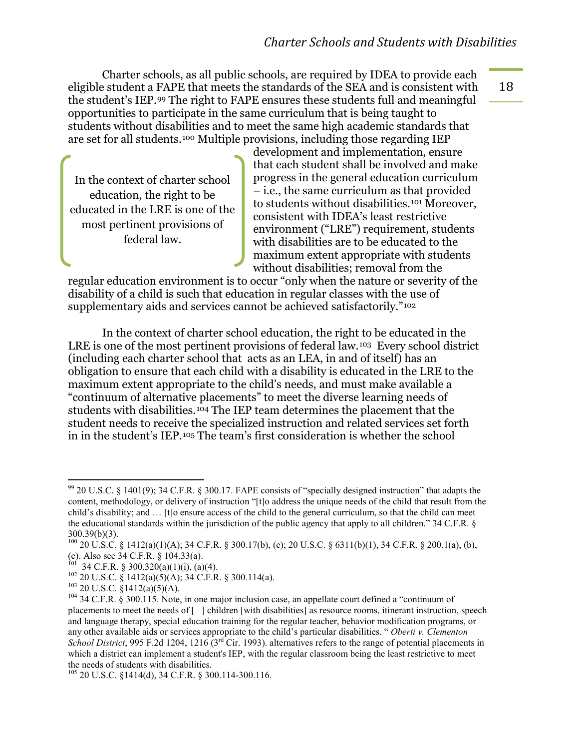Charter schools, as all public schools, are required by IDEA to provide each eligible student a FAPE that meets the standards of the SEA and is consistent with the student's IEP.[99] The right to FAPE ensures these students full and meaningful opportunities to participate in the same curriculum that is being taught to students without disabilities and to meet the same high academic standards that are set for all students.[100] Multiple provisions, including those regarding IEP development and implementation, ensure that each student shall be involved and make progress in the general education curriculum – i.e., the same curriculum as that provided to students without disabilities.[101] Moreover, consistent with IDEA's least restrictive environment ("LRE") requirement, students with disabilities are to be educated to the maximum extent appropriate with students without disabilities; removal from the regular education environment is to occur "only when the nature or severity of the disability of a child is such that education in regular classes with the use of supplementary aids and services cannot be achieved satisfactorily."[102]

> In the context of charter school education, the right to be educated in the LRE is one of the most pertinent provisions of federal law.

In the context of charter school education, the right to be educated in the LRE is one of the most pertinent provisions of federal law.[103] Every school district (including each charter school that acts as an LEA, in and of itself) has an obligation to ensure that each child with a disability is educated in the LRE to the maximum extent appropriate to the child's needs, and must make available a "continuum of alternative placements" to meet the diverse learning needs of students with disabilities.[104] The IEP team determines the placement that the student needs to receive the specialized instruction and related services set forth in in the student's IEP.[105] The team's first consideration is whether the school

---

[99] 20 U.S.C. § 1401(9); 34 C.F.R. § 300.17. FAPE consists of "specially designed instruction" that adapts the content, methodology, or delivery of instruction "[t]o address the unique needs of the child that result from the child's disability; and … [t]o ensure access of the child to the general curriculum, so that the child can meet the educational standards within the jurisdiction of the public agency that apply to all children." 34 C.F.R. § 300.39(b)(3).

[100] 20 U.S.C. § 1412(a)(1)(A); 34 C.F.R. § 300.17(b), (c); 20 U.S.C. § 6311(b)(1), 34 C.F.R. § 200.1(a), (b), (c). Also see 34 C.F.R. § 104.33(a).

[101] 34 C.F.R. § 300.320(a)(1)(i), (a)(4).

[102] 20 U.S.C. § 1412(a)(5)(A); 34 C.F.R. § 300.114(a).

[103] 20 U.S.C. §1412(a)(5)(A).

[104] 34 C.F.R. § 300.115. Note, in one major inclusion case, an appellate court defined a "continuum of placements to meet the needs of [ ] children [with disabilities] as resource rooms, itinerant instruction, speech and language therapy, special education training for the regular teacher, behavior modification programs, or any other available aids or services appropriate to the child's particular disabilities. " *Oberti v. Clementon School District*, 995 F.2d 1204, 1216 (3rd Cir. 1993). alternatives refers to the range of potential placements in which a district can implement a student's IEP, with the regular classroom being the least restrictive to meet the needs of students with disabilities.

[105] 20 U.S.C. §1414(d), 34 C.F.R. § 300.114-300.116.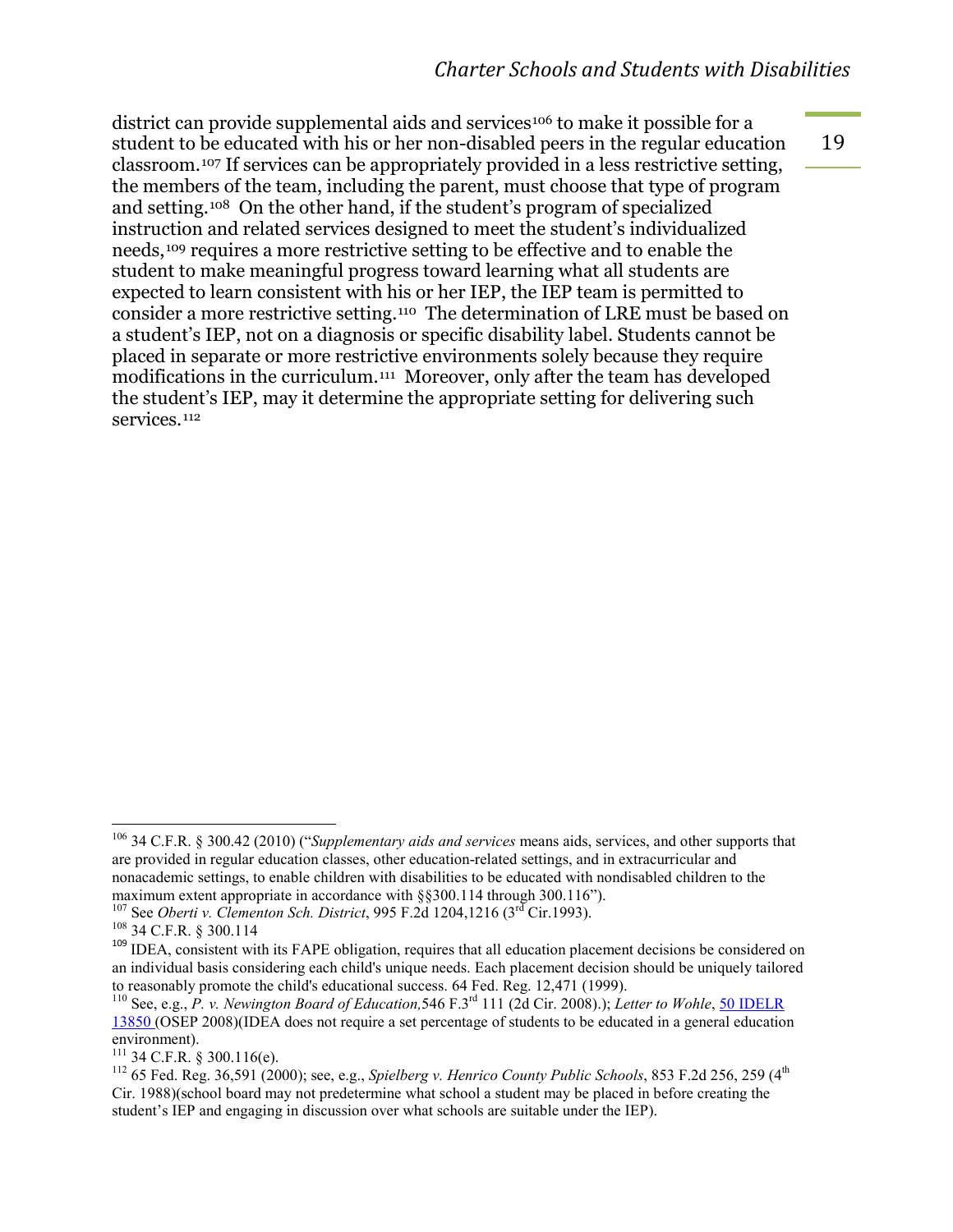district can provide supplemental aids and services[106] to make it possible for a student to be educated with his or her non-disabled peers in the regular education classroom.[107] If services can be appropriately provided in a less restrictive setting, the members of the team, including the parent, must choose that type of program and setting.[108] On the other hand, if the student's program of specialized instruction and related services designed to meet the student's individualized needs,[109] requires a more restrictive setting to be effective and to enable the student to make meaningful progress toward learning what all students are expected to learn consistent with his or her IEP, the IEP team is permitted to consider a more restrictive setting.[110] The determination of LRE must be based on a student's IEP, not on a diagnosis or specific disability label. Students cannot be placed in separate or more restrictive environments solely because they require modifications in the curriculum.[111] Moreover, only after the team has developed the student's IEP, may it determine the appropriate setting for delivering such services.[112]

---

[106] 34 C.F.R. § 300.42 (2010) ("*Supplementary aids and services* means aids, services, and other supports that are provided in regular education classes, other education-related settings, and in extracurricular and nonacademic settings, to enable children with disabilities to be educated with nondisabled children to the maximum extent appropriate in accordance with §§300.114 through 300.116").

[107] See *Oberti v. Clementon Sch. District*, 995 F.2d 1204,1216 (3rd Cir.1993).

[108] 34 C.F.R. § 300.114

[109] IDEA, consistent with its FAPE obligation, requires that all education placement decisions be considered on an individual basis considering each child's unique needs. Each placement decision should be uniquely tailored to reasonably promote the child's educational success. 64 Fed. Reg. 12,471 (1999).

[110] See, e.g., *P. v. Newington Board of Education,*546 F.3rd 111 (2d Cir. 2008).); *Letter to Wohle*, 50 IDELR 13850 (OSEP 2008)(IDEA does not require a set percentage of students to be educated in a general education environment).

[111] 34 C.F.R. § 300.116(e).

[112] 65 Fed. Reg. 36,591 (2000); see, e.g., *Spielberg v. Henrico County Public Schools*, 853 F.2d 256, 259 (4th Cir. 1988)(school board may not predetermine what school a student may be placed in before creating the student's IEP and engaging in discussion over what schools are suitable under the IEP).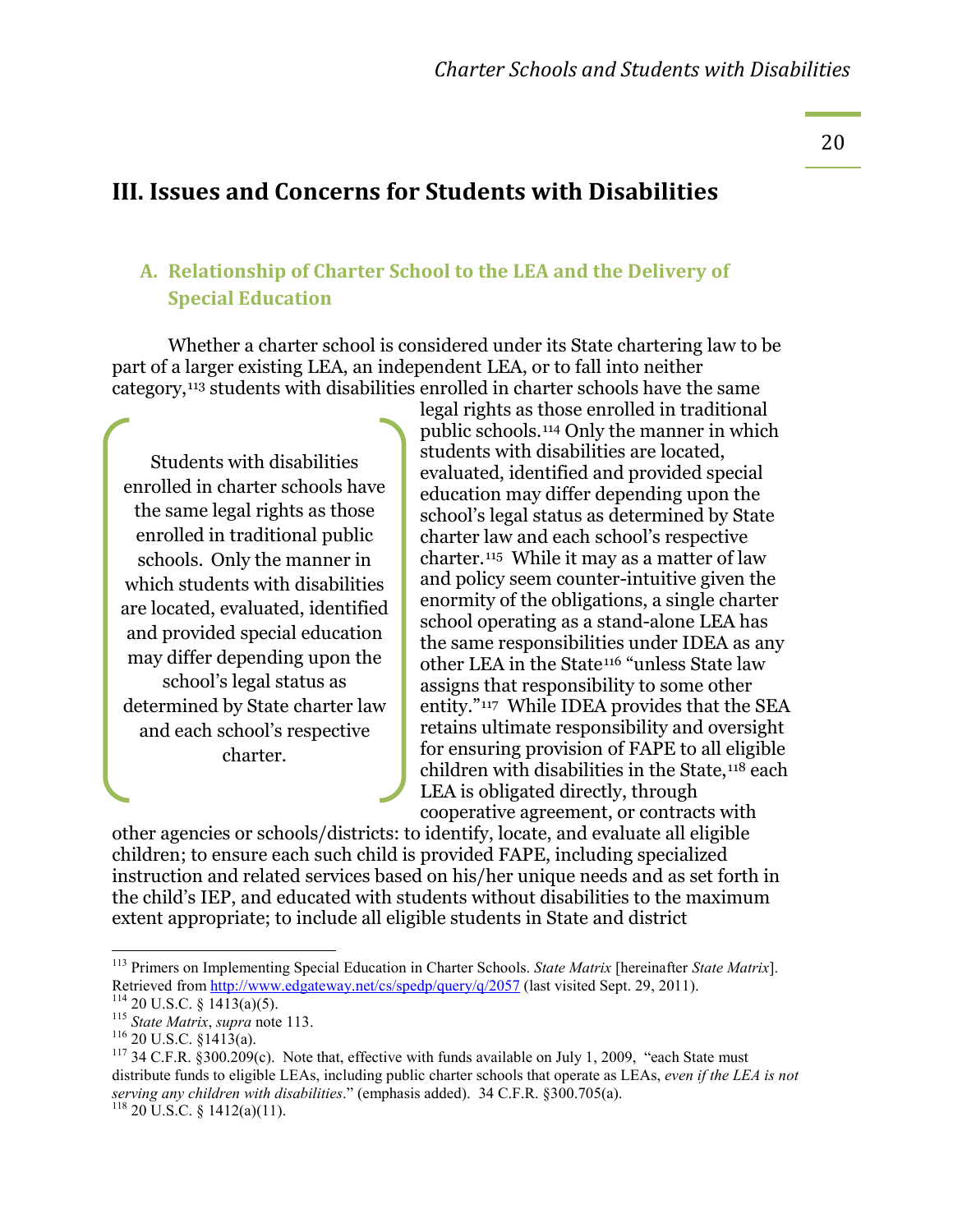## III. Issues and Concerns for Students with Disabilities

### A. Relationship of Charter School to the LEA and the Delivery of Special Education

Whether a charter school is considered under its State chartering law to be part of a larger existing LEA, an independent LEA, or to fall into neither category,[113] students with disabilities enrolled in charter schools have the same legal rights as those enrolled in traditional public schools.[114] Only the manner in which students with disabilities are located, evaluated, identified and provided special education may differ depending upon the school's legal status as determined by State charter law and each school's respective charter.[115] While it may as a matter of law and policy seem counter-intuitive given the enormity of the obligations, a single charter school operating as a stand-alone LEA has the same responsibilities under IDEA as any other LEA in the State[116] "unless State law assigns that responsibility to some other entity."[117] While IDEA provides that the SEA retains ultimate responsibility and oversight for ensuring provision of FAPE to all eligible children with disabilities in the State,[118] each LEA is obligated directly, through cooperative agreement, or contracts with other agencies or schools/districts: to identify, locate, and evaluate all eligible children; to ensure each such child is provided FAPE, including specialized instruction and related services based on his/her unique needs and as set forth in the child's IEP, and educated with students without disabilities to the maximum extent appropriate; to include all eligible students in State and district

> Students with disabilities enrolled in charter schools have the same legal rights as those enrolled in traditional public schools. Only the manner in which students with disabilities are located, evaluated, identified and provided special education may differ depending upon the school's legal status as determined by State charter law and each school's respective charter.

---

[113] Primers on Implementing Special Education in Charter Schools. *State Matrix* [hereinafter *State Matrix*]. Retrieved from http://www.edgateway.net/cs/spedp/query/q/2057 (last visited Sept. 29, 2011).

[114] 20 U.S.C. § 1413(a)(5).

[115] *State Matrix*, *supra* note 113.

[116] 20 U.S.C. §1413(a).

[117] 34 C.F.R. §300.209(c). Note that, effective with funds available on July 1, 2009, "each State must distribute funds to eligible LEAs, including public charter schools that operate as LEAs, *even if the LEA is not serving any children with disabilities*." (emphasis added). 34 C.F.R. §300.705(a).

[118] 20 U.S.C. § 1412(a)(11).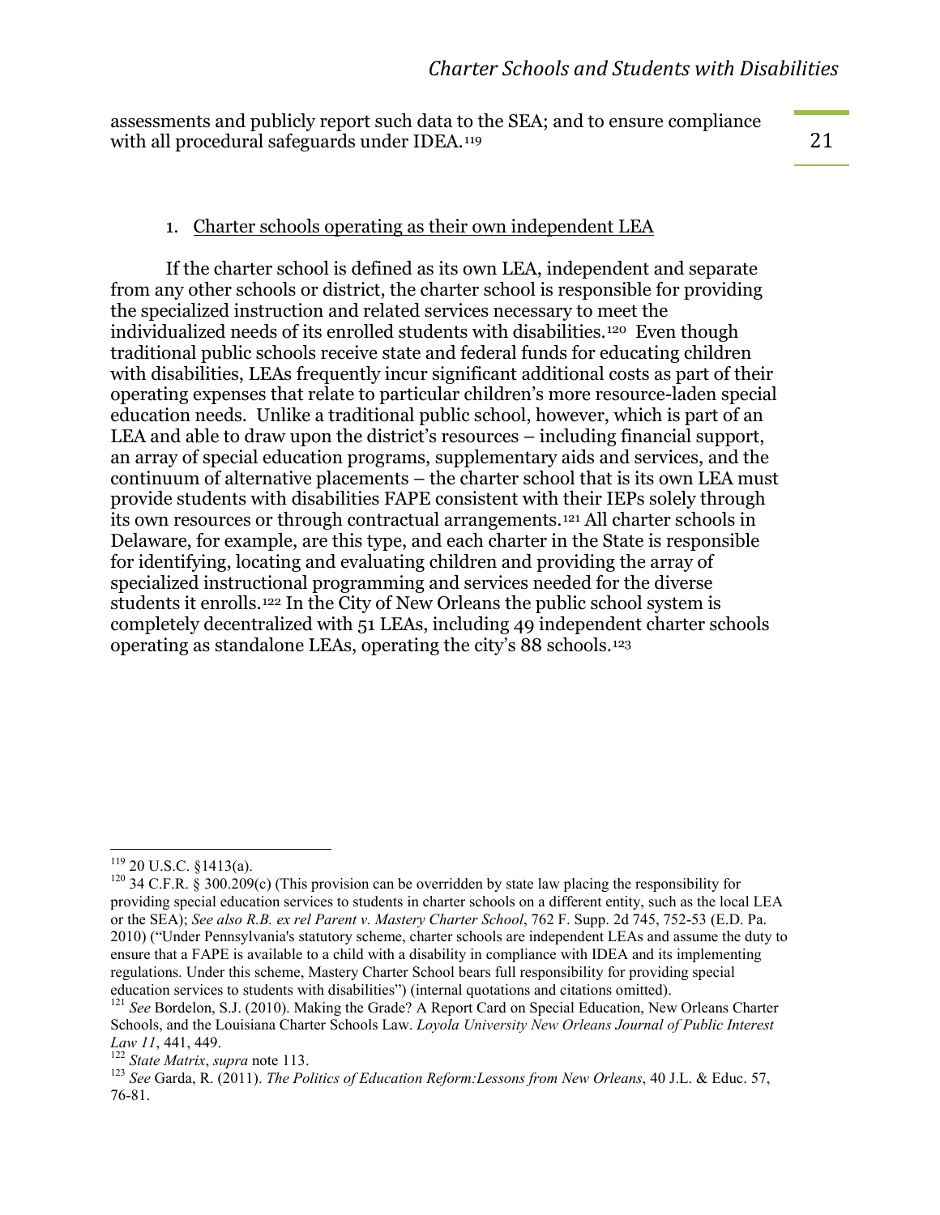assessments and publicly report such data to the SEA; and to ensure compliance with all procedural safeguards under IDEA.[119]

1. Charter schools operating as their own independent LEA

If the charter school is defined as its own LEA, independent and separate from any other schools or district, the charter school is responsible for providing the specialized instruction and related services necessary to meet the individualized needs of its enrolled students with disabilities.[120] Even though traditional public schools receive state and federal funds for educating children with disabilities, LEAs frequently incur significant additional costs as part of their operating expenses that relate to particular children's more resource-laden special education needs. Unlike a traditional public school, however, which is part of an LEA and able to draw upon the district's resources – including financial support, an array of special education programs, supplementary aids and services, and the continuum of alternative placements – the charter school that is its own LEA must provide students with disabilities FAPE consistent with their IEPs solely through its own resources or through contractual arrangements.[121] All charter schools in Delaware, for example, are this type, and each charter in the State is responsible for identifying, locating and evaluating children and providing the array of specialized instructional programming and services needed for the diverse students it enrolls.[122] In the City of New Orleans the public school system is completely decentralized with 51 LEAs, including 49 independent charter schools operating as standalone LEAs, operating the city's 88 schools.[123]

---

[119] 20 U.S.C. §1413(a).

[120] 34 C.F.R. § 300.209(c) (This provision can be overridden by state law placing the responsibility for providing special education services to students in charter schools on a different entity, such as the local LEA or the SEA); *See also R.B. ex rel Parent v. Mastery Charter School*, 762 F. Supp. 2d 745, 752-53 (E.D. Pa. 2010) ("Under Pennsylvania's statutory scheme, charter schools are independent LEAs and assume the duty to ensure that a FAPE is available to a child with a disability in compliance with IDEA and its implementing regulations. Under this scheme, Mastery Charter School bears full responsibility for providing special education services to students with disabilities") (internal quotations and citations omitted).

[121] *See* Bordelon, S.J. (2010). Making the Grade? A Report Card on Special Education, New Orleans Charter Schools, and the Louisiana Charter Schools Law. *Loyola University New Orleans Journal of Public Interest Law 11*, 441, 449.

[122] *State Matrix*, *supra* note 113.

[123] *See* Garda, R. (2011). *The Politics of Education Reform:Lessons from New Orleans*, 40 J.L. & Educ. 57, 76-81.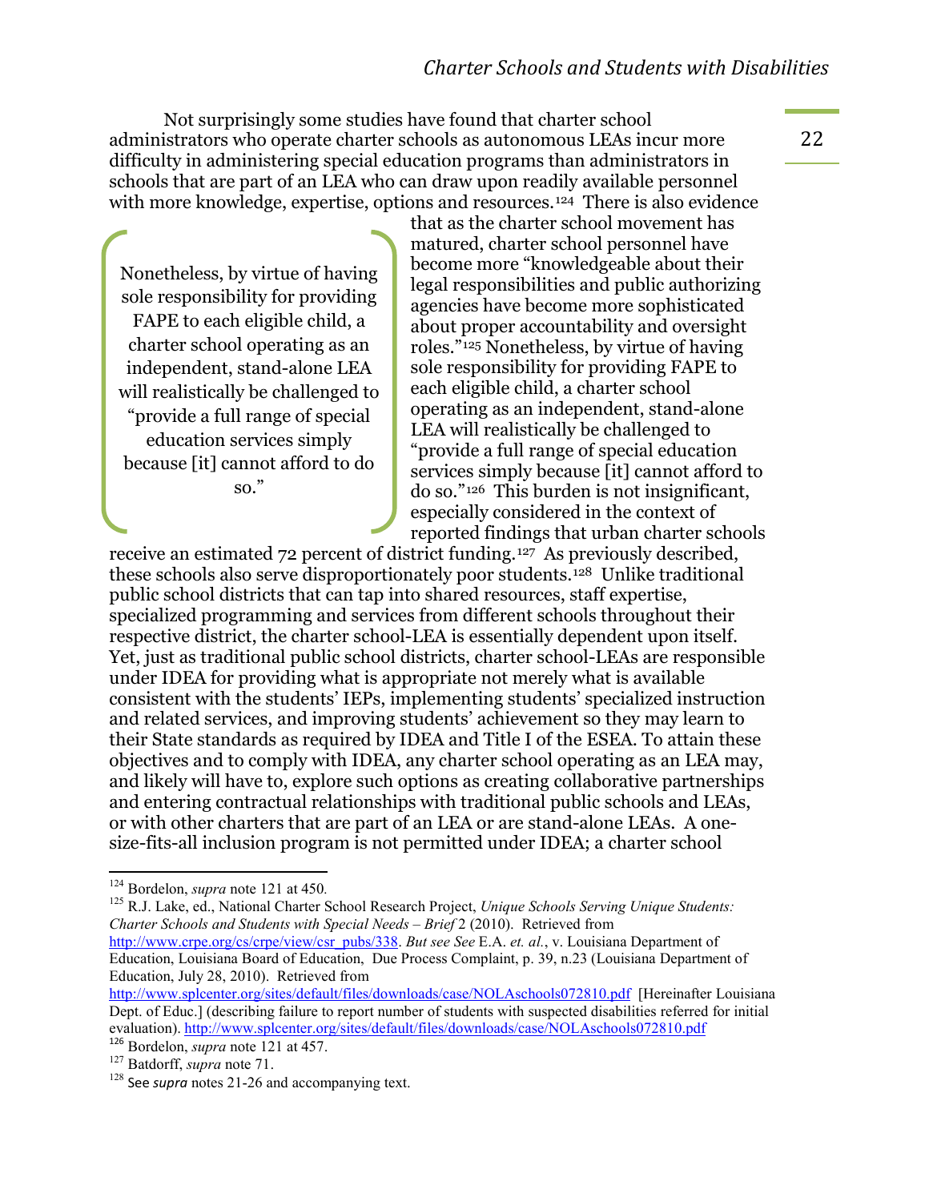Not surprisingly some studies have found that charter school administrators who operate charter schools as autonomous LEAs incur more difficulty in administering special education programs than administrators in schools that are part of an LEA who can draw upon readily available personnel with more knowledge, expertise, options and resources.[124] There is also evidence that as the charter school movement has matured, charter school personnel have become more "knowledgeable about their legal responsibilities and public authorizing agencies have become more sophisticated about proper accountability and oversight roles."[125] Nonetheless, by virtue of having sole responsibility for providing FAPE to each eligible child, a charter school operating as an independent, stand-alone LEA will realistically be challenged to "provide a full range of special education services simply because [it] cannot afford to do so."[126] This burden is not insignificant, especially considered in the context of reported findings that urban charter schools receive an estimated 72 percent of district funding.[127] As previously described, these schools also serve disproportionately poor students.[128] Unlike traditional public school districts that can tap into shared resources, staff expertise, specialized programming and services from different schools throughout their respective district, the charter school-LEA is essentially dependent upon itself. Yet, just as traditional public school districts, charter school-LEAs are responsible under IDEA for providing what is appropriate not merely what is available consistent with the students' IEPs, implementing students' specialized instruction and related services, and improving students' achievement so they may learn to their State standards as required by IDEA and Title I of the ESEA. To attain these objectives and to comply with IDEA, any charter school operating as an LEA may, and likely will have to, explore such options as creating collaborative partnerships and entering contractual relationships with traditional public schools and LEAs, or with other charters that are part of an LEA or are stand-alone LEAs. A one-size-fits-all inclusion program is not permitted under IDEA; a charter school

> Nonetheless, by virtue of having sole responsibility for providing FAPE to each eligible child, a charter school operating as an independent, stand-alone LEA will realistically be challenged to "provide a full range of special education services simply because [it] cannot afford to do so."

---

[124] Bordelon, *supra* note 121 at 450.

[125] R.J. Lake, ed., National Charter School Research Project, *Unique Schools Serving Unique Students: Charter Schools and Students with Special Needs – Brief* 2 (2010). Retrieved from http://www.crpe.org/cs/crpe/view/csr_pubs/338. *But see See* E.A. *et. al.*, v. Louisiana Department of Education, Louisiana Board of Education, Due Process Complaint, p. 39, n.23 (Louisiana Department of Education, July 28, 2010). Retrieved from http://www.splcenter.org/sites/default/files/downloads/case/NOLAschools072810.pdf [Hereinafter Louisiana Dept. of Educ.] (describing failure to report number of students with suspected disabilities referred for initial evaluation). http://www.splcenter.org/sites/default/files/downloads/case/NOLAschools072810.pdf

[126] Bordelon, *supra* note 121 at 457.

[127] Batdorff, *supra* note 71.

[128] See *supra* notes 21-26 and accompanying text.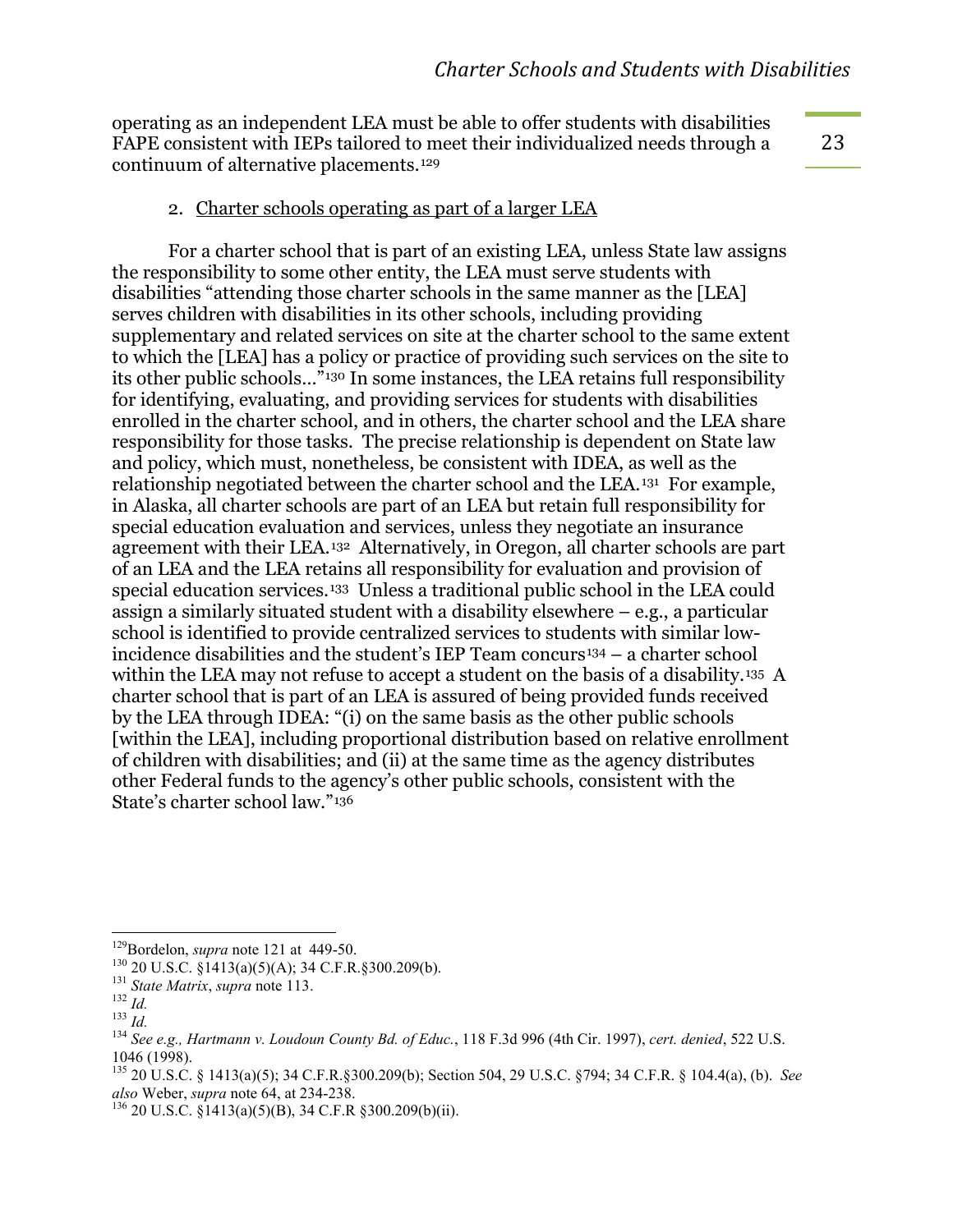operating as an independent LEA must be able to offer students with disabilities FAPE consistent with IEPs tailored to meet their individualized needs through a continuum of alternative placements.[129]

2. Charter schools operating as part of a larger LEA

For a charter school that is part of an existing LEA, unless State law assigns the responsibility to some other entity, the LEA must serve students with disabilities "attending those charter schools in the same manner as the [LEA] serves children with disabilities in its other schools, including providing supplementary and related services on site at the charter school to the same extent to which the [LEA] has a policy or practice of providing such services on the site to its other public schools…"[130] In some instances, the LEA retains full responsibility for identifying, evaluating, and providing services for students with disabilities enrolled in the charter school, and in others, the charter school and the LEA share responsibility for those tasks. The precise relationship is dependent on State law and policy, which must, nonetheless, be consistent with IDEA, as well as the relationship negotiated between the charter school and the LEA.[131] For example, in Alaska, all charter schools are part of an LEA but retain full responsibility for special education evaluation and services, unless they negotiate an insurance agreement with their LEA.[132] Alternatively, in Oregon, all charter schools are part of an LEA and the LEA retains all responsibility for evaluation and provision of special education services.[133] Unless a traditional public school in the LEA could assign a similarly situated student with a disability elsewhere – e.g., a particular school is identified to provide centralized services to students with similar low-incidence disabilities and the student's IEP Team concurs[134] – a charter school within the LEA may not refuse to accept a student on the basis of a disability.[135] A charter school that is part of an LEA is assured of being provided funds received by the LEA through IDEA: "(i) on the same basis as the other public schools [within the LEA], including proportional distribution based on relative enrollment of children with disabilities; and (ii) at the same time as the agency distributes other Federal funds to the agency's other public schools, consistent with the State's charter school law."[136]

---

[129] Bordelon, *supra* note 121 at 449-50.

[130] 20 U.S.C. §1413(a)(5)(A); 34 C.F.R.§300.209(b).

[131] *State Matrix*, *supra* note 113.

[132] *Id.*

[133] *Id.*

[134] *See e.g., Hartmann v. Loudoun County Bd. of Educ.*, 118 F.3d 996 (4th Cir. 1997), *cert. denied*, 522 U.S. 1046 (1998).

[135] 20 U.S.C. § 1413(a)(5); 34 C.F.R.§300.209(b); Section 504, 29 U.S.C. §794; 34 C.F.R. § 104.4(a), (b). *See also* Weber, *supra* note 64, at 234-238.

[136] 20 U.S.C. §1413(a)(5)(B), 34 C.F.R §300.209(b)(ii).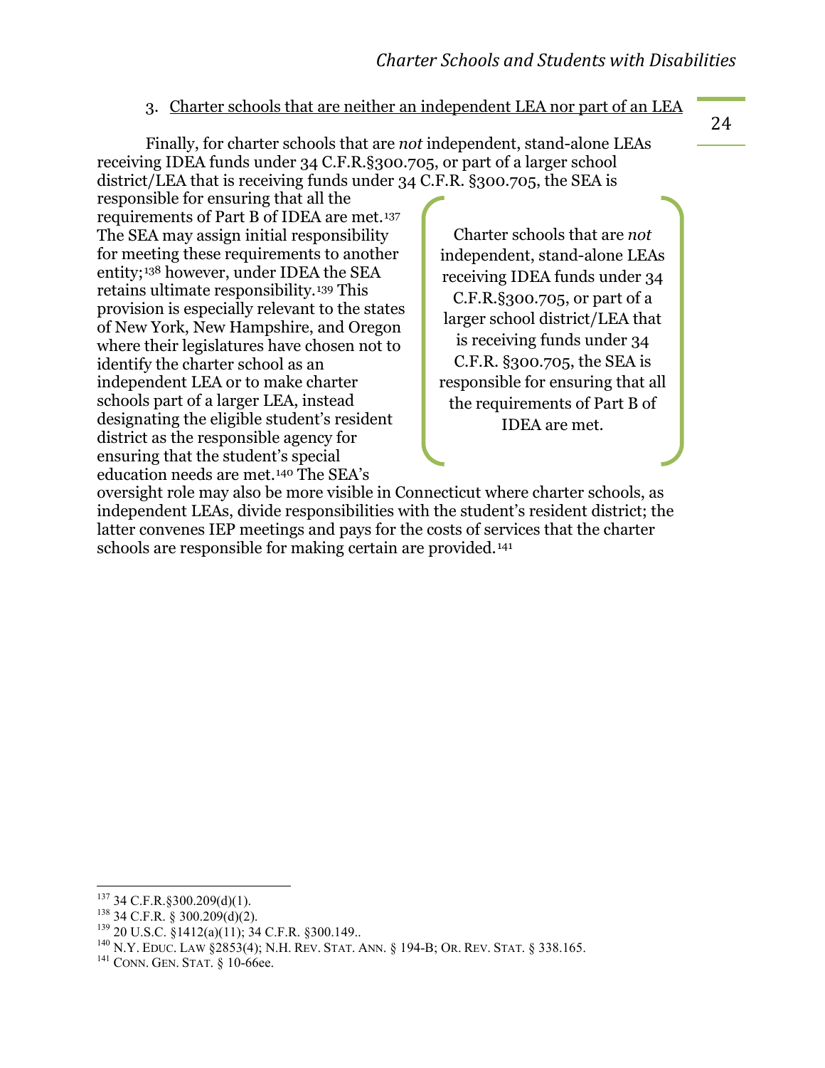### 3. Charter schools that are neither an independent LEA nor part of an LEA

Finally, for charter schools that are *not* independent, stand-alone LEAs receiving IDEA funds under 34 C.F.R.§300.705, or part of a larger school district/LEA that is receiving funds under 34 C.F.R. §300.705, the SEA is responsible for ensuring that all the requirements of Part B of IDEA are met.[137] The SEA may assign initial responsibility for meeting these requirements to another entity;[138] however, under IDEA the SEA retains ultimate responsibility.[139] This provision is especially relevant to the states of New York, New Hampshire, and Oregon where their legislatures have chosen not to identify the charter school as an independent LEA or to make charter schools part of a larger LEA, instead designating the eligible student's resident district as the responsible agency for ensuring that the student's special education needs are met.[140] The SEA's oversight role may also be more visible in Connecticut where charter schools, as independent LEAs, divide responsibilities with the student's resident district; the latter convenes IEP meetings and pays for the costs of services that the charter schools are responsible for making certain are provided.[141]

> Charter schools that are *not* independent, stand-alone LEAs receiving IDEA funds under 34 C.F.R.§300.705, or part of a larger school district/LEA that is receiving funds under 34 C.F.R. §300.705, the SEA is responsible for ensuring that all the requirements of Part B of IDEA are met.

---

[137] 34 C.F.R.§300.209(d)(1).

[138] 34 C.F.R. § 300.209(d)(2).

[139] 20 U.S.C. §1412(a)(11); 34 C.F.R. §300.149..

[140] N.Y. Educ. Law §2853(4); N.H. Rev. Stat. Ann. § 194-B; Or. Rev. Stat. § 338.165.

[141] Conn. Gen. Stat. § 10-66ee.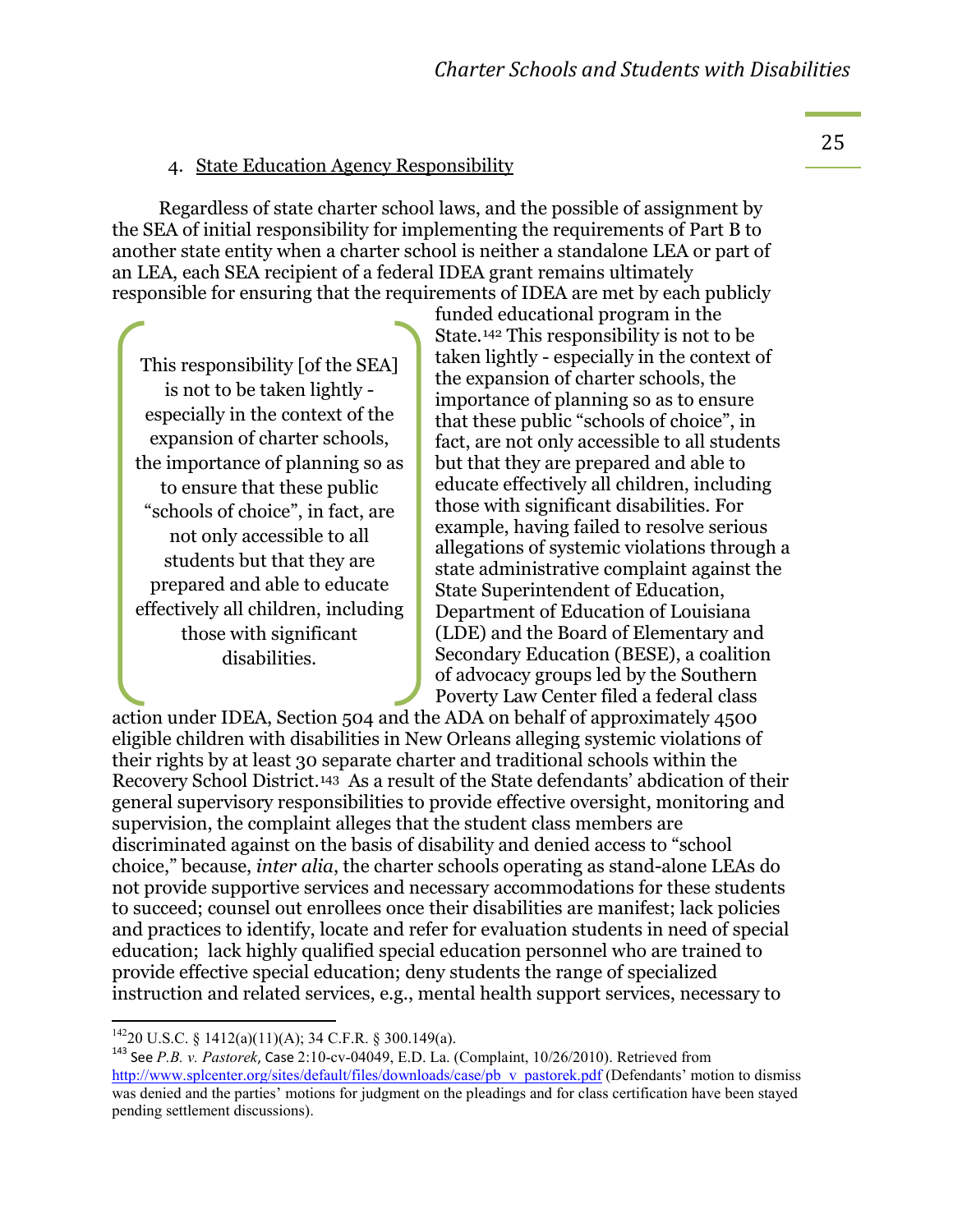4. State Education Agency Responsibility

Regardless of state charter school laws, and the possible of assignment by the SEA of initial responsibility for implementing the requirements of Part B to another state entity when a charter school is neither a standalone LEA or part of an LEA, each SEA recipient of a federal IDEA grant remains ultimately responsible for ensuring that the requirements of IDEA are met by each publicly funded educational program in the State.[142] This responsibility is not to be taken lightly - especially in the context of the expansion of charter schools, the importance of planning so as to ensure that these public "schools of choice", in fact, are not only accessible to all students but that they are prepared and able to educate effectively all children, including those with significant disabilities. For example, having failed to resolve serious allegations of systemic violations through a state administrative complaint against the State Superintendent of Education, Department of Education of Louisiana (LDE) and the Board of Elementary and Secondary Education (BESE), a coalition of advocacy groups led by the Southern Poverty Law Center filed a federal class action under IDEA, Section 504 and the ADA on behalf of approximately 4500 eligible children with disabilities in New Orleans alleging systemic violations of their rights by at least 30 separate charter and traditional schools within the Recovery School District.[143] As a result of the State defendants' abdication of their general supervisory responsibilities to provide effective oversight, monitoring and supervision, the complaint alleges that the student class members are discriminated against on the basis of disability and denied access to "school choice," because, *inter alia*, the charter schools operating as stand-alone LEAs do not provide supportive services and necessary accommodations for these students to succeed; counsel out enrollees once their disabilities are manifest; lack policies and practices to identify, locate and refer for evaluation students in need of special education; lack highly qualified special education personnel who are trained to provide effective special education; deny students the range of specialized instruction and related services, e.g., mental health support services, necessary to

> This responsibility [of the SEA] is not to be taken lightly - especially in the context of the expansion of charter schools, the importance of planning so as to ensure that these public "schools of choice", in fact, are not only accessible to all students but that they are prepared and able to educate effectively all children, including those with significant disabilities.

---

[142] 20 U.S.C. § 1412(a)(11)(A); 34 C.F.R. § 300.149(a).

[143] See *P.B. v. Pastorek*, Case 2:10-cv-04049, E.D. La. (Complaint, 10/26/2010). Retrieved from http://www.splcenter.org/sites/default/files/downloads/case/pb_v_pastorek.pdf (Defendants' motion to dismiss was denied and the parties' motions for judgment on the pleadings and for class certification have been stayed pending settlement discussions).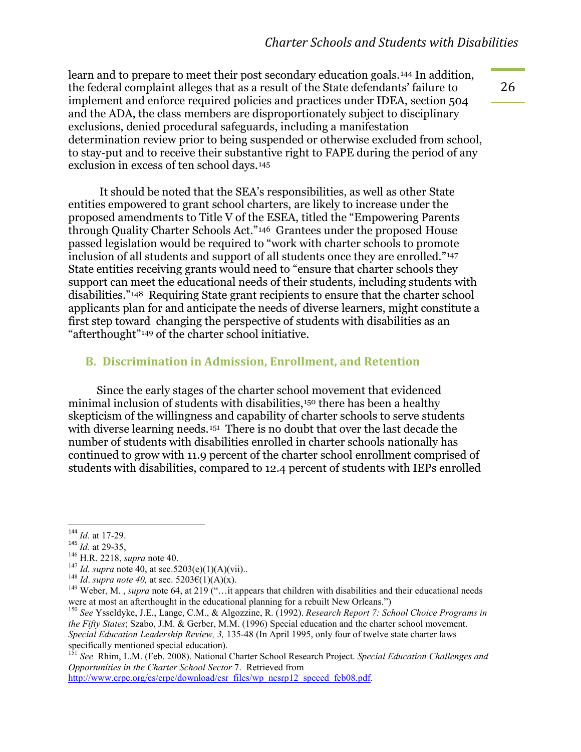learn and to prepare to meet their post secondary education goals.[144] In addition, the federal complaint alleges that as a result of the State defendants' failure to implement and enforce required policies and practices under IDEA, section 504 and the ADA, the class members are disproportionately subject to disciplinary exclusions, denied procedural safeguards, including a manifestation determination review prior to being suspended or otherwise excluded from school, to stay-put and to receive their substantive right to FAPE during the period of any exclusion in excess of ten school days.[145]

It should be noted that the SEA's responsibilities, as well as other State entities empowered to grant school charters, are likely to increase under the proposed amendments to Title V of the ESEA, titled the "Empowering Parents through Quality Charter Schools Act."[146] Grantees under the proposed House passed legislation would be required to "work with charter schools to promote inclusion of all students and support of all students once they are enrolled."[147] State entities receiving grants would need to "ensure that charter schools they support can meet the educational needs of their students, including students with disabilities."[148] Requiring State grant recipients to ensure that the charter school applicants plan for and anticipate the needs of diverse learners, might constitute a first step toward changing the perspective of students with disabilities as an "afterthought"[149] of the charter school initiative.

## B. Discrimination in Admission, Enrollment, and Retention

Since the early stages of the charter school movement that evidenced minimal inclusion of students with disabilities,[150] there has been a healthy skepticism of the willingness and capability of charter schools to serve students with diverse learning needs.[151] There is no doubt that over the last decade the number of students with disabilities enrolled in charter schools nationally has continued to grow with 11.9 percent of the charter school enrollment comprised of students with disabilities, compared to 12.4 percent of students with IEPs enrolled

---

[144] *Id.* at 17-29.

[145] *Id.* at 29-35,

[146] H.R. 2218, *supra* note 40.

[147] *Id. supra* note 40, at sec.5203(e)(1)(A)(vii)..

[148] *Id*. *supra note 40,* at sec. 5203€(1)(A)(x).

[149] Weber, M. , *supra* note 64, at 219 ("…it appears that children with disabilities and their educational needs were at most an afterthought in the educational planning for a rebuilt New Orleans.")

[150] *See* Ysseldyke, J.E., Lange, C.M., & Algozzine, R. (1992). *Research Report 7: School Choice Programs in the Fifty States*; Szabo, J.M. & Gerber, M.M. (1996) Special education and the charter school movement. *Special Education Leadership Review, 3,* 135-48 (In April 1995, only four of twelve state charter laws specifically mentioned special education).

[151] *See* Rhim, L.M. (Feb. 2008). National Charter School Research Project. *Special Education Challenges and Opportunities in the Charter School Sector* 7. Retrieved from http://www.crpe.org/cs/crpe/download/csr_files/wp_ncsrp12_speced_feb08.pdf.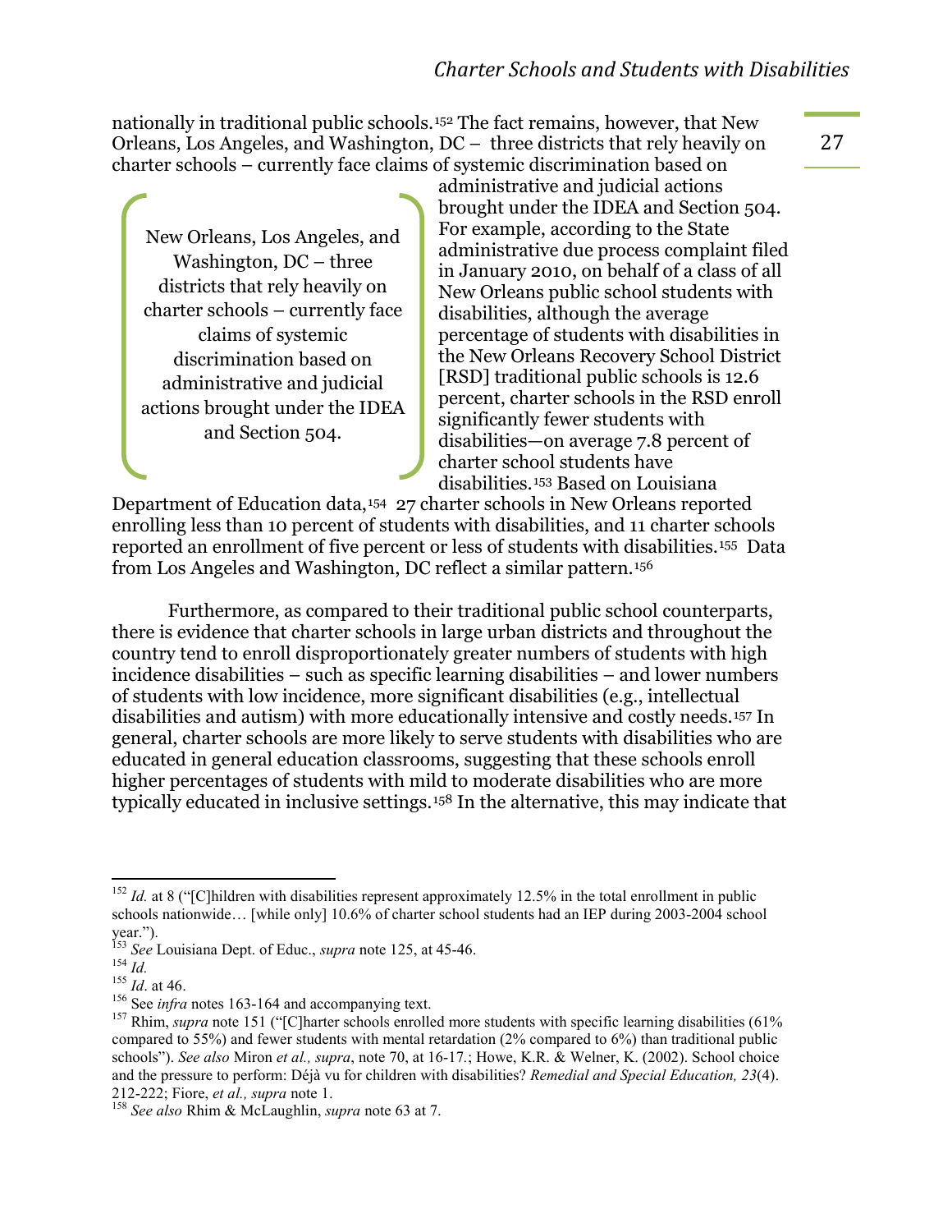nationally in traditional public schools.[152] The fact remains, however, that New Orleans, Los Angeles, and Washington, DC – three districts that rely heavily on charter schools – currently face claims of systemic discrimination based on administrative and judicial actions brought under the IDEA and Section 504. For example, according to the State administrative due process complaint filed in January 2010, on behalf of a class of all New Orleans public school students with disabilities, although the average percentage of students with disabilities in the New Orleans Recovery School District [RSD] traditional public schools is 12.6 percent, charter schools in the RSD enroll significantly fewer students with disabilities—on average 7.8 percent of charter school students have disabilities.[153] Based on Louisiana Department of Education data,[154] 27 charter schools in New Orleans reported enrolling less than 10 percent of students with disabilities, and 11 charter schools reported an enrollment of five percent or less of students with disabilities.[155] Data from Los Angeles and Washington, DC reflect a similar pattern.[156]

> New Orleans, Los Angeles, and Washington, DC – three districts that rely heavily on charter schools – currently face claims of systemic discrimination based on administrative and judicial actions brought under the IDEA and Section 504.

Furthermore, as compared to their traditional public school counterparts, there is evidence that charter schools in large urban districts and throughout the country tend to enroll disproportionately greater numbers of students with high incidence disabilities – such as specific learning disabilities – and lower numbers of students with low incidence, more significant disabilities (e.g., intellectual disabilities and autism) with more educationally intensive and costly needs.[157] In general, charter schools are more likely to serve students with disabilities who are educated in general education classrooms, suggesting that these schools enroll higher percentages of students with mild to moderate disabilities who are more typically educated in inclusive settings.[158] In the alternative, this may indicate that

---

[152] *Id.* at 8 ("[C]hildren with disabilities represent approximately 12.5% in the total enrollment in public schools nationwide… [while only] 10.6% of charter school students had an IEP during 2003-2004 school year.").

[153] *See* Louisiana Dept. of Educ., *supra* note 125, at 45-46.

[154] *Id.*

[155] *Id*. at 46.

[156] See *infra* notes 163-164 and accompanying text.

[157] Rhim, *supra* note 151 ("[C]harter schools enrolled more students with specific learning disabilities (61% compared to 55%) and fewer students with mental retardation (2% compared to 6%) than traditional public schools"). *See also* Miron *et al., supra*, note 70, at 16-17.; Howe, K.R. & Welner, K. (2002). School choice and the pressure to perform: Déjà vu for children with disabilities? *Remedial and Special Education, 23*(4). 212-222; Fiore, *et al., supra* note 1.

[158] *See also* Rhim & McLaughlin, *supra* note 63 at 7.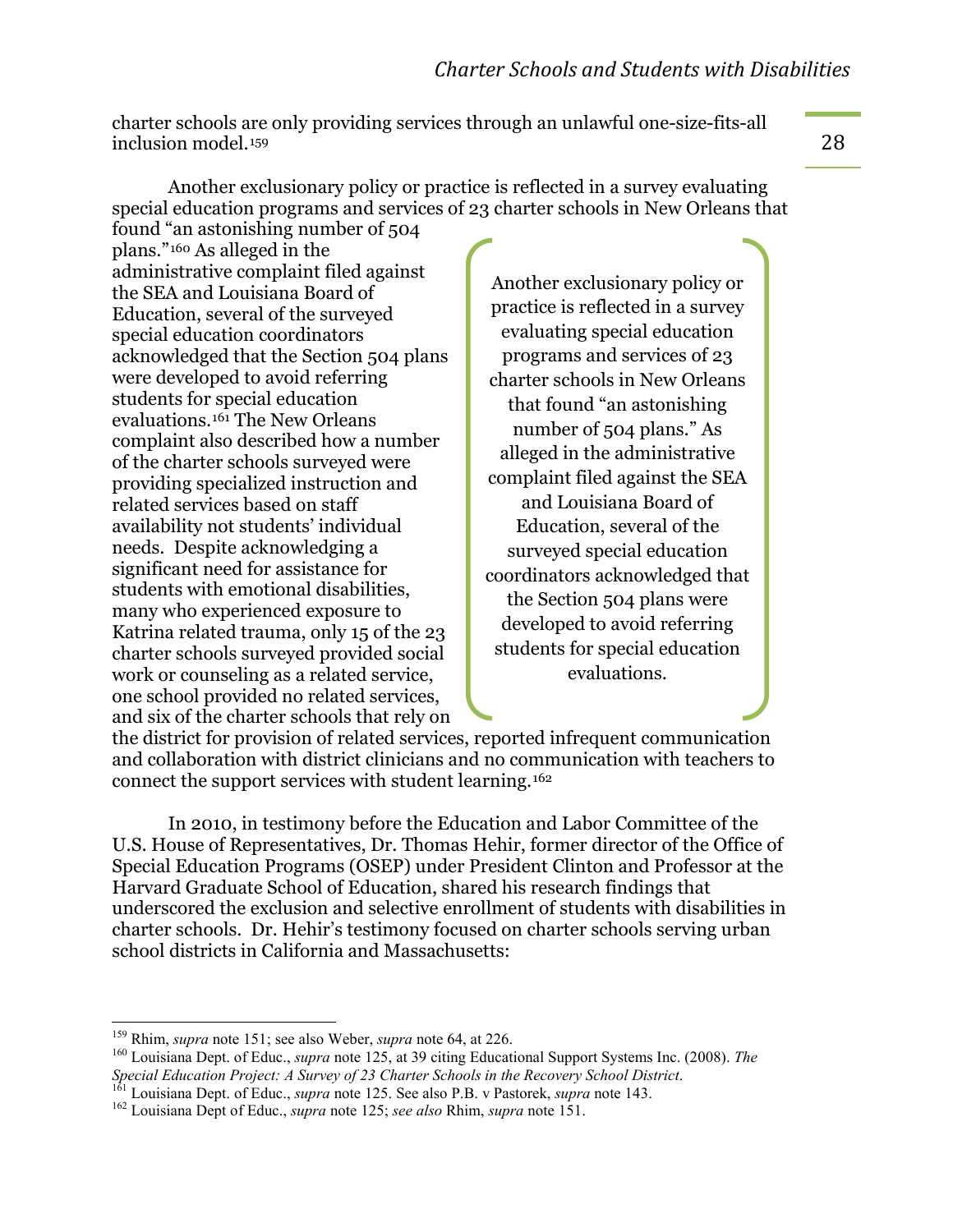charter schools are only providing services through an unlawful one-size-fits-all inclusion model.[159]

Another exclusionary policy or practice is reflected in a survey evaluating special education programs and services of 23 charter schools in New Orleans that found "an astonishing number of 504 plans."[160] As alleged in the administrative complaint filed against the SEA and Louisiana Board of Education, several of the surveyed special education coordinators acknowledged that the Section 504 plans were developed to avoid referring students for special education evaluations.[161] The New Orleans complaint also described how a number of the charter schools surveyed were providing specialized instruction and related services based on staff availability not students' individual needs. Despite acknowledging a significant need for assistance for students with emotional disabilities, many who experienced exposure to Katrina related trauma, only 15 of the 23 charter schools surveyed provided social work or counseling as a related service, one school provided no related services, and six of the charter schools that rely on the district for provision of related services, reported infrequent communication and collaboration with district clinicians and no communication with teachers to connect the support services with student learning.[162]

> Another exclusionary policy or practice is reflected in a survey evaluating special education programs and services of 23 charter schools in New Orleans that found "an astonishing number of 504 plans." As alleged in the administrative complaint filed against the SEA and Louisiana Board of Education, several of the surveyed special education coordinators acknowledged that the Section 504 plans were developed to avoid referring students for special education evaluations.

In 2010, in testimony before the Education and Labor Committee of the U.S. House of Representatives, Dr. Thomas Hehir, former director of the Office of Special Education Programs (OSEP) under President Clinton and Professor at the Harvard Graduate School of Education, shared his research findings that underscored the exclusion and selective enrollment of students with disabilities in charter schools. Dr. Hehir's testimony focused on charter schools serving urban school districts in California and Massachusetts:

---

[159] Rhim, *supra* note 151; see also Weber, *supra* note 64, at 226.

[160] Louisiana Dept. of Educ., *supra* note 125, at 39 citing Educational Support Systems Inc. (2008). *The Special Education Project: A Survey of 23 Charter Schools in the Recovery School District*.

[161] Louisiana Dept. of Educ., *supra* note 125. See also P.B. v Pastorek, *supra* note 143.

[162] Louisiana Dept of Educ., *supra* note 125; *see also* Rhim, *supra* note 151.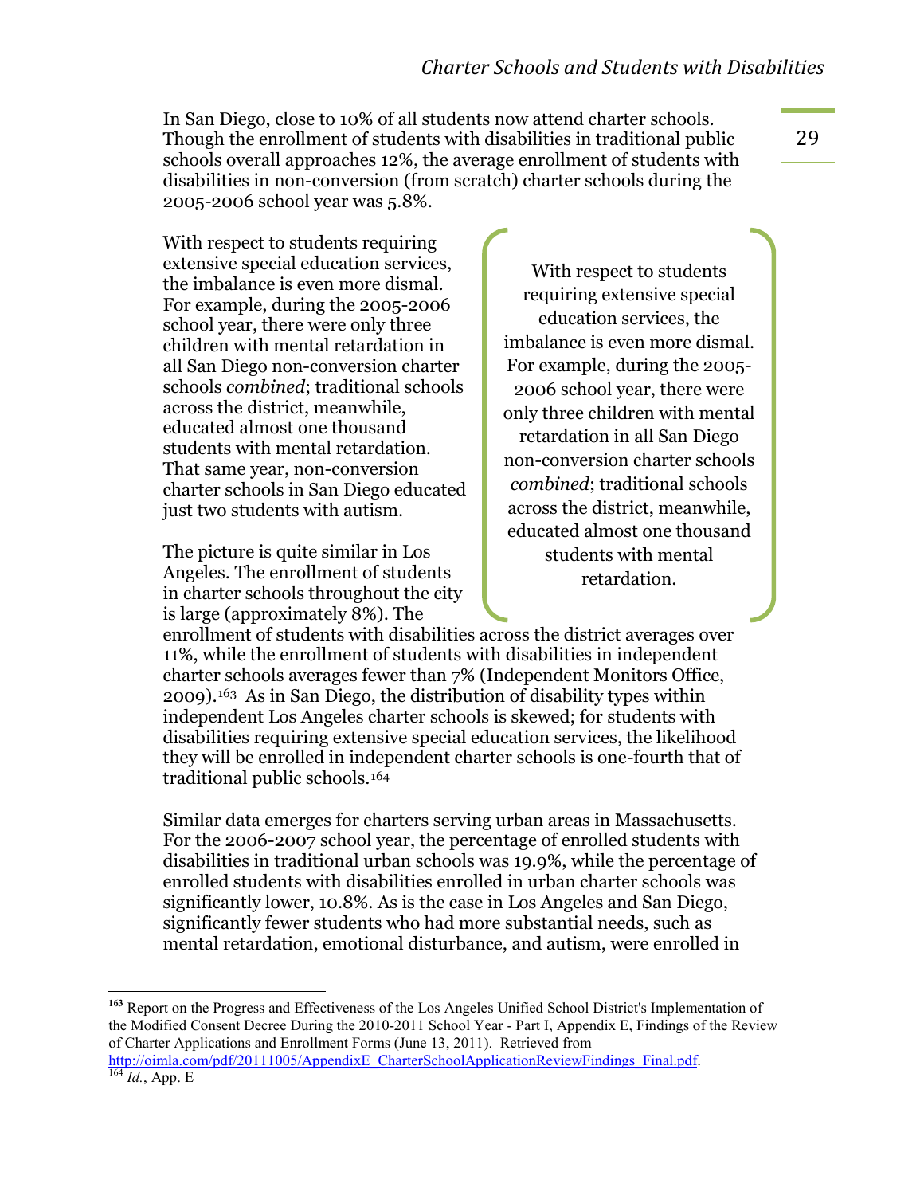In San Diego, close to 10% of all students now attend charter schools. Though the enrollment of students with disabilities in traditional public schools overall approaches 12%, the average enrollment of students with disabilities in non-conversion (from scratch) charter schools during the 2005-2006 school year was 5.8%.

With respect to students requiring extensive special education services, the imbalance is even more dismal. For example, during the 2005-2006 school year, there were only three children with mental retardation in all San Diego non-conversion charter schools *combined*; traditional schools across the district, meanwhile, educated almost one thousand students with mental retardation. That same year, non-conversion charter schools in San Diego educated just two students with autism.

> With respect to students requiring extensive special education services, the imbalance is even more dismal. For example, during the 2005-2006 school year, there were only three children with mental retardation in all San Diego non-conversion charter schools *combined*; traditional schools across the district, meanwhile, educated almost one thousand students with mental retardation.

The picture is quite similar in Los Angeles. The enrollment of students in charter schools throughout the city is large (approximately 8%). The enrollment of students with disabilities across the district averages over 11%, while the enrollment of students with disabilities in independent charter schools averages fewer than 7% (Independent Monitors Office, 2009).[163] As in San Diego, the distribution of disability types within independent Los Angeles charter schools is skewed; for students with disabilities requiring extensive special education services, the likelihood they will be enrolled in independent charter schools is one-fourth that of traditional public schools.[164]

Similar data emerges for charters serving urban areas in Massachusetts. For the 2006-2007 school year, the percentage of enrolled students with disabilities in traditional urban schools was 19.9%, while the percentage of enrolled students with disabilities enrolled in urban charter schools was significantly lower, 10.8%. As is the case in Los Angeles and San Diego, significantly fewer students who had more substantial needs, such as mental retardation, emotional disturbance, and autism, were enrolled in

---

[163] Report on the Progress and Effectiveness of the Los Angeles Unified School District's Implementation of the Modified Consent Decree During the 2010-2011 School Year - Part I, Appendix E, Findings of the Review of Charter Applications and Enrollment Forms (June 13, 2011). Retrieved from http://oimla.com/pdf/20111005/AppendixE_CharterSchoolApplicationReviewFindings_Final.pdf.

[164] *Id.*, App. E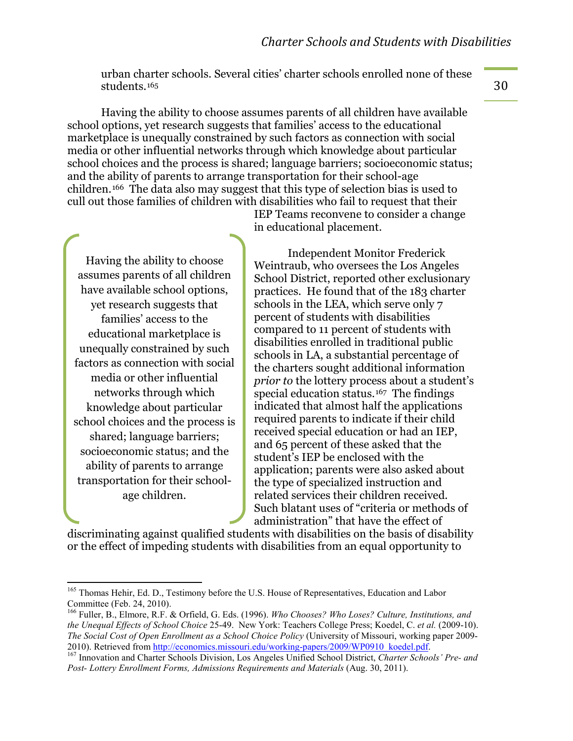urban charter schools. Several cities' charter schools enrolled none of these students.[165]

Having the ability to choose assumes parents of all children have available school options, yet research suggests that families' access to the educational marketplace is unequally constrained by such factors as connection with social media or other influential networks through which knowledge about particular school choices and the process is shared; language barriers; socioeconomic status; and the ability of parents to arrange transportation for their school-age children.[166] The data also may suggest that this type of selection bias is used to cull out those families of children with disabilities who fail to request that their IEP Teams reconvene to consider a change in educational placement.

> Having the ability to choose assumes parents of all children have available school options, yet research suggests that families' access to the educational marketplace is unequally constrained by such factors as connection with social media or other influential networks through which knowledge about particular school choices and the process is shared; language barriers; socioeconomic status; and the ability of parents to arrange transportation for their school-age children.

Independent Monitor Frederick Weintraub, who oversees the Los Angeles School District, reported other exclusionary practices. He found that of the 183 charter schools in the LEA, which serve only 7 percent of students with disabilities compared to 11 percent of students with disabilities enrolled in traditional public schools in LA, a substantial percentage of the charters sought additional information *prior to* the lottery process about a student's special education status.[167] The findings indicated that almost half the applications required parents to indicate if their child received special education or had an IEP, and 65 percent of these asked that the student's IEP be enclosed with the application; parents were also asked about the type of specialized instruction and related services their children received. Such blatant uses of "criteria or methods of administration" that have the effect of discriminating against qualified students with disabilities on the basis of disability or the effect of impeding students with disabilities from an equal opportunity to

---

[165] Thomas Hehir, Ed. D., Testimony before the U.S. House of Representatives, Education and Labor Committee (Feb. 24, 2010).

[166] Fuller, B., Elmore, R.F. & Orfield, G. Eds. (1996). *Who Chooses? Who Loses? Culture, Institutions, and the Unequal Effects of School Choice* 25-49. New York: Teachers College Press; Koedel, C. *et al.* (2009-10). *The Social Cost of Open Enrollment as a School Choice Policy* (University of Missouri, working paper 2009-2010). Retrieved from http://economics.missouri.edu/working-papers/2009/WP0910_koedel.pdf.

[167] Innovation and Charter Schools Division, Los Angeles Unified School District, *Charter Schools' Pre- and Post- Lottery Enrollment Forms, Admissions Requirements and Materials* (Aug. 30, 2011).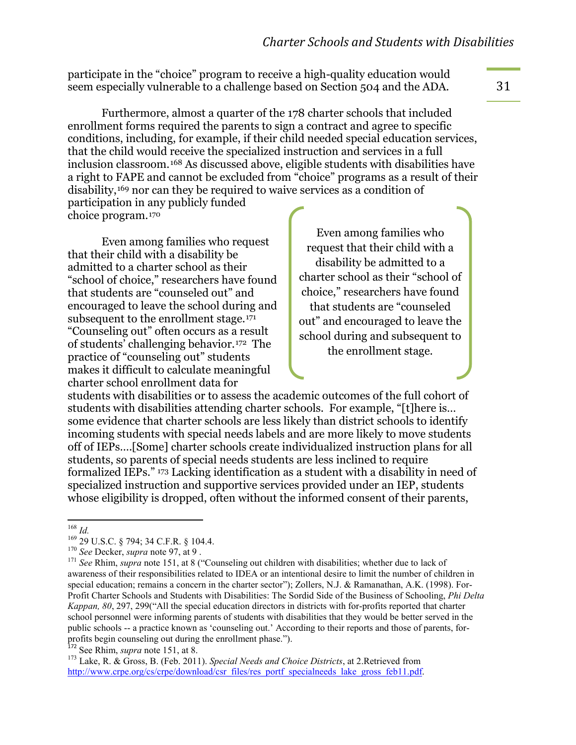participate in the "choice" program to receive a high-quality education would seem especially vulnerable to a challenge based on Section 504 and the ADA.

Furthermore, almost a quarter of the 178 charter schools that included enrollment forms required the parents to sign a contract and agree to specific conditions, including, for example, if their child needed special education services, that the child would receive the specialized instruction and services in a full inclusion classroom.[168] As discussed above, eligible students with disabilities have a right to FAPE and cannot be excluded from "choice" programs as a result of their disability,[169] nor can they be required to waive services as a condition of participation in any publicly funded choice program.[170]

> Even among families who request that their child with a disability be admitted to a charter school as their "school of choice," researchers have found that students are "counseled out" and encouraged to leave the school during and subsequent to the enrollment stage.

Even among families who request that their child with a disability be admitted to a charter school as their "school of choice," researchers have found that students are "counseled out" and encouraged to leave the school during and subsequent to the enrollment stage.[171] "Counseling out" often occurs as a result of students' challenging behavior.[172] The practice of "counseling out" students makes it difficult to calculate meaningful charter school enrollment data for students with disabilities or to assess the academic outcomes of the full cohort of students with disabilities attending charter schools. For example, "[t]here is… some evidence that charter schools are less likely than district schools to identify incoming students with special needs labels and are more likely to move students off of IEPs….[Some] charter schools create individualized instruction plans for all students, so parents of special needs students are less inclined to require formalized IEPs." [173] Lacking identification as a student with a disability in need of specialized instruction and supportive services provided under an IEP, students whose eligibility is dropped, often without the informed consent of their parents,

---

[168] *Id.*

[169] 29 U.S.C. § 794; 34 C.F.R. § 104.4.

[170] *See* Decker, *supra* note 97, at 9 .

[171] *See* Rhim, *supra* note 151, at 8 ("Counseling out children with disabilities; whether due to lack of awareness of their responsibilities related to IDEA or an intentional desire to limit the number of children in special education; remains a concern in the charter sector"); Zollers, N.J. & Ramanathan, A.K. (1998). For-Profit Charter Schools and Students with Disabilities: The Sordid Side of the Business of Schooling, *Phi Delta Kappan, 80*, 297, 299("All the special education directors in districts with for-profits reported that charter school personnel were informing parents of students with disabilities that they would be better served in the public schools -- a practice known as 'counseling out.' According to their reports and those of parents, for-profits begin counseling out during the enrollment phase.").

[172] See Rhim, *supra* note 151, at 8.

[173] Lake, R. & Gross, B. (Feb. 2011). *Special Needs and Choice Districts*, at 2.Retrieved from http://www.crpe.org/cs/crpe/download/csr_files/res_portf_specialneeds_lake_gross_feb11.pdf.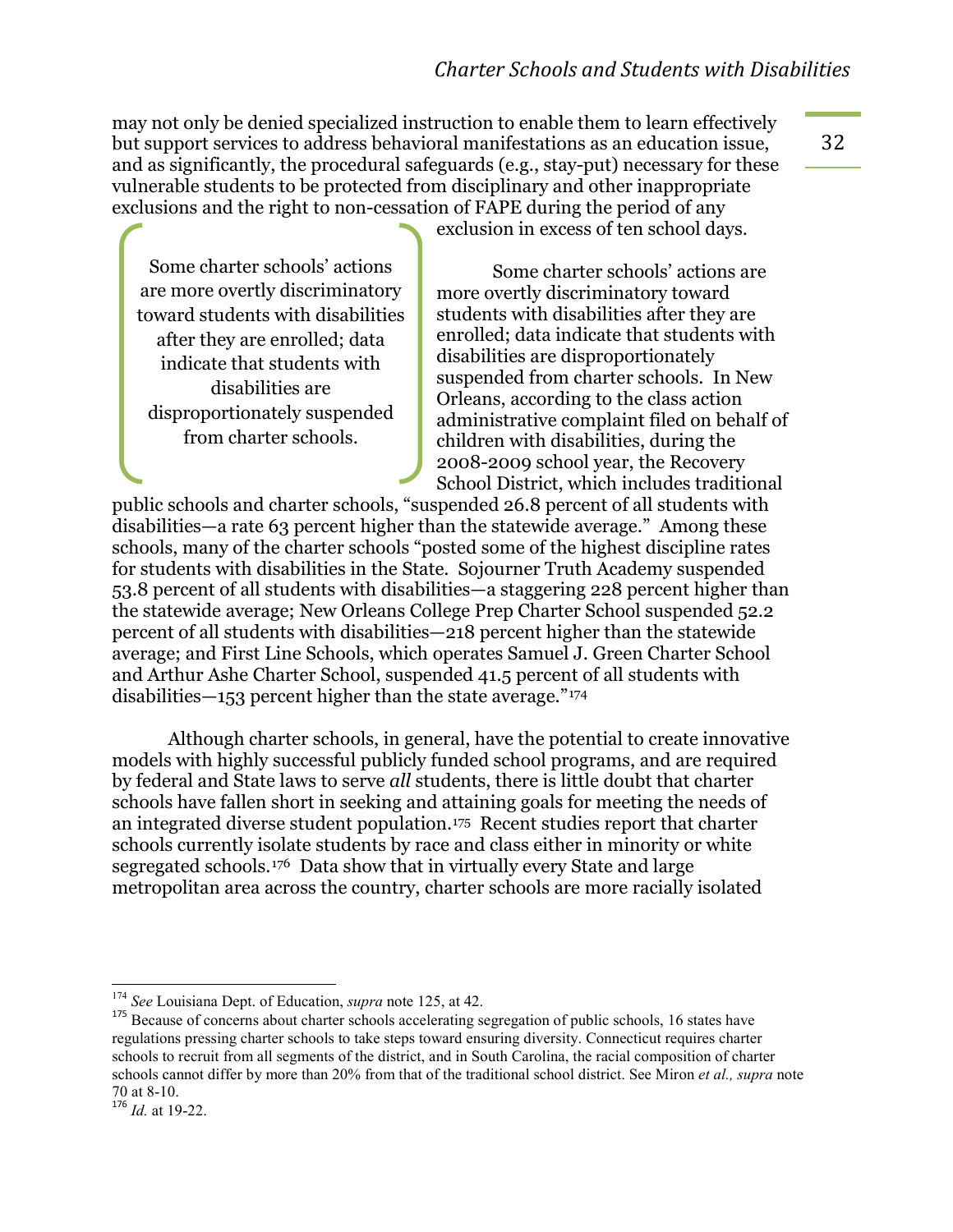may not only be denied specialized instruction to enable them to learn effectively but support services to address behavioral manifestations as an education issue, and as significantly, the procedural safeguards (e.g., stay-put) necessary for these vulnerable students to be protected from disciplinary and other inappropriate exclusions and the right to non-cessation of FAPE during the period of any exclusion in excess of ten school days.

> Some charter schools' actions are more overtly discriminatory toward students with disabilities after they are enrolled; data indicate that students with disabilities are disproportionately suspended from charter schools.

Some charter schools' actions are more overtly discriminatory toward students with disabilities after they are enrolled; data indicate that students with disabilities are disproportionately suspended from charter schools. In New Orleans, according to the class action administrative complaint filed on behalf of children with disabilities, during the 2008-2009 school year, the Recovery School District, which includes traditional public schools and charter schools, "suspended 26.8 percent of all students with disabilities—a rate 63 percent higher than the statewide average." Among these schools, many of the charter schools "posted some of the highest discipline rates for students with disabilities in the State. Sojourner Truth Academy suspended 53.8 percent of all students with disabilities—a staggering 228 percent higher than the statewide average; New Orleans College Prep Charter School suspended 52.2 percent of all students with disabilities—218 percent higher than the statewide average; and First Line Schools, which operates Samuel J. Green Charter School and Arthur Ashe Charter School, suspended 41.5 percent of all students with disabilities—153 percent higher than the state average."[174]

Although charter schools, in general, have the potential to create innovative models with highly successful publicly funded school programs, and are required by federal and State laws to serve *all* students, there is little doubt that charter schools have fallen short in seeking and attaining goals for meeting the needs of an integrated diverse student population.[175] Recent studies report that charter schools currently isolate students by race and class either in minority or white segregated schools.[176] Data show that in virtually every State and large metropolitan area across the country, charter schools are more racially isolated

---

[174] *See* Louisiana Dept. of Education, *supra* note 125, at 42.

[175] Because of concerns about charter schools accelerating segregation of public schools, 16 states have regulations pressing charter schools to take steps toward ensuring diversity. Connecticut requires charter schools to recruit from all segments of the district, and in South Carolina, the racial composition of charter schools cannot differ by more than 20% from that of the traditional school district. See Miron *et al., supra* note 70 at 8-10.

[176] *Id.* at 19-22.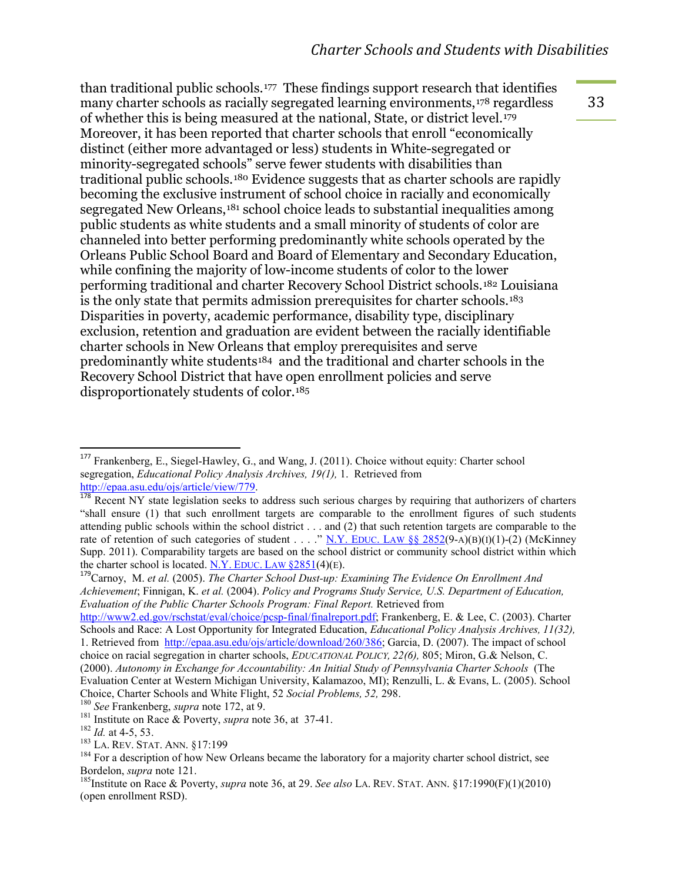than traditional public schools.[177] These findings support research that identifies many charter schools as racially segregated learning environments,[178] regardless of whether this is being measured at the national, State, or district level.[179] Moreover, it has been reported that charter schools that enroll "economically distinct (either more advantaged or less) students in White-segregated or minority-segregated schools" serve fewer students with disabilities than traditional public schools.[180] Evidence suggests that as charter schools are rapidly becoming the exclusive instrument of school choice in racially and economically segregated New Orleans,[181] school choice leads to substantial inequalities among public students as white students and a small minority of students of color are channeled into better performing predominantly white schools operated by the Orleans Public School Board and Board of Elementary and Secondary Education, while confining the majority of low-income students of color to the lower performing traditional and charter Recovery School District schools.[182] Louisiana is the only state that permits admission prerequisites for charter schools.[183] Disparities in poverty, academic performance, disability type, disciplinary exclusion, retention and graduation are evident between the racially identifiable charter schools in New Orleans that employ prerequisites and serve predominantly white students[184] and the traditional and charter schools in the Recovery School District that have open enrollment policies and serve disproportionately students of color.[185]

---

[177] Frankenberg, E., Siegel-Hawley, G., and Wang, J. (2011). Choice without equity: Charter school segregation, *Educational Policy Analysis Archives, 19(1),* 1. Retrieved from http://epaa.asu.edu/ojs/article/view/779.

[178] Recent NY state legislation seeks to address such serious charges by requiring that authorizers of charters "shall ensure (1) that such enrollment targets are comparable to the enrollment figures of such students attending public schools within the school district . . . and (2) that such retention targets are comparable to the rate of retention of such categories of student . . . ." N.Y. EDUC. LAW §§ 2852(9-A)(B)(I)(1)-(2) (McKinney Supp. 2011). Comparability targets are based on the school district or community school district within which the charter school is located. N.Y. EDUC. LAW §2851(4)(E).

[179] Carnoy, M. *et al.* (2005). *The Charter School Dust-up: Examining The Evidence On Enrollment And Achievement*; Finnigan, K. *et al.* (2004). *Policy and Programs Study Service, U.S. Department of Education, Evaluation of the Public Charter Schools Program: Final Report.* Retrieved from http://www2.ed.gov/rschstat/eval/choice/pcsp-final/finalreport.pdf; Frankenberg, E. & Lee, C. (2003). Charter Schools and Race: A Lost Opportunity for Integrated Education, *Educational Policy Analysis Archives, 11(32),* 1. Retrieved from http://epaa.asu.edu/ojs/article/download/260/386; Garcia, D. (2007). The impact of school choice on racial segregation in charter schools, *EDUCATIONAL POLICY, 22(6),* 805; Miron, G.& Nelson, C. (2000). *Autonomy in Exchange for Accountability: An Initial Study of Pennsylvania Charter Schools* (The Evaluation Center at Western Michigan University, Kalamazoo, MI); Renzulli, L. & Evans, L. (2005). School Choice, Charter Schools and White Flight, 52 *Social Problems, 52,* 298.

[180] *See* Frankenberg, *supra* note 172, at 9.

[181] Institute on Race & Poverty, *supra* note 36, at 37-41.

[182] *Id.* at 4-5, 53.

[183] LA. REV. STAT. ANN. §17:199

[184] For a description of how New Orleans became the laboratory for a majority charter school district, see Bordelon, *supra* note 121.

[185] Institute on Race & Poverty, *supra* note 36, at 29. *See also* LA. REV. STAT. ANN. §17:1990(F)(1)(2010) (open enrollment RSD).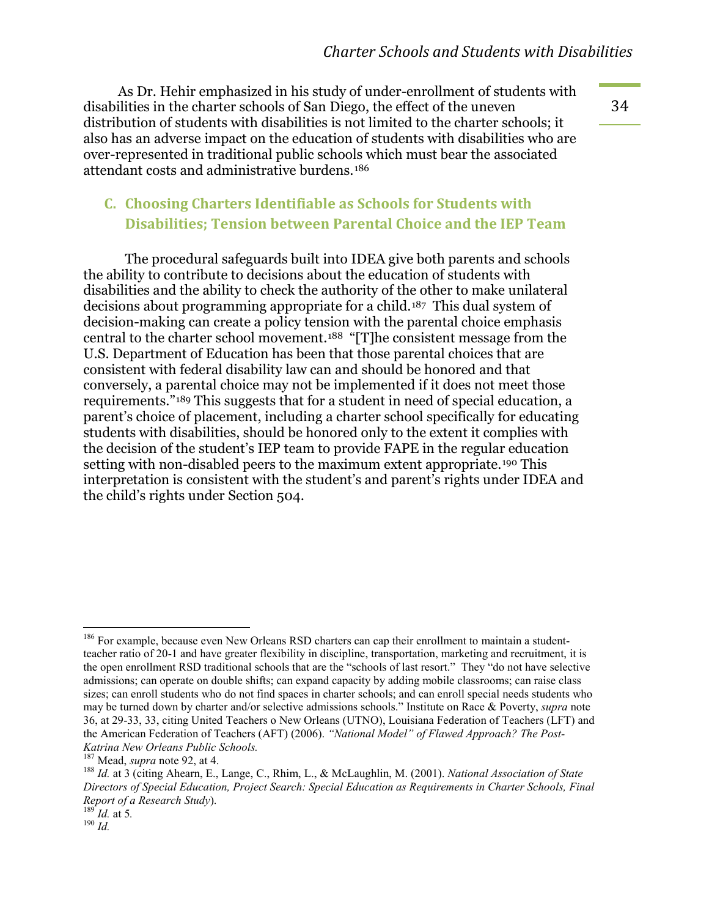As Dr. Hehir emphasized in his study of under-enrollment of students with disabilities in the charter schools of San Diego, the effect of the uneven distribution of students with disabilities is not limited to the charter schools; it also has an adverse impact on the education of students with disabilities who are over-represented in traditional public schools which must bear the associated attendant costs and administrative burdens.[186]

## C. Choosing Charters Identifiable as Schools for Students with Disabilities; Tension between Parental Choice and the IEP Team

The procedural safeguards built into IDEA give both parents and schools the ability to contribute to decisions about the education of students with disabilities and the ability to check the authority of the other to make unilateral decisions about programming appropriate for a child.[187] This dual system of decision-making can create a policy tension with the parental choice emphasis central to the charter school movement.[188] "[T]he consistent message from the U.S. Department of Education has been that those parental choices that are consistent with federal disability law can and should be honored and that conversely, a parental choice may not be implemented if it does not meet those requirements."[189] This suggests that for a student in need of special education, a parent's choice of placement, including a charter school specifically for educating students with disabilities, should be honored only to the extent it complies with the decision of the student's IEP team to provide FAPE in the regular education setting with non-disabled peers to the maximum extent appropriate.[190] This interpretation is consistent with the student's and parent's rights under IDEA and the child's rights under Section 504.

---

[186] For example, because even New Orleans RSD charters can cap their enrollment to maintain a student-teacher ratio of 20-1 and have greater flexibility in discipline, transportation, marketing and recruitment, it is the open enrollment RSD traditional schools that are the "schools of last resort." They "do not have selective admissions; can operate on double shifts; can expand capacity by adding mobile classrooms; can raise class sizes; can enroll students who do not find spaces in charter schools; and can enroll special needs students who may be turned down by charter and/or selective admissions schools." Institute on Race & Poverty, *supra* note 36, at 29-33, 33, citing United Teachers o New Orleans (UTNO), Louisiana Federation of Teachers (LFT) and the American Federation of Teachers (AFT) (2006). *"National Model" of Flawed Approach? The Post-Katrina New Orleans Public Schools.*

[187] Mead, *supra* note 92, at 4.

[188] *Id.* at 3 (citing Ahearn, E., Lange, C., Rhim, L., & McLaughlin, M. (2001). *National Association of State Directors of Special Education, Project Search: Special Education as Requirements in Charter Schools, Final Report of a Research Study*).

[189] *Id.* at 5.

[190] *Id.*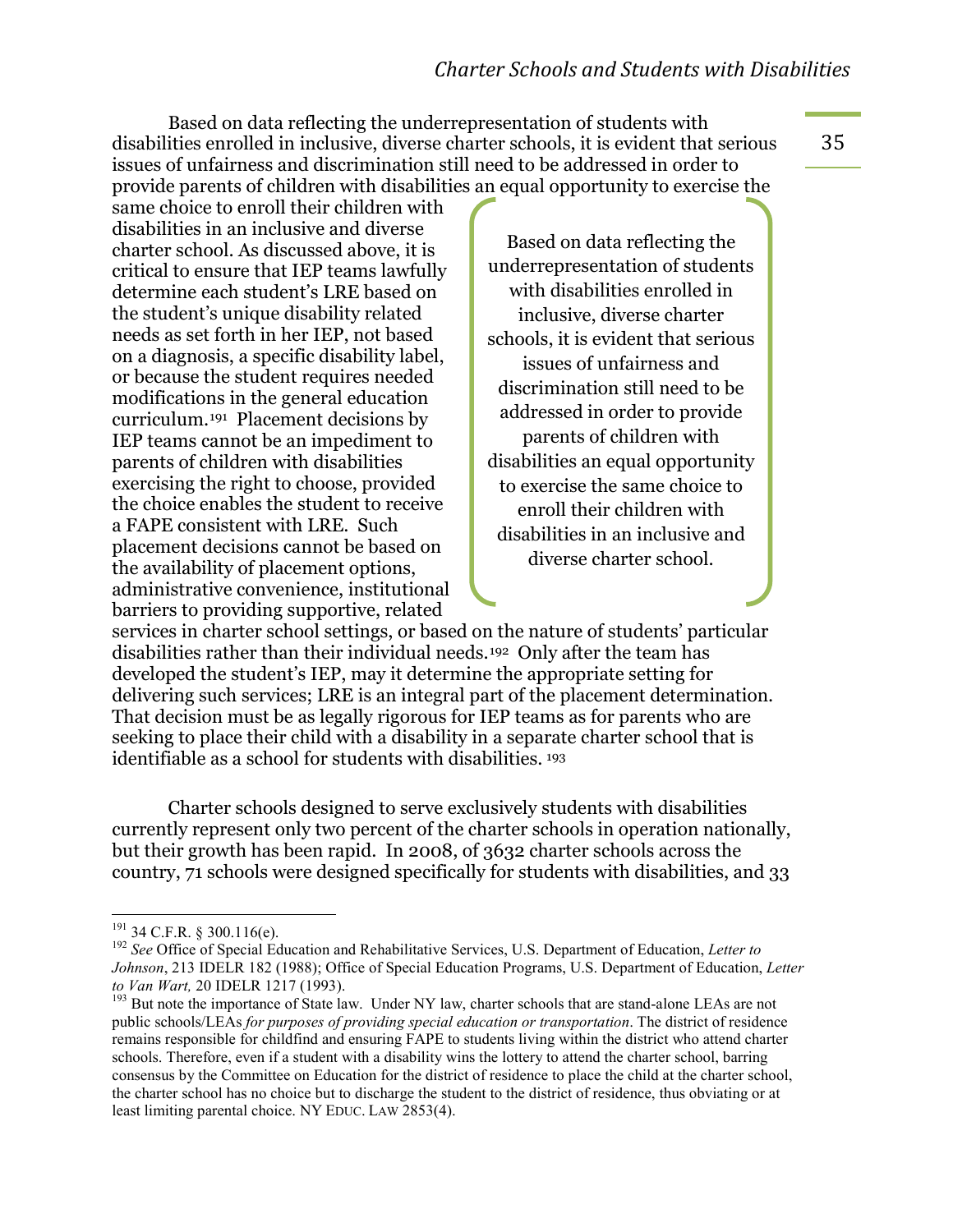Based on data reflecting the underrepresentation of students with disabilities enrolled in inclusive, diverse charter schools, it is evident that serious issues of unfairness and discrimination still need to be addressed in order to provide parents of children with disabilities an equal opportunity to exercise the same choice to enroll their children with disabilities in an inclusive and diverse charter school. As discussed above, it is critical to ensure that IEP teams lawfully determine each student's LRE based on the student's unique disability related needs as set forth in her IEP, not based on a diagnosis, a specific disability label, or because the student requires needed modifications in the general education curriculum.[191] Placement decisions by IEP teams cannot be an impediment to parents of children with disabilities exercising the right to choose, provided the choice enables the student to receive a FAPE consistent with LRE. Such placement decisions cannot be based on the availability of placement options, administrative convenience, institutional barriers to providing supportive, related services in charter school settings, or based on the nature of students' particular disabilities rather than their individual needs.[192] Only after the team has developed the student's IEP, may it determine the appropriate setting for delivering such services; LRE is an integral part of the placement determination. That decision must be as legally rigorous for IEP teams as for parents who are seeking to place their child with a disability in a separate charter school that is identifiable as a school for students with disabilities.[193]

> Based on data reflecting the underrepresentation of students with disabilities enrolled in inclusive, diverse charter schools, it is evident that serious issues of unfairness and discrimination still need to be addressed in order to provide parents of children with disabilities an equal opportunity to exercise the same choice to enroll their children with disabilities in an inclusive and diverse charter school.

Charter schools designed to serve exclusively students with disabilities currently represent only two percent of the charter schools in operation nationally, but their growth has been rapid. In 2008, of 3632 charter schools across the country, 71 schools were designed specifically for students with disabilities, and 33

---

[191] 34 C.F.R. § 300.116(e).

[192] *See* Office of Special Education and Rehabilitative Services, U.S. Department of Education, *Letter to Johnson*, 213 IDELR 182 (1988); Office of Special Education Programs, U.S. Department of Education, *Letter to Van Wart,* 20 IDELR 1217 (1993).

[193] But note the importance of State law. Under NY law, charter schools that are stand-alone LEAs are not public schools/LEAs *for purposes of providing special education or transportation*. The district of residence remains responsible for childfind and ensuring FAPE to students living within the district who attend charter schools. Therefore, even if a student with a disability wins the lottery to attend the charter school, barring consensus by the Committee on Education for the district of residence to place the child at the charter school, the charter school has no choice but to discharge the student to the district of residence, thus obviating or at least limiting parental choice. NY EDUC. LAW 2853(4).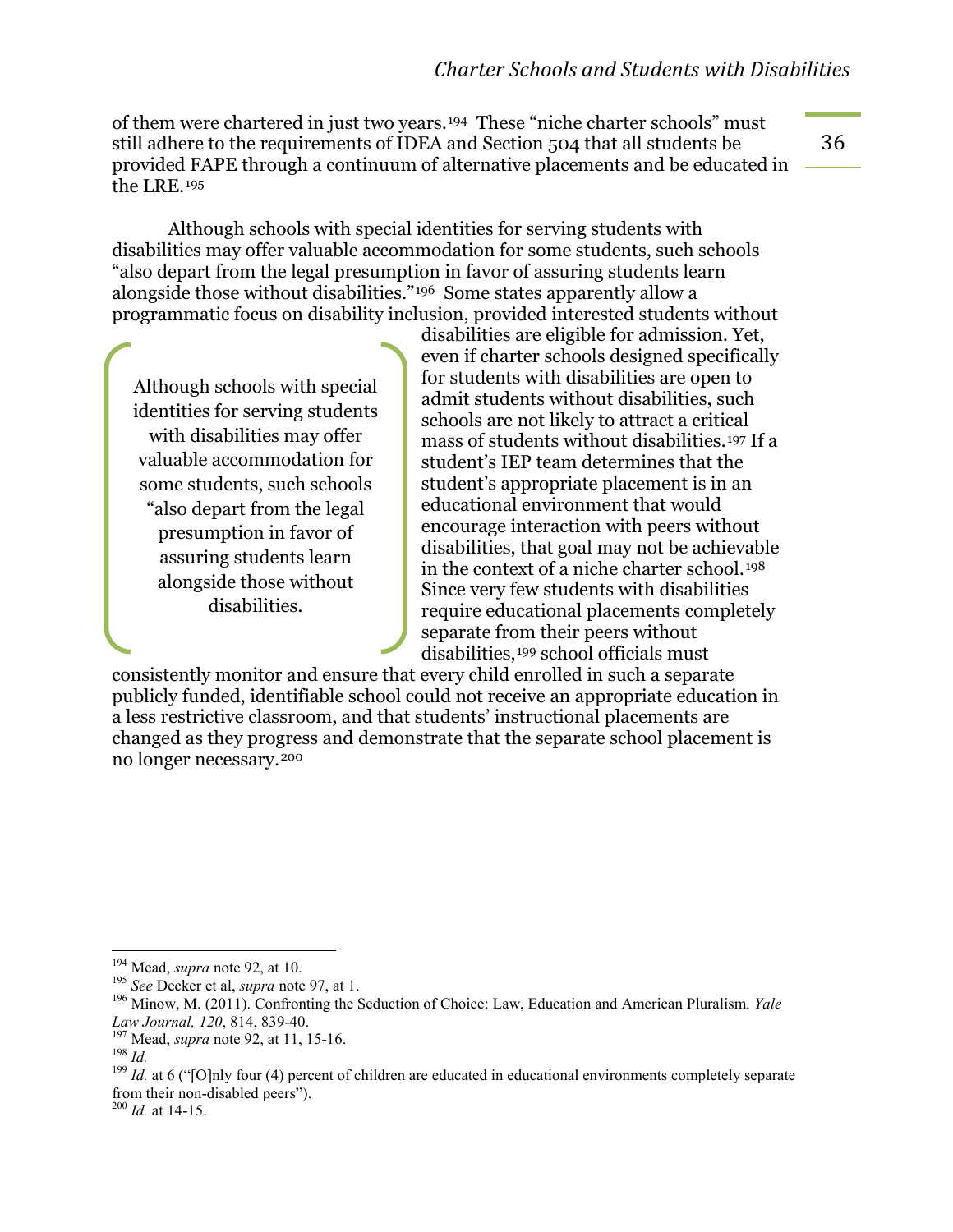of them were chartered in just two years.[194] These "niche charter schools" must still adhere to the requirements of IDEA and Section 504 that all students be provided FAPE through a continuum of alternative placements and be educated in the LRE.[195]

Although schools with special identities for serving students with disabilities may offer valuable accommodation for some students, such schools "also depart from the legal presumption in favor of assuring students learn alongside those without disabilities."[196] Some states apparently allow a programmatic focus on disability inclusion, provided interested students without disabilities are eligible for admission. Yet, even if charter schools designed specifically for students with disabilities are open to admit students without disabilities, such schools are not likely to attract a critical mass of students without disabilities.[197] If a student's IEP team determines that the student's appropriate placement is in an educational environment that would encourage interaction with peers without disabilities, that goal may not be achievable in the context of a niche charter school.[198] Since very few students with disabilities require educational placements completely separate from their peers without disabilities,[199] school officials must consistently monitor and ensure that every child enrolled in such a separate publicly funded, identifiable school could not receive an appropriate education in a less restrictive classroom, and that students' instructional placements are changed as they progress and demonstrate that the separate school placement is no longer necessary.[200]

> Although schools with special identities for serving students with disabilities may offer valuable accommodation for some students, such schools "also depart from the legal presumption in favor of assuring students learn alongside those without disabilities.

---

[194] Mead, *supra* note 92, at 10.

[195] *See* Decker et al, *supra* note 97, at 1.

[196] Minow, M. (2011). Confronting the Seduction of Choice: Law, Education and American Pluralism. *Yale Law Journal, 120*, 814, 839-40.

[197] Mead, *supra* note 92, at 11, 15-16.

[198] *Id.*

[199] *Id.* at 6 ("[O]nly four (4) percent of children are educated in educational environments completely separate from their non-disabled peers").

[200] *Id.* at 14-15.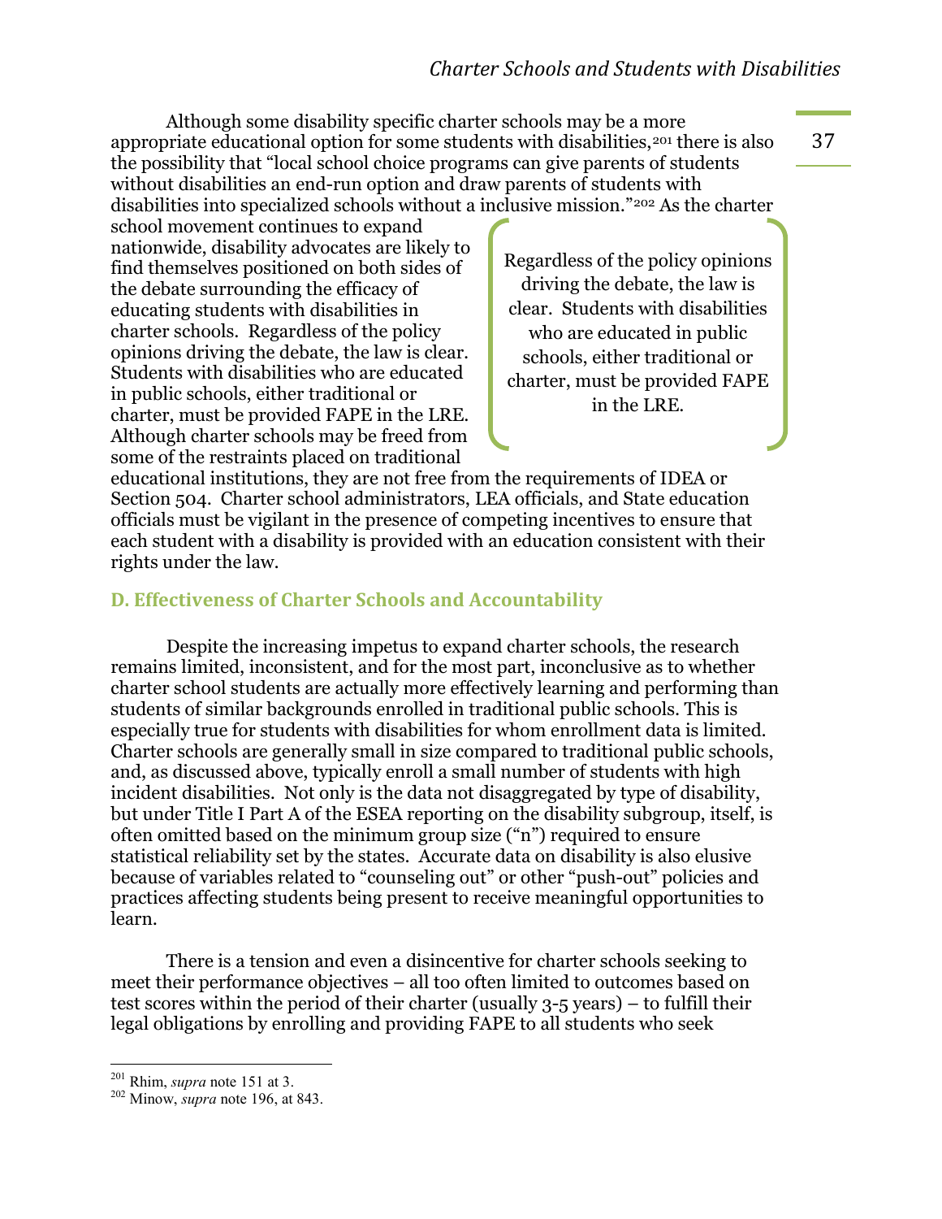Although some disability specific charter schools may be a more appropriate educational option for some students with disabilities,[201] there is also the possibility that "local school choice programs can give parents of students without disabilities an end-run option and draw parents of students with disabilities into specialized schools without a inclusive mission."[202] As the charter school movement continues to expand nationwide, disability advocates are likely to find themselves positioned on both sides of the debate surrounding the efficacy of educating students with disabilities in charter schools. Regardless of the policy opinions driving the debate, the law is clear. Students with disabilities who are educated in public schools, either traditional or charter, must be provided FAPE in the LRE. Although charter schools may be freed from some of the restraints placed on traditional educational institutions, they are not free from the requirements of IDEA or Section 504. Charter school administrators, LEA officials, and State education officials must be vigilant in the presence of competing incentives to ensure that each student with a disability is provided with an education consistent with their rights under the law.

> Regardless of the policy opinions driving the debate, the law is clear. Students with disabilities who are educated in public schools, either traditional or charter, must be provided FAPE in the LRE.

### D. Effectiveness of Charter Schools and Accountability

Despite the increasing impetus to expand charter schools, the research remains limited, inconsistent, and for the most part, inconclusive as to whether charter school students are actually more effectively learning and performing than students of similar backgrounds enrolled in traditional public schools. This is especially true for students with disabilities for whom enrollment data is limited. Charter schools are generally small in size compared to traditional public schools, and, as discussed above, typically enroll a small number of students with high incident disabilities. Not only is the data not disaggregated by type of disability, but under Title I Part A of the ESEA reporting on the disability subgroup, itself, is often omitted based on the minimum group size ("n") required to ensure statistical reliability set by the states. Accurate data on disability is also elusive because of variables related to "counseling out" or other "push-out" policies and practices affecting students being present to receive meaningful opportunities to learn.

There is a tension and even a disincentive for charter schools seeking to meet their performance objectives – all too often limited to outcomes based on test scores within the period of their charter (usually 3-5 years) – to fulfill their legal obligations by enrolling and providing FAPE to all students who seek

[201] Rhim, *supra* note 151 at 3.
[202] Minow, *supra* note 196, at 843.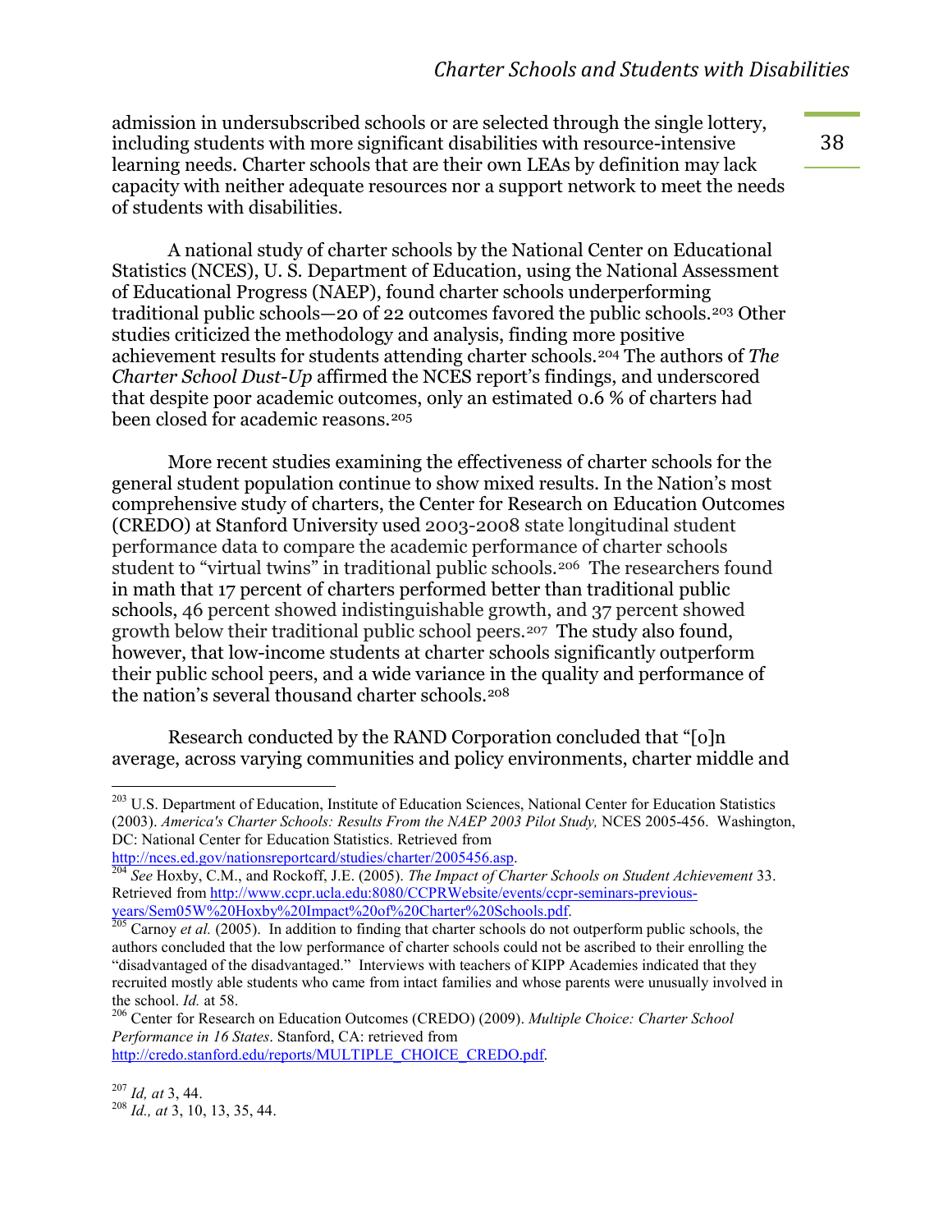admission in undersubscribed schools or are selected through the single lottery, including students with more significant disabilities with resource-intensive learning needs. Charter schools that are their own LEAs by definition may lack capacity with neither adequate resources nor a support network to meet the needs of students with disabilities.

A national study of charter schools by the National Center on Educational Statistics (NCES), U. S. Department of Education, using the National Assessment of Educational Progress (NAEP), found charter schools underperforming traditional public schools—20 of 22 outcomes favored the public schools.[203] Other studies criticized the methodology and analysis, finding more positive achievement results for students attending charter schools.[204] The authors of *The Charter School Dust-Up* affirmed the NCES report's findings, and underscored that despite poor academic outcomes, only an estimated 0.6 % of charters had been closed for academic reasons.[205]

More recent studies examining the effectiveness of charter schools for the general student population continue to show mixed results. In the Nation's most comprehensive study of charters, the Center for Research on Education Outcomes (CREDO) at Stanford University used 2003-2008 state longitudinal student performance data to compare the academic performance of charter schools student to "virtual twins" in traditional public schools.[206] The researchers found in math that 17 percent of charters performed better than traditional public schools, 46 percent showed indistinguishable growth, and 37 percent showed growth below their traditional public school peers.[207] The study also found, however, that low-income students at charter schools significantly outperform their public school peers, and a wide variance in the quality and performance of the nation's several thousand charter schools.[208]

Research conducted by the RAND Corporation concluded that "[o]n average, across varying communities and policy environments, charter middle and

---

[203] U.S. Department of Education, Institute of Education Sciences, National Center for Education Statistics (2003). *America's Charter Schools: Results From the NAEP 2003 Pilot Study,* NCES 2005-456. Washington, DC: National Center for Education Statistics. Retrieved from http://nces.ed.gov/nationsreportcard/studies/charter/2005456.asp.

[204] *See* Hoxby, C.M., and Rockoff, J.E. (2005). *The Impact of Charter Schools on Student Achievement* 33. Retrieved from http://www.ccpr.ucla.edu:8080/CCPRWebsite/events/ccpr-seminars-previous-years/Sem05W%20Hoxby%20Impact%20of%20Charter%20Schools.pdf.

[205] Carnoy *et al.* (2005). In addition to finding that charter schools do not outperform public schools, the authors concluded that the low performance of charter schools could not be ascribed to their enrolling the "disadvantaged of the disadvantaged." Interviews with teachers of KIPP Academies indicated that they recruited mostly able students who came from intact families and whose parents were unusually involved in the school. *Id.* at 58.

[206] Center for Research on Education Outcomes (CREDO) (2009). *Multiple Choice: Charter School Performance in 16 States*. Stanford, CA: retrieved from http://credo.stanford.edu/reports/MULTIPLE_CHOICE_CREDO.pdf.

[207] *Id, at* 3, 44.

[208] *Id., at* 3, 10, 13, 35, 44.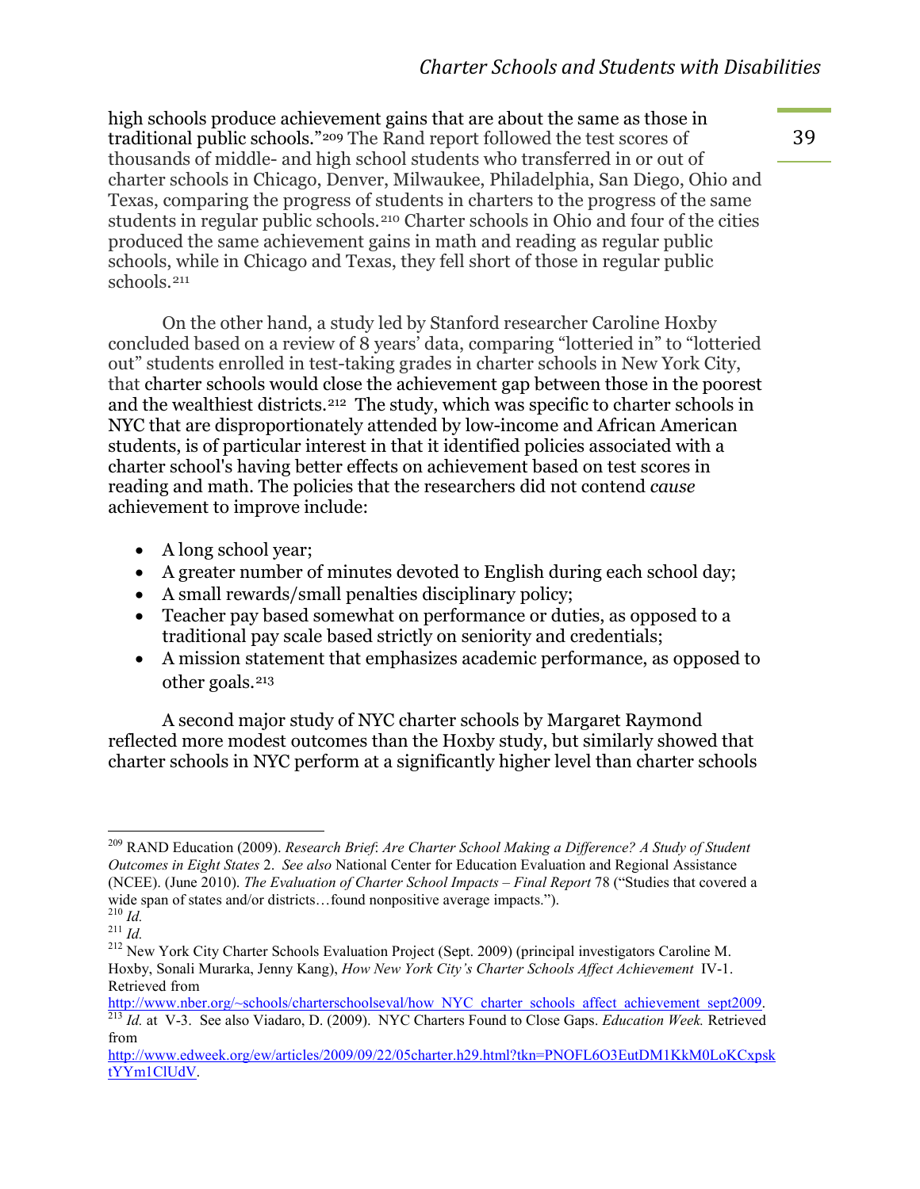high schools produce achievement gains that are about the same as those in traditional public schools."[209] The Rand report followed the test scores of thousands of middle- and high school students who transferred in or out of charter schools in Chicago, Denver, Milwaukee, Philadelphia, San Diego, Ohio and Texas, comparing the progress of students in charters to the progress of the same students in regular public schools.[210] Charter schools in Ohio and four of the cities produced the same achievement gains in math and reading as regular public schools, while in Chicago and Texas, they fell short of those in regular public schools.[211]

On the other hand, a study led by Stanford researcher Caroline Hoxby concluded based on a review of 8 years' data, comparing "lotteried in" to "lotteried out" students enrolled in test-taking grades in charter schools in New York City, that charter schools would close the achievement gap between those in the poorest and the wealthiest districts.[212] The study, which was specific to charter schools in NYC that are disproportionately attended by low-income and African American students, is of particular interest in that it identified policies associated with a charter school's having better effects on achievement based on test scores in reading and math. The policies that the researchers did not contend *cause* achievement to improve include:

- A long school year;
- A greater number of minutes devoted to English during each school day;
- A small rewards/small penalties disciplinary policy;
- Teacher pay based somewhat on performance or duties, as opposed to a traditional pay scale based strictly on seniority and credentials;
- A mission statement that emphasizes academic performance, as opposed to other goals.[213]

A second major study of NYC charter schools by Margaret Raymond reflected more modest outcomes than the Hoxby study, but similarly showed that charter schools in NYC perform at a significantly higher level than charter schools

---

[209] RAND Education (2009). *Research Brief*: *Are Charter School Making a Difference? A Study of Student Outcomes in Eight States* 2. *See also* National Center for Education Evaluation and Regional Assistance (NCEE). (June 2010). *The Evaluation of Charter School Impacts – Final Report* 78 ("Studies that covered a wide span of states and/or districts…found nonpositive average impacts.").

[210] *Id.*

[211] *Id.*

[212] New York City Charter Schools Evaluation Project (Sept. 2009) (principal investigators Caroline M. Hoxby, Sonali Murarka, Jenny Kang), *How New York City's Charter Schools Affect Achievement* IV-1. Retrieved from http://www.nber.org/~schools/charterschoolseval/how_NYC_charter_schools_affect_achievement_sept2009.

[213] *Id.* at V-3. See also Viadaro, D. (2009). NYC Charters Found to Close Gaps. *Education Week.* Retrieved from http://www.edweek.org/ew/articles/2009/09/22/05charter.h29.html?tkn=PNOFL6O3EutDM1KkM0LoKCxpsktYYm1ClUdV.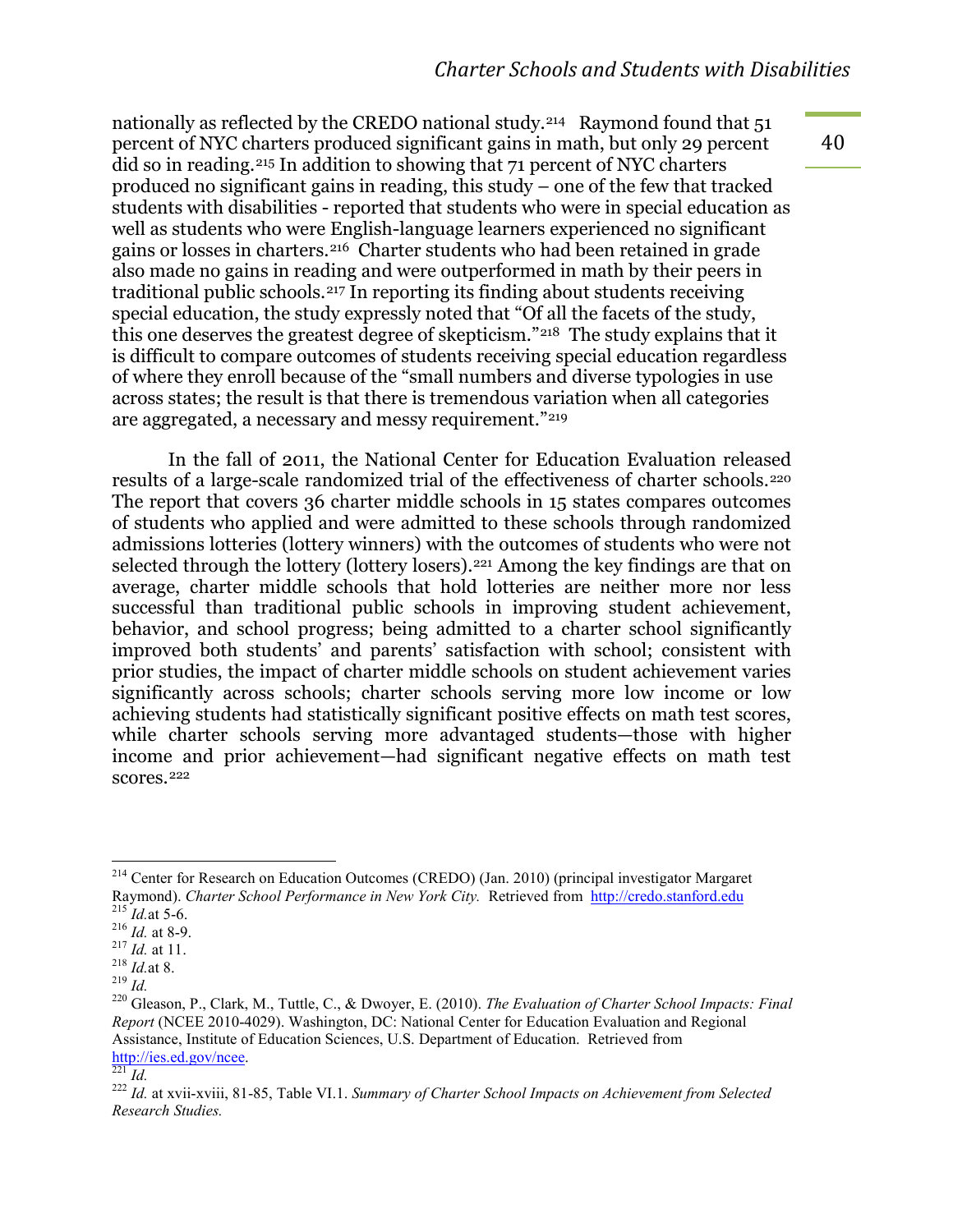nationally as reflected by the CREDO national study.[214] Raymond found that 51 percent of NYC charters produced significant gains in math, but only 29 percent did so in reading.[215] In addition to showing that 71 percent of NYC charters produced no significant gains in reading, this study – one of the few that tracked students with disabilities - reported that students who were in special education as well as students who were English-language learners experienced no significant gains or losses in charters.[216] Charter students who had been retained in grade also made no gains in reading and were outperformed in math by their peers in traditional public schools.[217] In reporting its finding about students receiving special education, the study expressly noted that "Of all the facets of the study, this one deserves the greatest degree of skepticism."[218] The study explains that it is difficult to compare outcomes of students receiving special education regardless of where they enroll because of the "small numbers and diverse typologies in use across states; the result is that there is tremendous variation when all categories are aggregated, a necessary and messy requirement."[219]

In the fall of 2011, the National Center for Education Evaluation released results of a large-scale randomized trial of the effectiveness of charter schools.[220] The report that covers 36 charter middle schools in 15 states compares outcomes of students who applied and were admitted to these schools through randomized admissions lotteries (lottery winners) with the outcomes of students who were not selected through the lottery (lottery losers).[221] Among the key findings are that on average, charter middle schools that hold lotteries are neither more nor less successful than traditional public schools in improving student achievement, behavior, and school progress; being admitted to a charter school significantly improved both students' and parents' satisfaction with school; consistent with prior studies, the impact of charter middle schools on student achievement varies significantly across schools; charter schools serving more low income or low achieving students had statistically significant positive effects on math test scores, while charter schools serving more advantaged students—those with higher income and prior achievement—had significant negative effects on math test scores.[222]

---

[214] Center for Research on Education Outcomes (CREDO) (Jan. 2010) (principal investigator Margaret Raymond). *Charter School Performance in New York City.* Retrieved from http://credo.stanford.edu

[215] *Id.* at 5-6.

[216] *Id.* at 8-9.

[217] *Id.* at 11.

[218] *Id.* at 8.

[219] *Id.*

[220] Gleason, P., Clark, M., Tuttle, C., & Dwoyer, E. (2010). *The Evaluation of Charter School Impacts: Final Report* (NCEE 2010-4029). Washington, DC: National Center for Education Evaluation and Regional Assistance, Institute of Education Sciences, U.S. Department of Education. Retrieved from http://ies.ed.gov/ncee.

[221] *Id.*

[222] *Id.* at xvii-xviii, 81-85, Table VI.1. *Summary of Charter School Impacts on Achievement from Selected Research Studies.*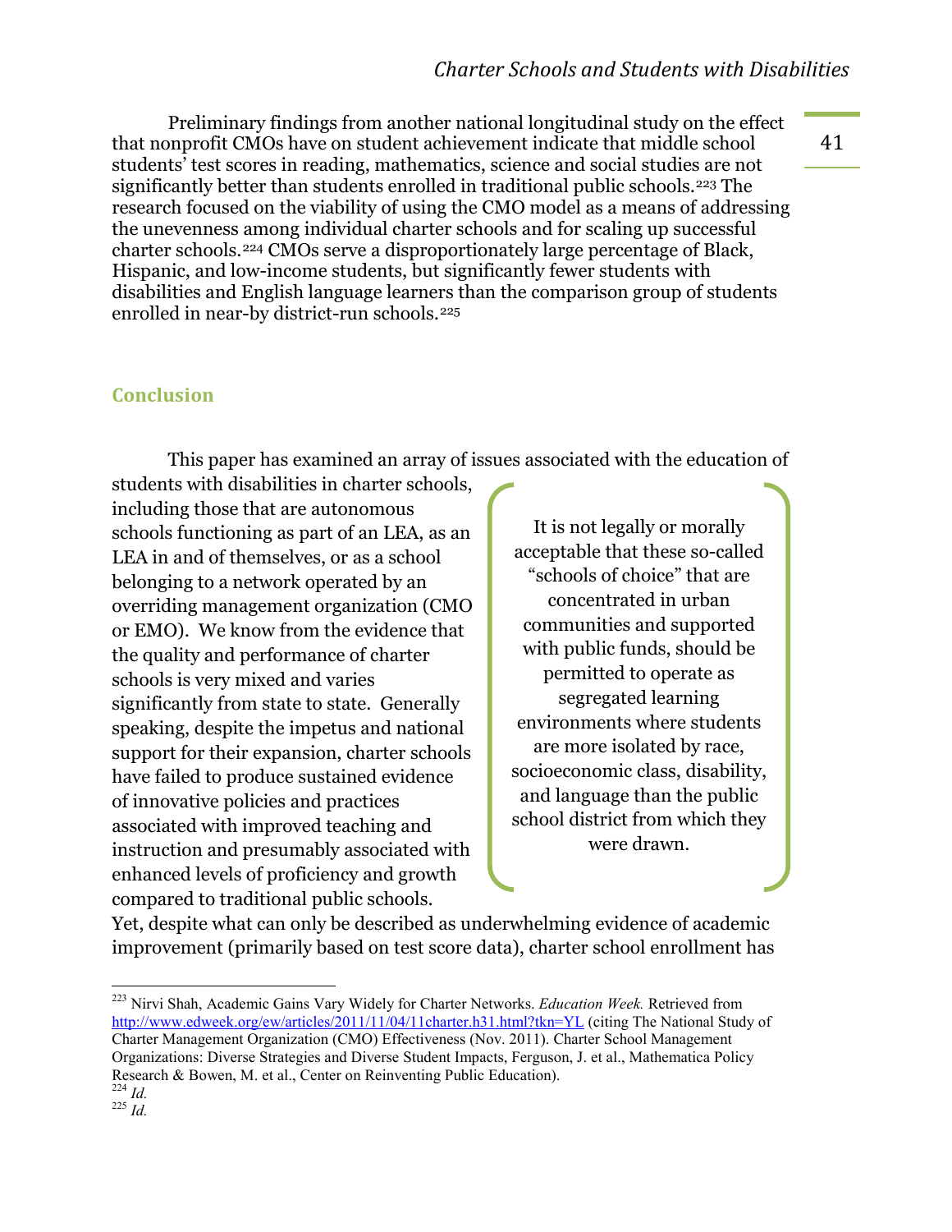Preliminary findings from another national longitudinal study on the effect that nonprofit CMOs have on student achievement indicate that middle school students' test scores in reading, mathematics, science and social studies are not significantly better than students enrolled in traditional public schools.[223] The research focused on the viability of using the CMO model as a means of addressing the unevenness among individual charter schools and for scaling up successful charter schools.[224] CMOs serve a disproportionately large percentage of Black, Hispanic, and low-income students, but significantly fewer students with disabilities and English language learners than the comparison group of students enrolled in near-by district-run schools.[225]

## Conclusion

This paper has examined an array of issues associated with the education of students with disabilities in charter schools, including those that are autonomous schools functioning as part of an LEA, as an LEA in and of themselves, or as a school belonging to a network operated by an overriding management organization (CMO or EMO). We know from the evidence that the quality and performance of charter schools is very mixed and varies significantly from state to state. Generally speaking, despite the impetus and national support for their expansion, charter schools have failed to produce sustained evidence of innovative policies and practices associated with improved teaching and instruction and presumably associated with enhanced levels of proficiency and growth compared to traditional public schools. Yet, despite what can only be described as underwhelming evidence of academic improvement (primarily based on test score data), charter school enrollment has

> It is not legally or morally acceptable that these so-called "schools of choice" that are concentrated in urban communities and supported with public funds, should be permitted to operate as segregated learning environments where students are more isolated by race, socioeconomic class, disability, and language than the public school district from which they were drawn.

---

[223] Nirvi Shah, Academic Gains Vary Widely for Charter Networks. *Education Week.* Retrieved from http://www.edweek.org/ew/articles/2011/11/04/11charter.h31.html?tkn=YL (citing The National Study of Charter Management Organization (CMO) Effectiveness (Nov. 2011). Charter School Management Organizations: Diverse Strategies and Diverse Student Impacts, Ferguson, J. et al., Mathematica Policy Research & Bowen, M. et al., Center on Reinventing Public Education).

[224] *Id.*

[225] *Id.*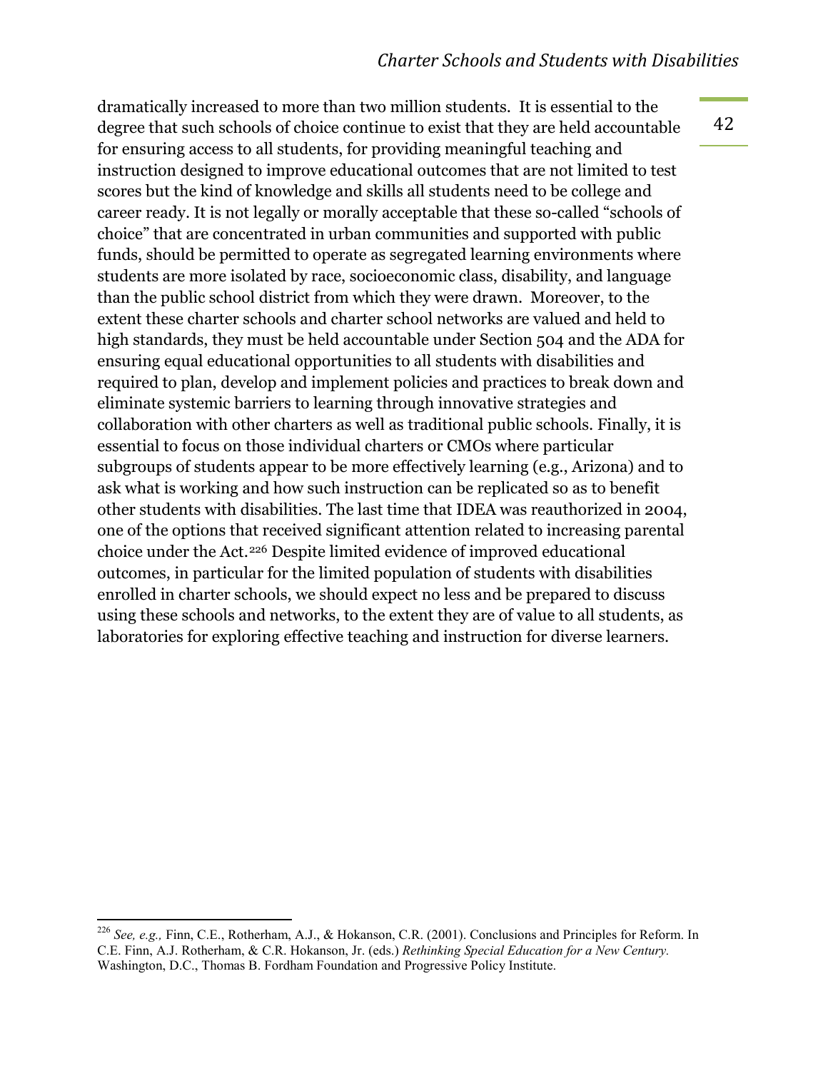dramatically increased to more than two million students. It is essential to the degree that such schools of choice continue to exist that they are held accountable for ensuring access to all students, for providing meaningful teaching and instruction designed to improve educational outcomes that are not limited to test scores but the kind of knowledge and skills all students need to be college and career ready. It is not legally or morally acceptable that these so-called "schools of choice" that are concentrated in urban communities and supported with public funds, should be permitted to operate as segregated learning environments where students are more isolated by race, socioeconomic class, disability, and language than the public school district from which they were drawn. Moreover, to the extent these charter schools and charter school networks are valued and held to high standards, they must be held accountable under Section 504 and the ADA for ensuring equal educational opportunities to all students with disabilities and required to plan, develop and implement policies and practices to break down and eliminate systemic barriers to learning through innovative strategies and collaboration with other charters as well as traditional public schools. Finally, it is essential to focus on those individual charters or CMOs where particular subgroups of students appear to be more effectively learning (e.g., Arizona) and to ask what is working and how such instruction can be replicated so as to benefit other students with disabilities. The last time that IDEA was reauthorized in 2004, one of the options that received significant attention related to increasing parental choice under the Act.[226] Despite limited evidence of improved educational outcomes, in particular for the limited population of students with disabilities enrolled in charter schools, we should expect no less and be prepared to discuss using these schools and networks, to the extent they are of value to all students, as laboratories for exploring effective teaching and instruction for diverse learners.

---

[226] *See, e.g.,* Finn, C.E., Rotherham, A.J., & Hokanson, C.R. (2001). Conclusions and Principles for Reform. In C.E. Finn, A.J. Rotherham, & C.R. Hokanson, Jr. (eds.) *Rethinking Special Education for a New Century.* Washington, D.C., Thomas B. Fordham Foundation and Progressive Policy Institute.